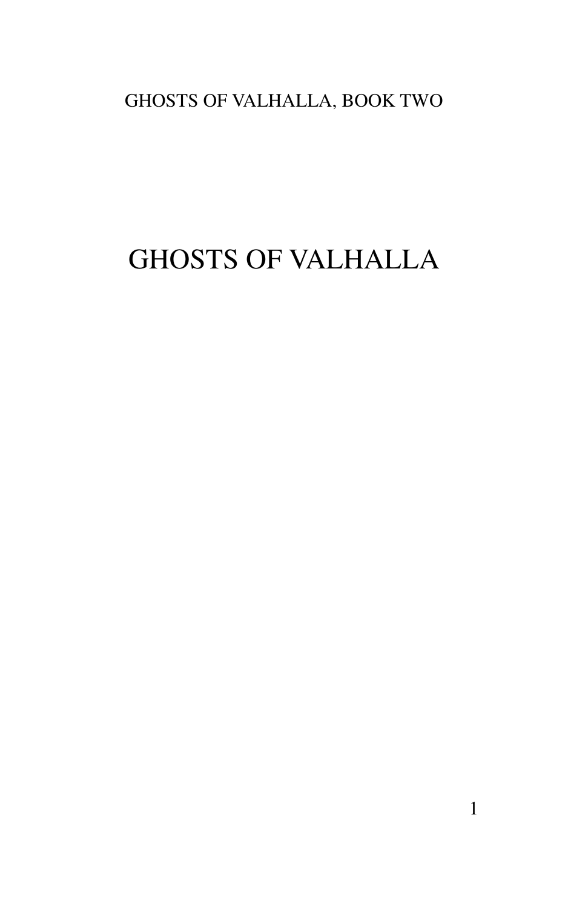GHOSTS OF VALHALLA, BOOK TWO

# GHOSTS OF VALHALLA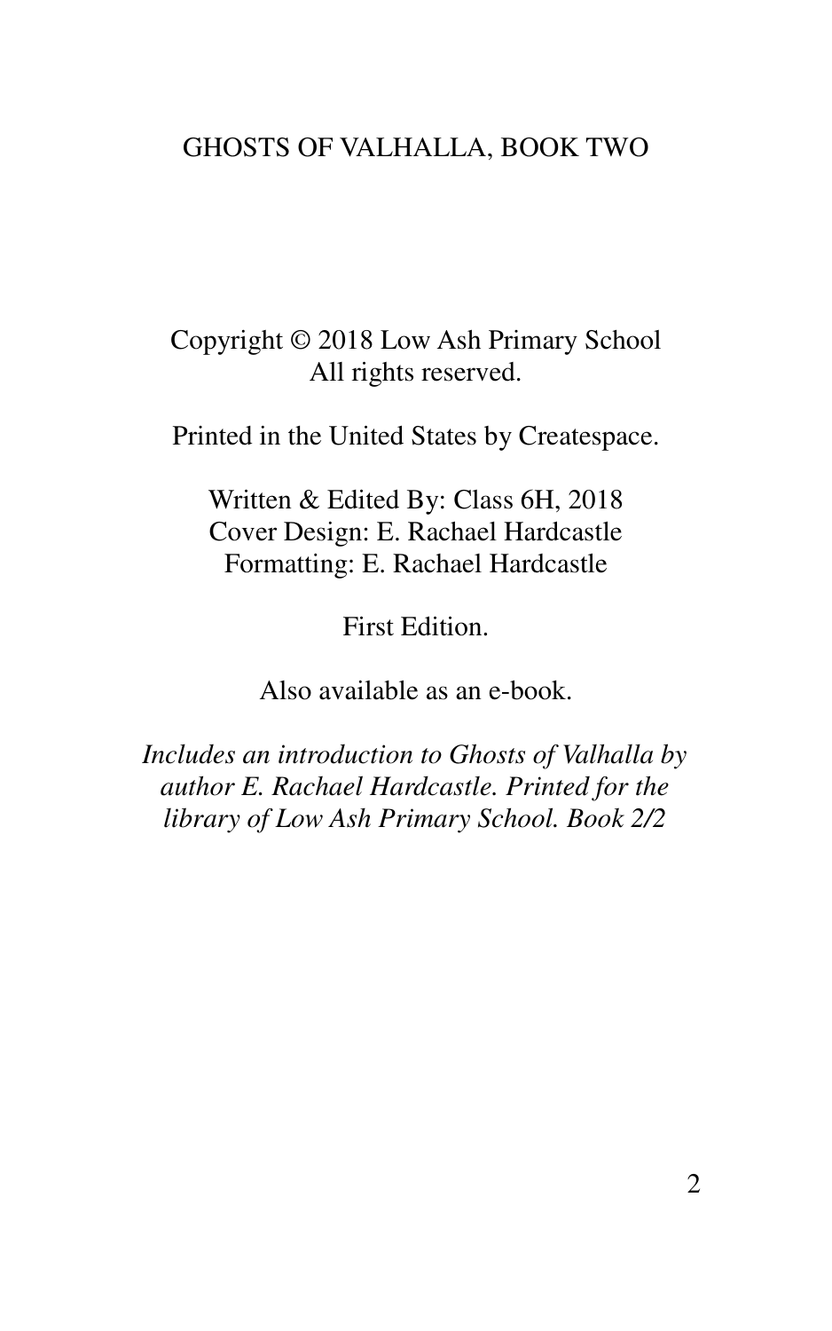GHOSTS OF VALHALLA, BOOK TWO

Copyright © 2018 Low Ash Primary School
All rights reserved.

Printed in the United States by Createspace.

Written & Edited By: Class 6H, 2018
Cover Design: E. Rachael Hardcastle
Formatting: E. Rachael Hardcastle

First Edition.

Also available as an e-book.

*Includes an introduction to Ghosts of Valhalla by author E. Rachael Hardcastle. Printed for the library of Low Ash Primary School. Book 2/2*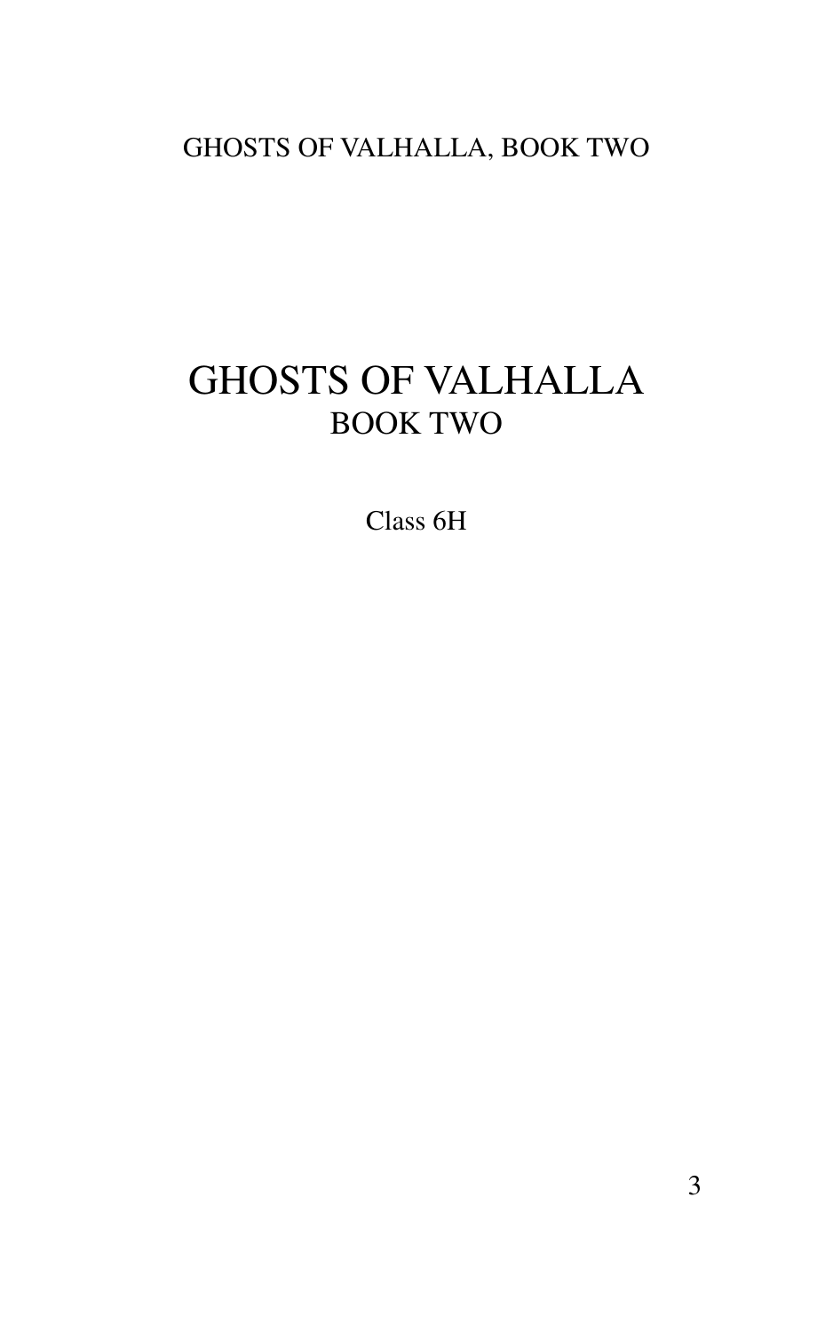# GHOSTS OF VALHALLA

## BOOK TWO

Class 6H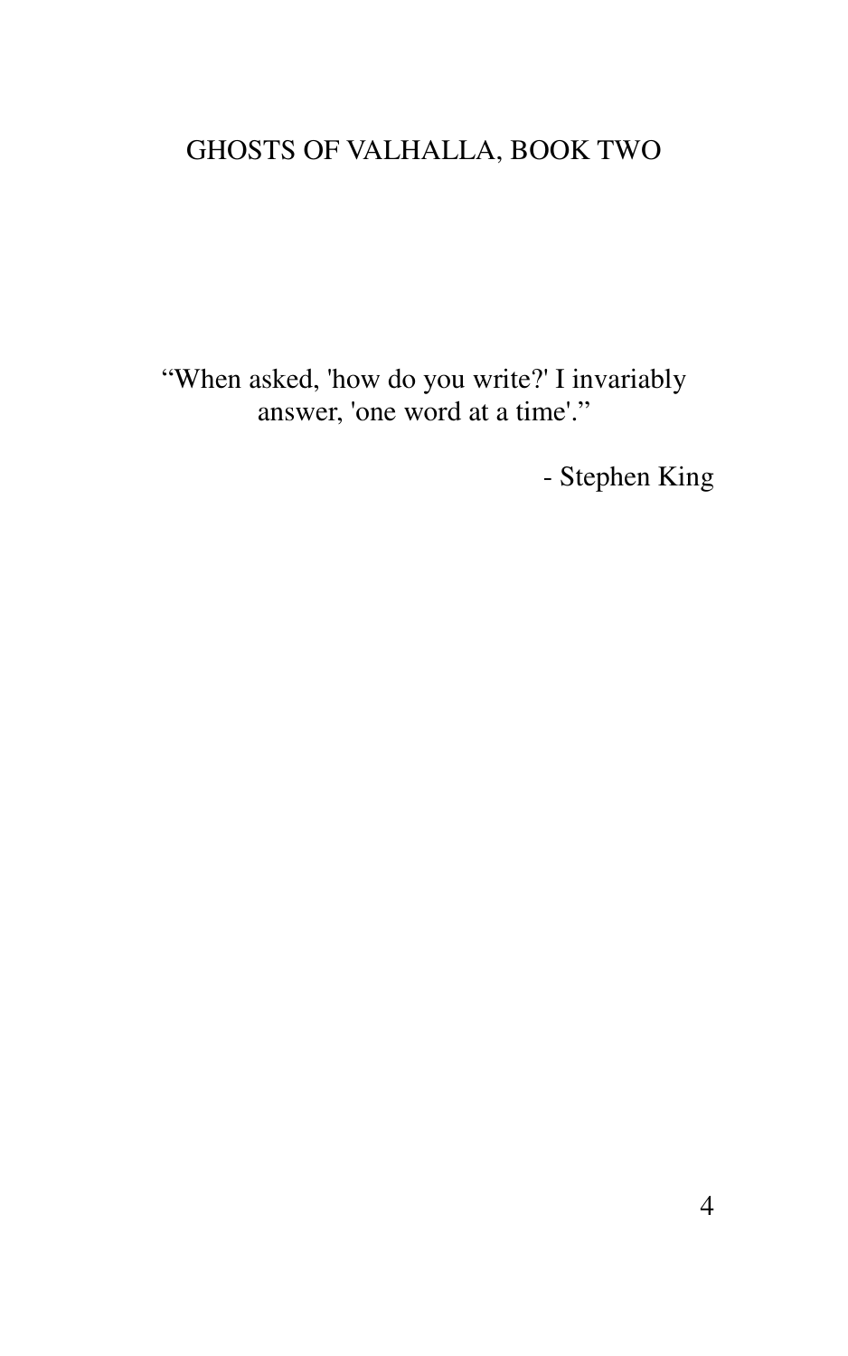“When asked, 'how do you write?' I invariably answer, 'one word at a time'.”

- Stephen King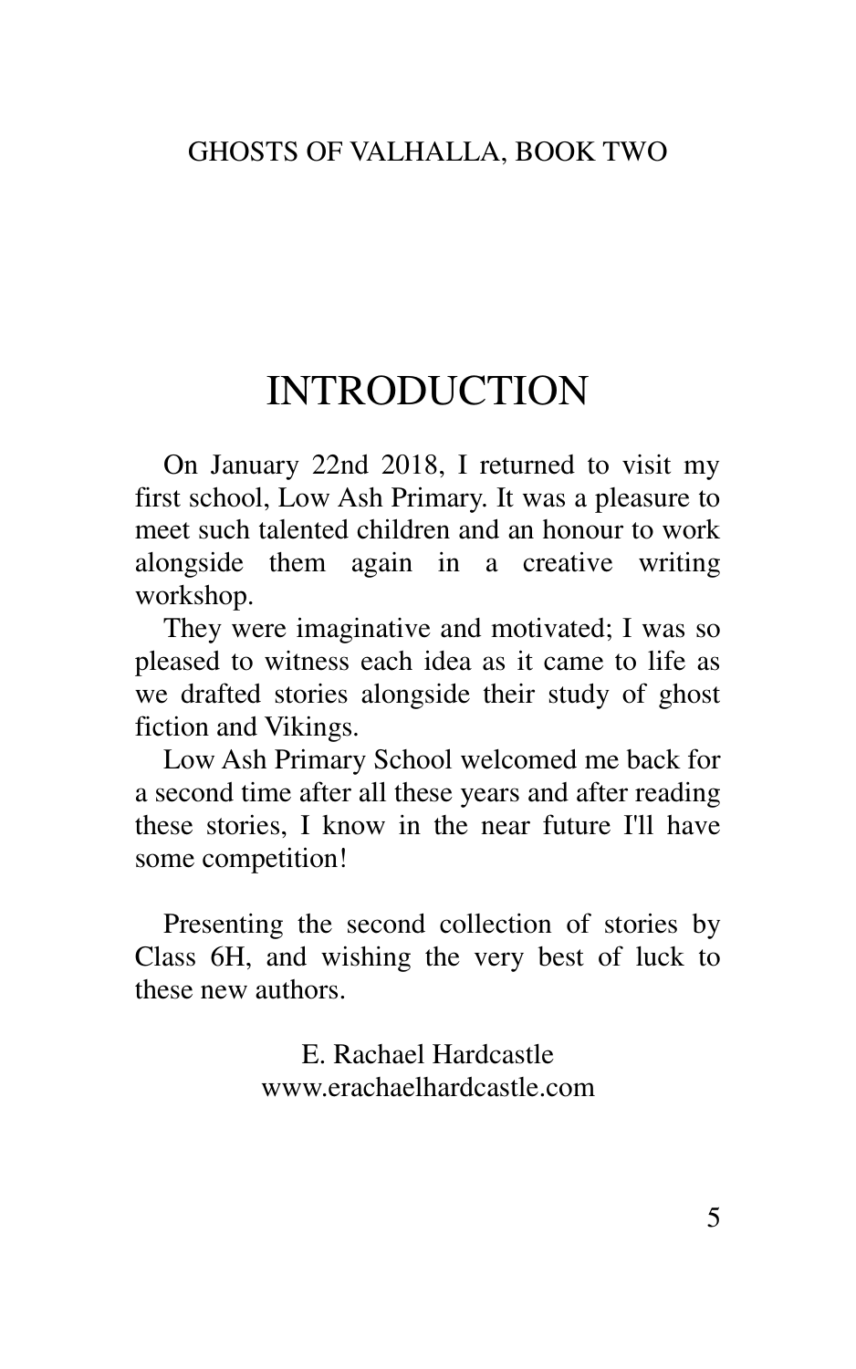# INTRODUCTION

On January 22nd 2018, I returned to visit my first school, Low Ash Primary. It was a pleasure to meet such talented children and an honour to work alongside them again in a creative writing workshop.

They were imaginative and motivated; I was so pleased to witness each idea as it came to life as we drafted stories alongside their study of ghost fiction and Vikings.

Low Ash Primary School welcomed me back for a second time after all these years and after reading these stories, I know in the near future I'll have some competition!

Presenting the second collection of stories by Class 6H, and wishing the very best of luck to these new authors.

E. Rachael Hardcastle
www.erachaelhardcastle.com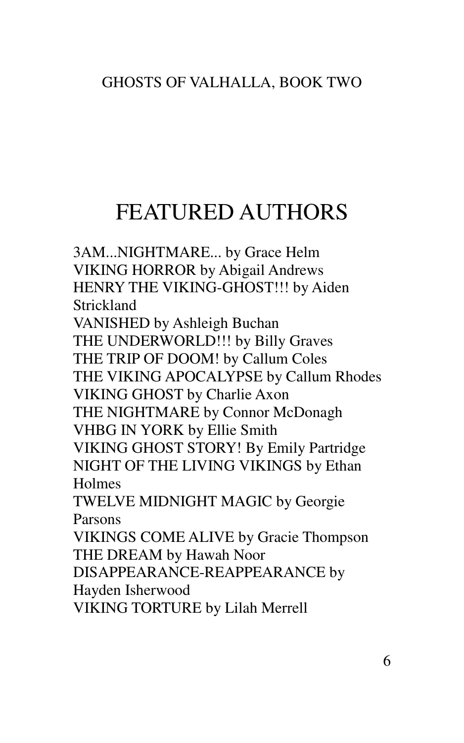# FEATURED AUTHORS

3AM...NIGHTMARE... by Grace Helm
VIKING HORROR by Abigail Andrews
HENRY THE VIKING-GHOST!!! by Aiden Strickland
VANISHED by Ashleigh Buchan
THE UNDERWORLD!!! by Billy Graves
THE TRIP OF DOOM! by Callum Coles
THE VIKING APOCALYPSE by Callum Rhodes
VIKING GHOST by Charlie Axon
THE NIGHTMARE by Connor McDonagh
VHBG IN YORK by Ellie Smith
VIKING GHOST STORY! By Emily Partridge
NIGHT OF THE LIVING VIKINGS by Ethan Holmes
TWELVE MIDNIGHT MAGIC by Georgie Parsons
VIKINGS COME ALIVE by Gracie Thompson
THE DREAM by Hawah Noor
DISAPPEARANCE-REAPPEARANCE by Hayden Isherwood
VIKING TORTURE by Lilah Merrell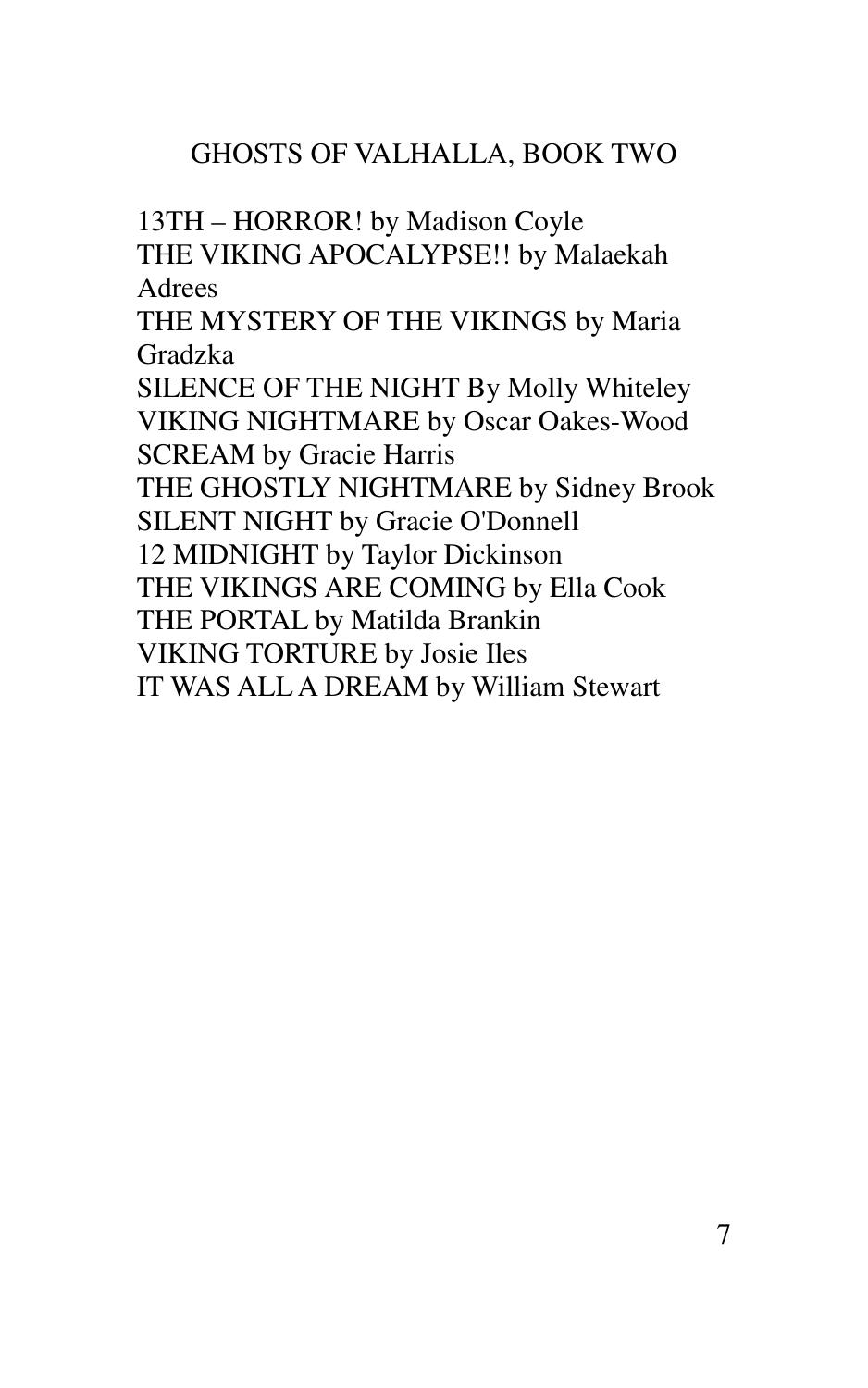## GHOSTS OF VALHALLA, BOOK TWO

13TH – HORROR! by Madison Coyle
THE VIKING APOCALYPSE!! by Malaekah Adrees
THE MYSTERY OF THE VIKINGS by Maria Gradzka
SILENCE OF THE NIGHT By Molly Whiteley
VIKING NIGHTMARE by Oscar Oakes-Wood
SCREAM by Gracie Harris
THE GHOSTLY NIGHTMARE by Sidney Brook
SILENT NIGHT by Gracie O'Donnell
12 MIDNIGHT by Taylor Dickinson
THE VIKINGS ARE COMING by Ella Cook
THE PORTAL by Matilda Brankin
VIKING TORTURE by Josie Iles
IT WAS ALL A DREAM by William Stewart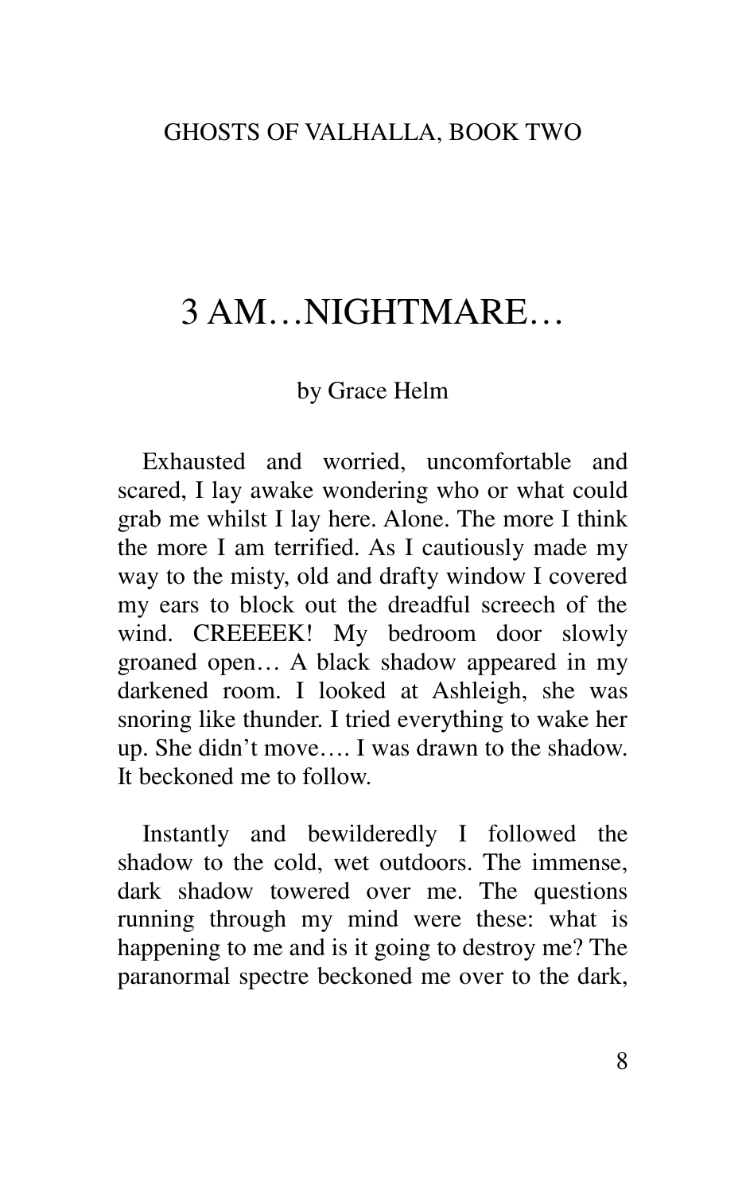# 3 AM…NIGHTMARE…

by Grace Helm

Exhausted and worried, uncomfortable and scared, I lay awake wondering who or what could grab me whilst I lay here. Alone. The more I think the more I am terrified. As I cautiously made my way to the misty, old and drafty window I covered my ears to block out the dreadful screech of the wind. CREEEEK! My bedroom door slowly groaned open… A black shadow appeared in my darkened room. I looked at Ashleigh, she was snoring like thunder. I tried everything to wake her up. She didn't move…. I was drawn to the shadow. It beckoned me to follow.

Instantly and bewilderedly I followed the shadow to the cold, wet outdoors. The immense, dark shadow towered over me. The questions running through my mind were these: what is happening to me and is it going to destroy me? The paranormal spectre beckoned me over to the dark,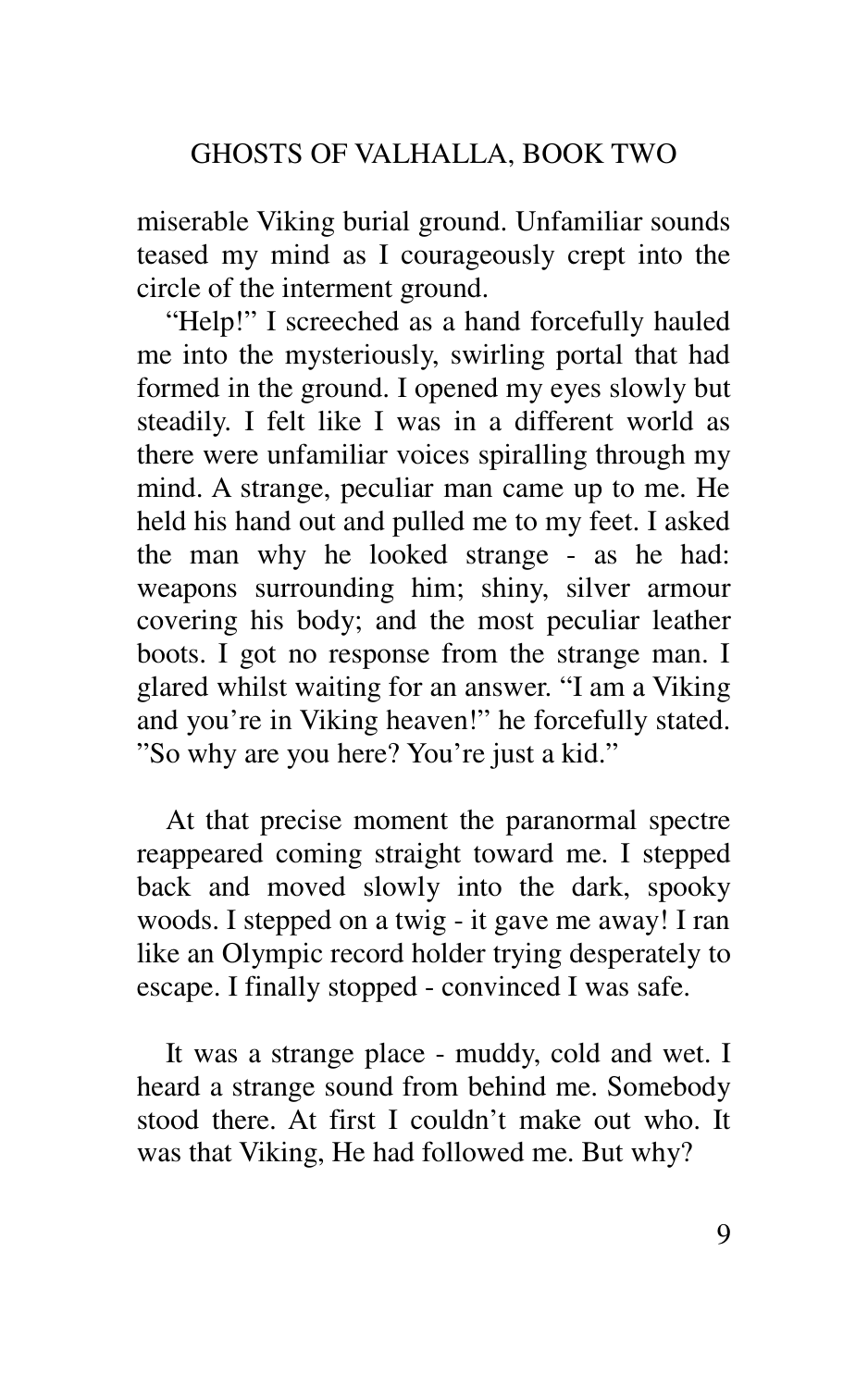miserable Viking burial ground. Unfamiliar sounds teased my mind as I courageously crept into the circle of the interment ground.

"Help!" I screeched as a hand forcefully hauled me into the mysteriously, swirling portal that had formed in the ground. I opened my eyes slowly but steadily. I felt like I was in a different world as there were unfamiliar voices spiralling through my mind. A strange, peculiar man came up to me. He held his hand out and pulled me to my feet. I asked the man why he looked strange - as he had: weapons surrounding him; shiny, silver armour covering his body; and the most peculiar leather boots. I got no response from the strange man. I glared whilst waiting for an answer. "I am a Viking and you're in Viking heaven!" he forcefully stated. "So why are you here? You're just a kid."

At that precise moment the paranormal spectre reappeared coming straight toward me. I stepped back and moved slowly into the dark, spooky woods. I stepped on a twig - it gave me away! I ran like an Olympic record holder trying desperately to escape. I finally stopped - convinced I was safe.

It was a strange place - muddy, cold and wet. I heard a strange sound from behind me. Somebody stood there. At first I couldn't make out who. It was that Viking, He had followed me. But why?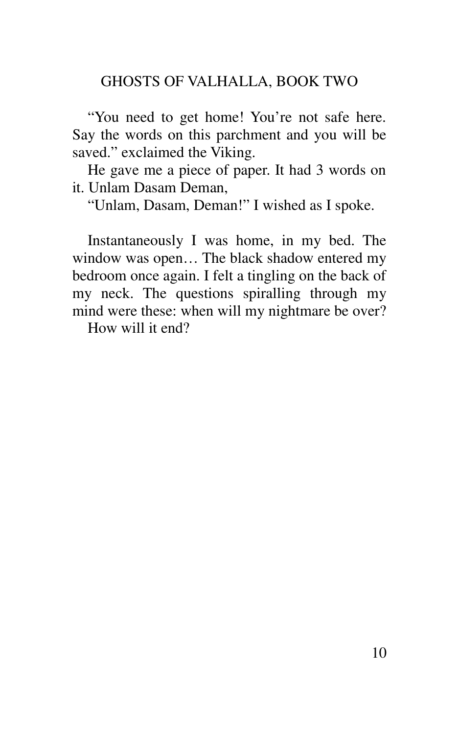"You need to get home! You're not safe here. Say the words on this parchment and you will be saved." exclaimed the Viking.

He gave me a piece of paper. It had 3 words on it. Unlam Dasam Deman,

"Unlam, Dasam, Deman!" I wished as I spoke.

Instantaneously I was home, in my bed. The window was open… The black shadow entered my bedroom once again. I felt a tingling on the back of my neck. The questions spiralling through my mind were these: when will my nightmare be over?

How will it end?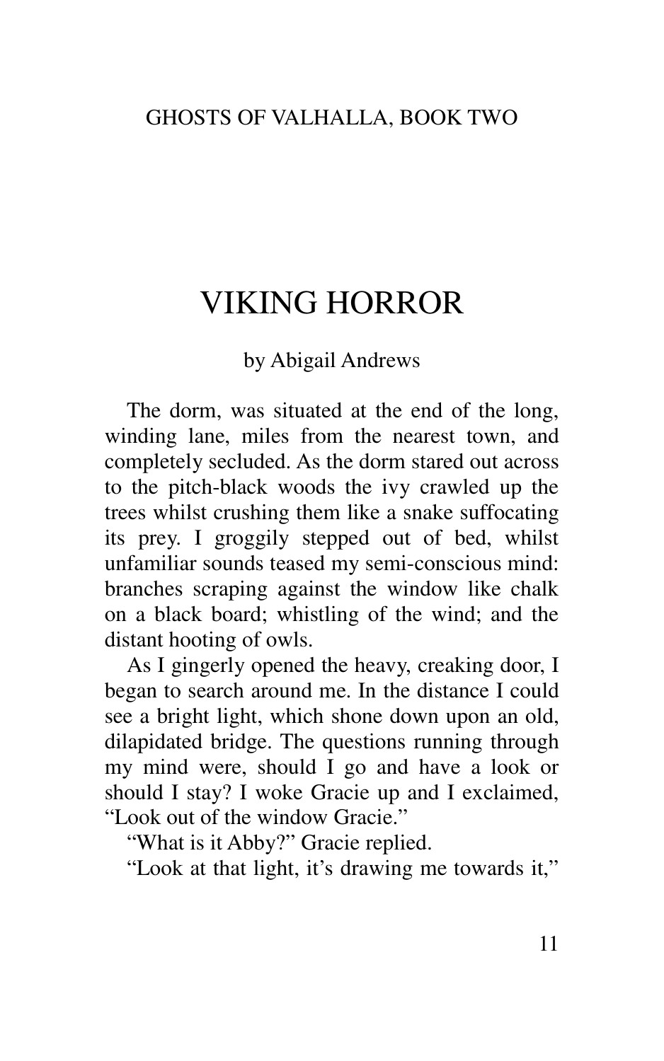# VIKING HORROR

by Abigail Andrews

The dorm, was situated at the end of the long, winding lane, miles from the nearest town, and completely secluded. As the dorm stared out across to the pitch-black woods the ivy crawled up the trees whilst crushing them like a snake suffocating its prey. I groggily stepped out of bed, whilst unfamiliar sounds teased my semi-conscious mind: branches scraping against the window like chalk on a black board; whistling of the wind; and the distant hooting of owls.

As I gingerly opened the heavy, creaking door, I began to search around me. In the distance I could see a bright light, which shone down upon an old, dilapidated bridge. The questions running through my mind were, should I go and have a look or should I stay? I woke Gracie up and I exclaimed, "Look out of the window Gracie."

"What is it Abby?" Gracie replied.

"Look at that light, it's drawing me towards it,"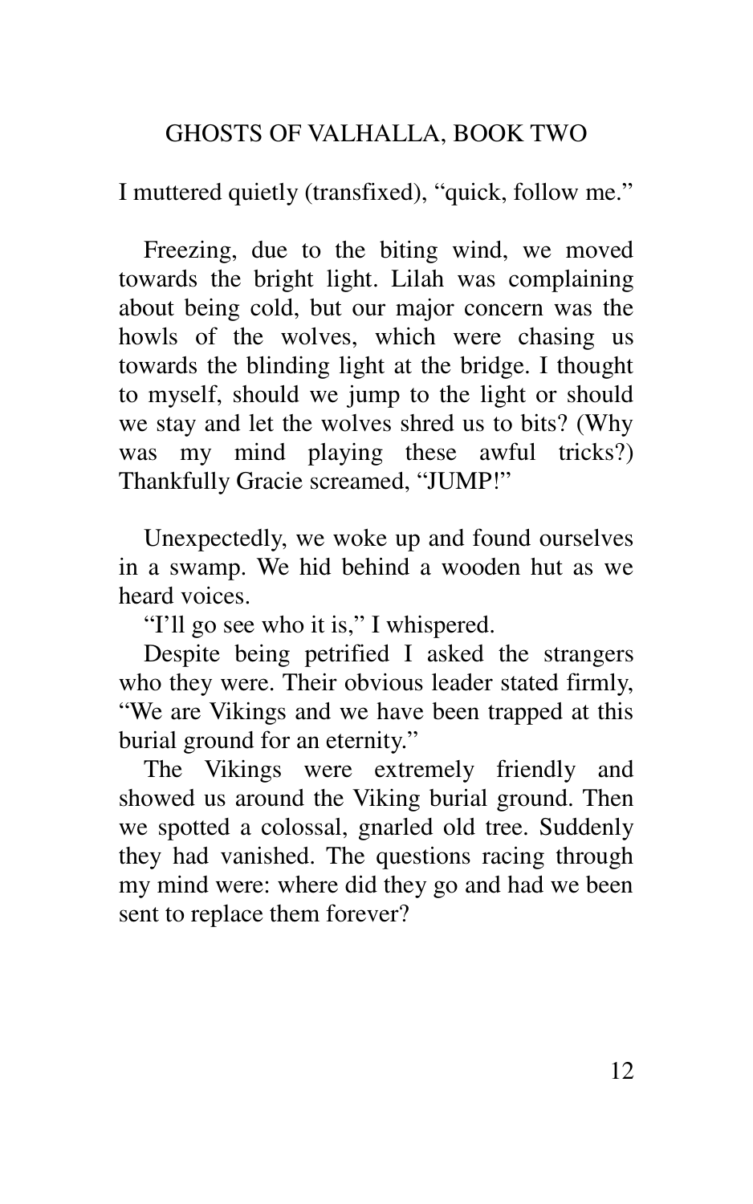I muttered quietly (transfixed), "quick, follow me."

Freezing, due to the biting wind, we moved towards the bright light. Lilah was complaining about being cold, but our major concern was the howls of the wolves, which were chasing us towards the blinding light at the bridge. I thought to myself, should we jump to the light or should we stay and let the wolves shred us to bits? (Why was my mind playing these awful tricks?) Thankfully Gracie screamed, "JUMP!"

Unexpectedly, we woke up and found ourselves in a swamp. We hid behind a wooden hut as we heard voices.

"I'll go see who it is," I whispered.

Despite being petrified I asked the strangers who they were. Their obvious leader stated firmly, "We are Vikings and we have been trapped at this burial ground for an eternity."

The Vikings were extremely friendly and showed us around the Viking burial ground. Then we spotted a colossal, gnarled old tree. Suddenly they had vanished. The questions racing through my mind were: where did they go and had we been sent to replace them forever?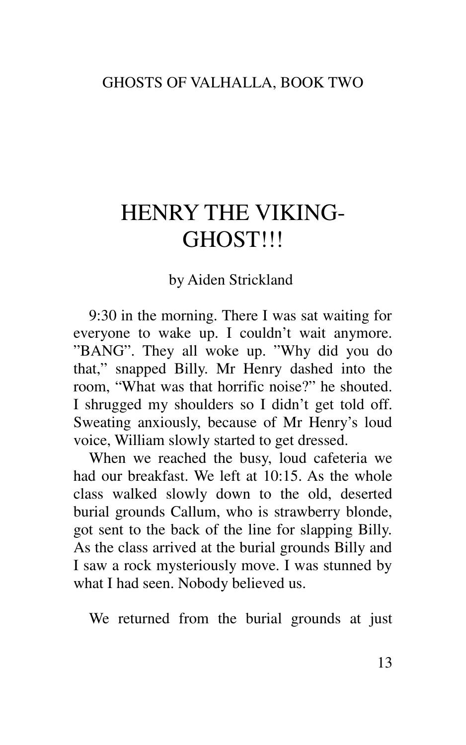# HENRY THE VIKING-GHOST!!!

by Aiden Strickland

9:30 in the morning. There I was sat waiting for everyone to wake up. I couldn't wait anymore. "BANG". They all woke up. "Why did you do that," snapped Billy. Mr Henry dashed into the room, "What was that horrific noise?" he shouted. I shrugged my shoulders so I didn't get told off. Sweating anxiously, because of Mr Henry's loud voice, William slowly started to get dressed.

When we reached the busy, loud cafeteria we had our breakfast. We left at 10:15. As the whole class walked slowly down to the old, deserted burial grounds Callum, who is strawberry blonde, got sent to the back of the line for slapping Billy. As the class arrived at the burial grounds Billy and I saw a rock mysteriously move. I was stunned by what I had seen. Nobody believed us.

We returned from the burial grounds at just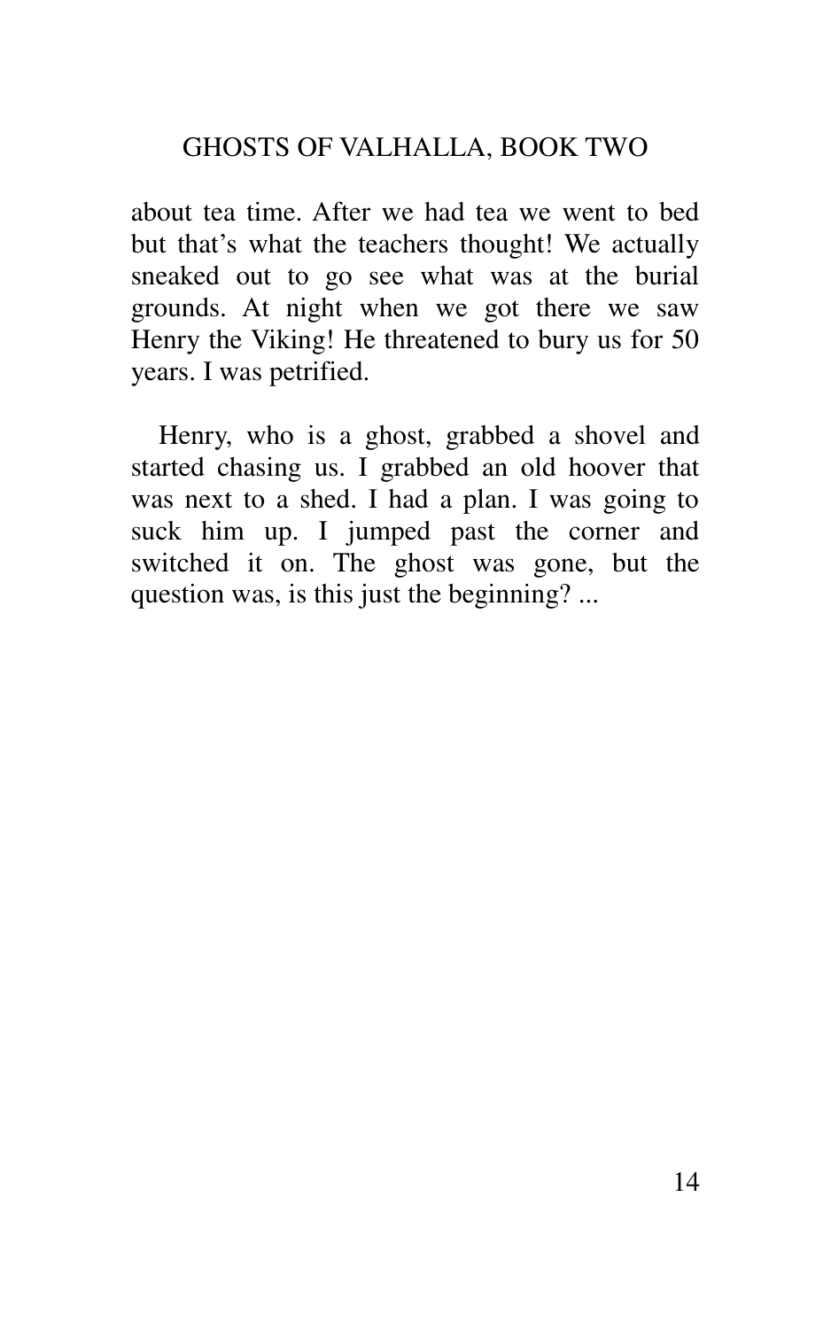about tea time. After we had tea we went to bed but that's what the teachers thought! We actually sneaked out to go see what was at the burial grounds. At night when we got there we saw Henry the Viking! He threatened to bury us for 50 years. I was petrified.

Henry, who is a ghost, grabbed a shovel and started chasing us. I grabbed an old hoover that was next to a shed. I had a plan. I was going to suck him up. I jumped past the corner and switched it on. The ghost was gone, but the question was, is this just the beginning? ...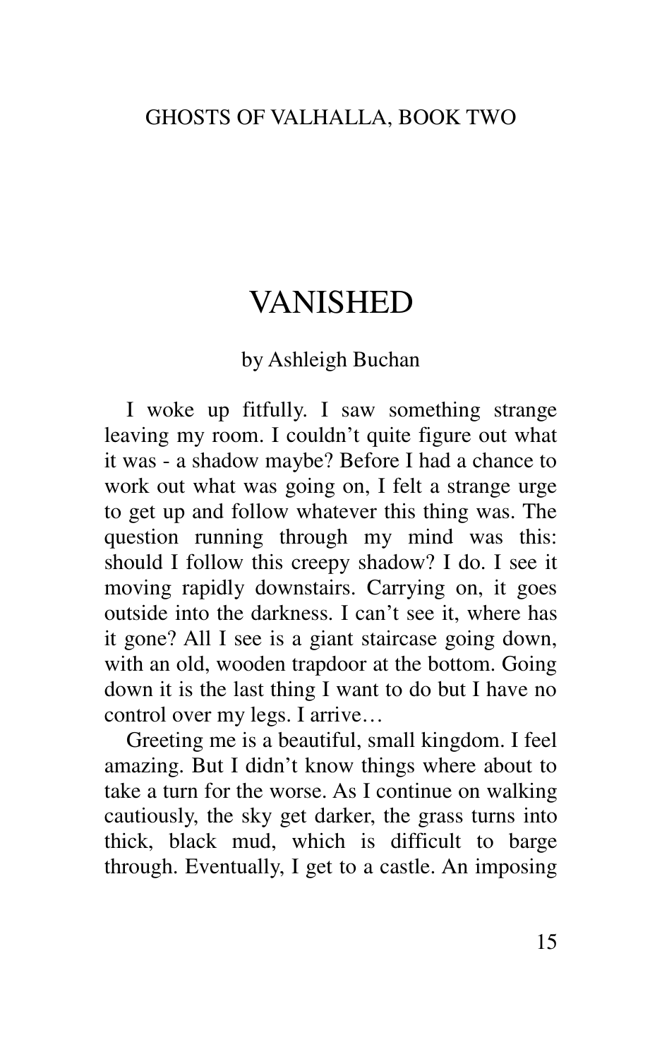# VANISHED

by Ashleigh Buchan

I woke up fitfully. I saw something strange leaving my room. I couldn't quite figure out what it was - a shadow maybe? Before I had a chance to work out what was going on, I felt a strange urge to get up and follow whatever this thing was. The question running through my mind was this: should I follow this creepy shadow? I do. I see it moving rapidly downstairs. Carrying on, it goes outside into the darkness. I can't see it, where has it gone? All I see is a giant staircase going down, with an old, wooden trapdoor at the bottom. Going down it is the last thing I want to do but I have no control over my legs. I arrive…

Greeting me is a beautiful, small kingdom. I feel amazing. But I didn't know things where about to take a turn for the worse. As I continue on walking cautiously, the sky get darker, the grass turns into thick, black mud, which is difficult to barge through. Eventually, I get to a castle. An imposing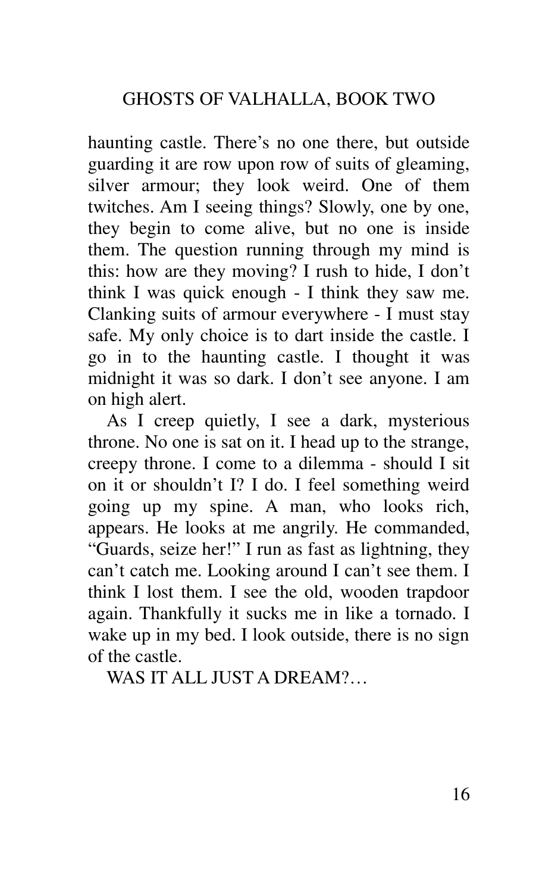haunting castle. There's no one there, but outside guarding it are row upon row of suits of gleaming, silver armour; they look weird. One of them twitches. Am I seeing things? Slowly, one by one, they begin to come alive, but no one is inside them. The question running through my mind is this: how are they moving? I rush to hide, I don't think I was quick enough - I think they saw me. Clanking suits of armour everywhere - I must stay safe. My only choice is to dart inside the castle. I go in to the haunting castle. I thought it was midnight it was so dark. I don't see anyone. I am on high alert.

As I creep quietly, I see a dark, mysterious throne. No one is sat on it. I head up to the strange, creepy throne. I come to a dilemma - should I sit on it or shouldn't I? I do. I feel something weird going up my spine. A man, who looks rich, appears. He looks at me angrily. He commanded, "Guards, seize her!" I run as fast as lightning, they can't catch me. Looking around I can't see them. I think I lost them. I see the old, wooden trapdoor again. Thankfully it sucks me in like a tornado. I wake up in my bed. I look outside, there is no sign of the castle.

WAS IT ALL JUST A DREAM?…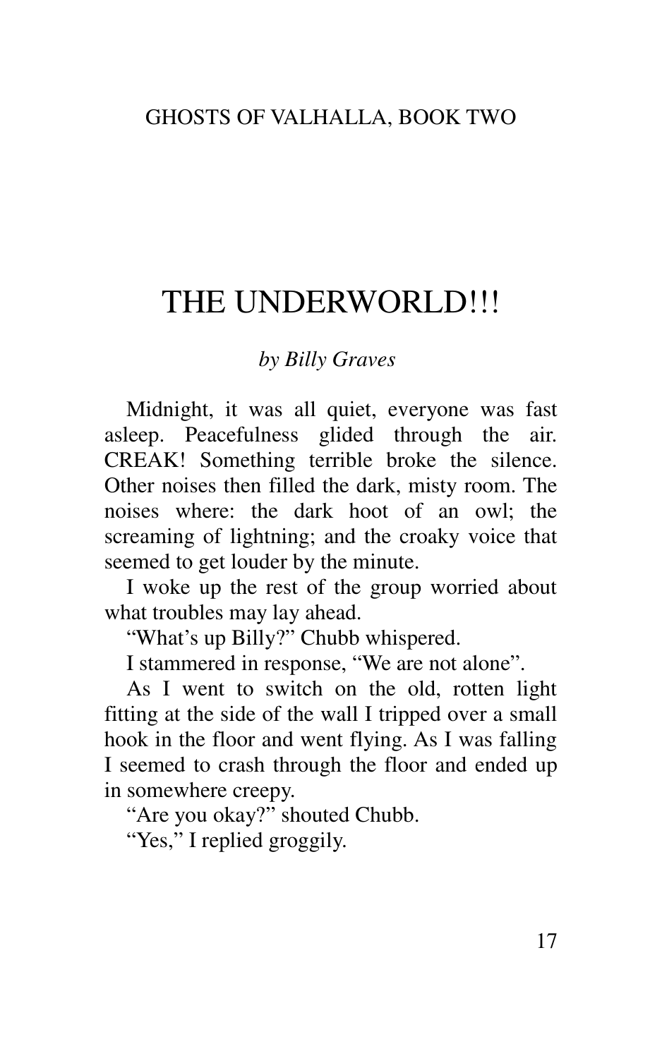# THE UNDERWORLD!!!

*by Billy Graves*

Midnight, it was all quiet, everyone was fast asleep. Peacefulness glided through the air. CREAK! Something terrible broke the silence. Other noises then filled the dark, misty room. The noises where: the dark hoot of an owl; the screaming of lightning; and the croaky voice that seemed to get louder by the minute.

I woke up the rest of the group worried about what troubles may lay ahead.

"What's up Billy?" Chubb whispered.

I stammered in response, "We are not alone".

As I went to switch on the old, rotten light fitting at the side of the wall I tripped over a small hook in the floor and went flying. As I was falling I seemed to crash through the floor and ended up in somewhere creepy.

"Are you okay?" shouted Chubb.

"Yes," I replied groggily.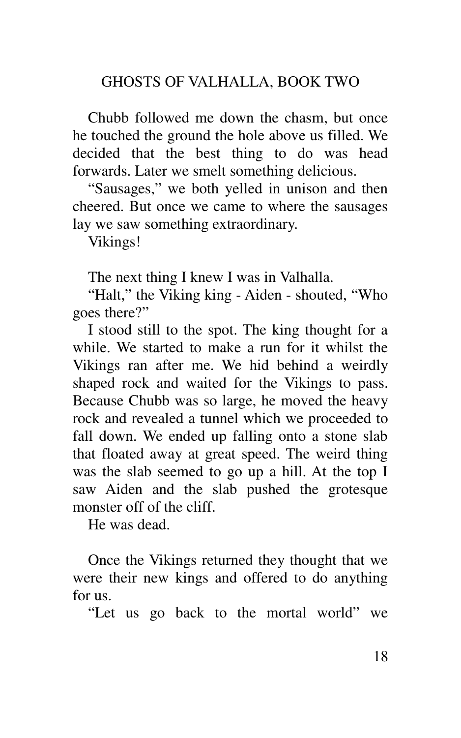Chubb followed me down the chasm, but once he touched the ground the hole above us filled. We decided that the best thing to do was head forwards. Later we smelt something delicious.

"Sausages," we both yelled in unison and then cheered. But once we came to where the sausages lay we saw something extraordinary.

Vikings!

The next thing I knew I was in Valhalla.

"Halt," the Viking king - Aiden - shouted, "Who goes there?"

I stood still to the spot. The king thought for a while. We started to make a run for it whilst the Vikings ran after me. We hid behind a weirdly shaped rock and waited for the Vikings to pass. Because Chubb was so large, he moved the heavy rock and revealed a tunnel which we proceeded to fall down. We ended up falling onto a stone slab that floated away at great speed. The weird thing was the slab seemed to go up a hill. At the top I saw Aiden and the slab pushed the grotesque monster off of the cliff.

He was dead.

Once the Vikings returned they thought that we were their new kings and offered to do anything for us.

"Let us go back to the mortal world" we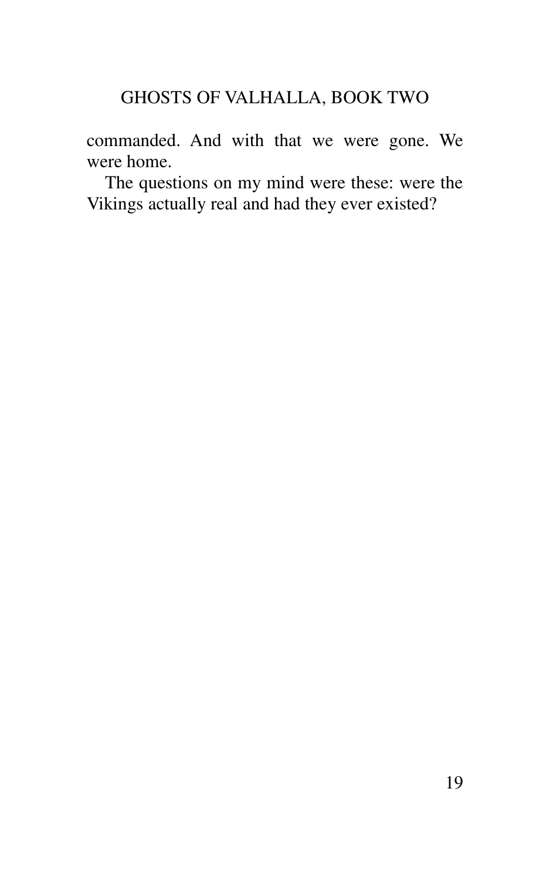commanded. And with that we were gone. We were home.

The questions on my mind were these: were the Vikings actually real and had they ever existed?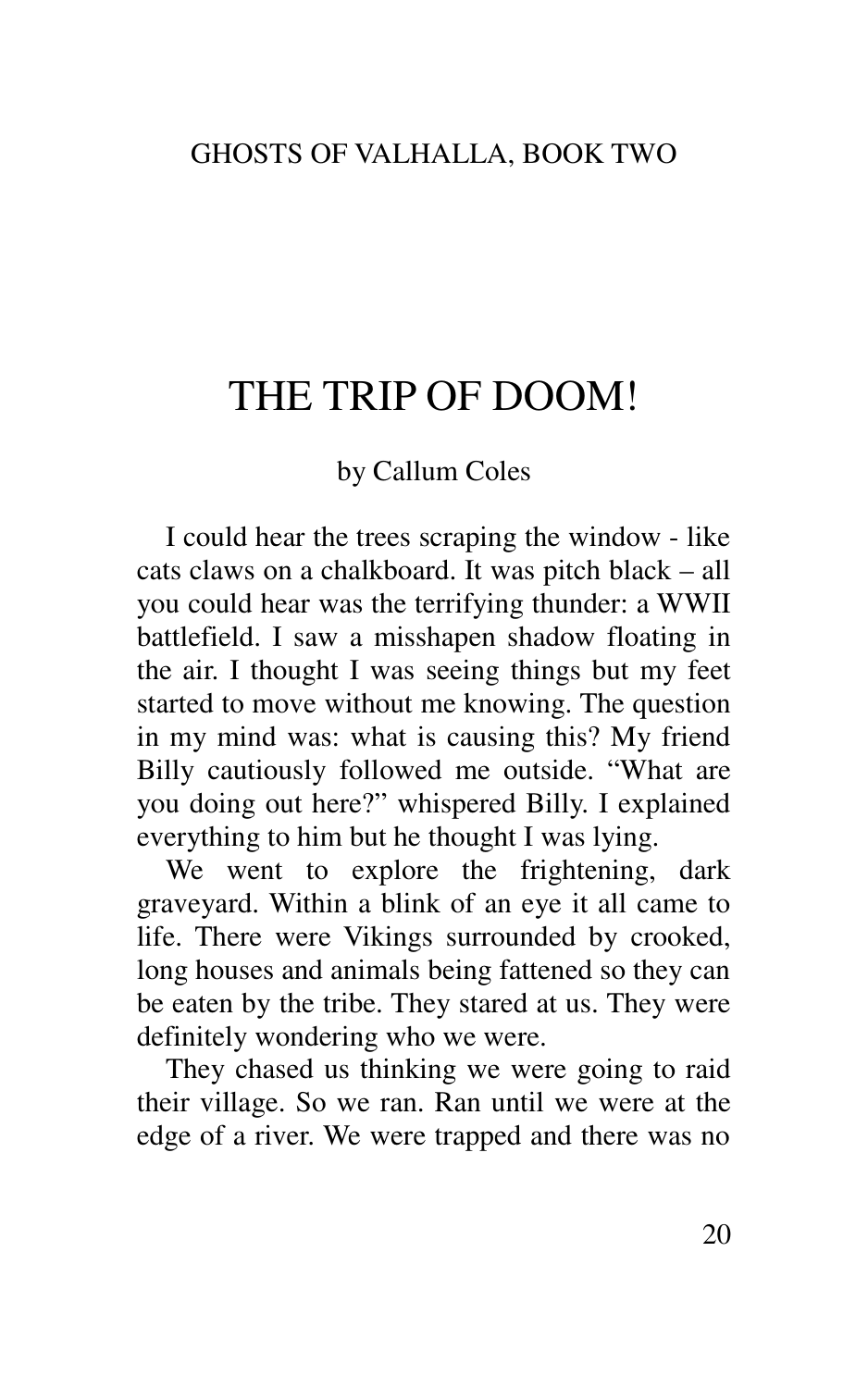# THE TRIP OF DOOM!

by Callum Coles

I could hear the trees scraping the window - like cats claws on a chalkboard. It was pitch black – all you could hear was the terrifying thunder: a WWII battlefield. I saw a misshapen shadow floating in the air. I thought I was seeing things but my feet started to move without me knowing. The question in my mind was: what is causing this? My friend Billy cautiously followed me outside. "What are you doing out here?" whispered Billy. I explained everything to him but he thought I was lying.

We went to explore the frightening, dark graveyard. Within a blink of an eye it all came to life. There were Vikings surrounded by crooked, long houses and animals being fattened so they can be eaten by the tribe. They stared at us. They were definitely wondering who we were.

They chased us thinking we were going to raid their village. So we ran. Ran until we were at the edge of a river. We were trapped and there was no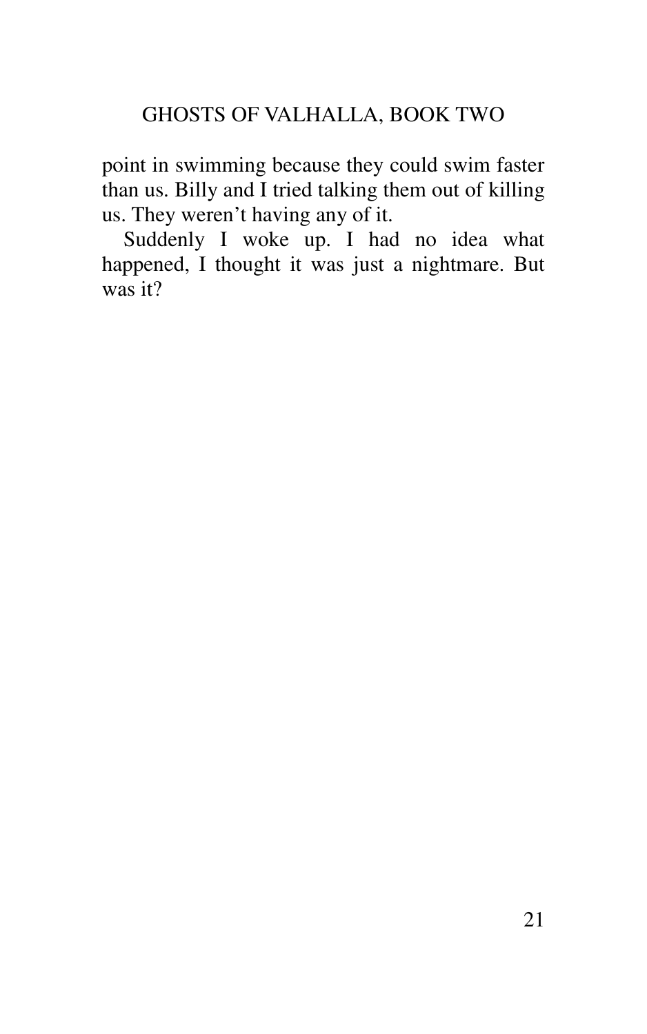point in swimming because they could swim faster than us. Billy and I tried talking them out of killing us. They weren't having any of it.

Suddenly I woke up. I had no idea what happened, I thought it was just a nightmare. But was it?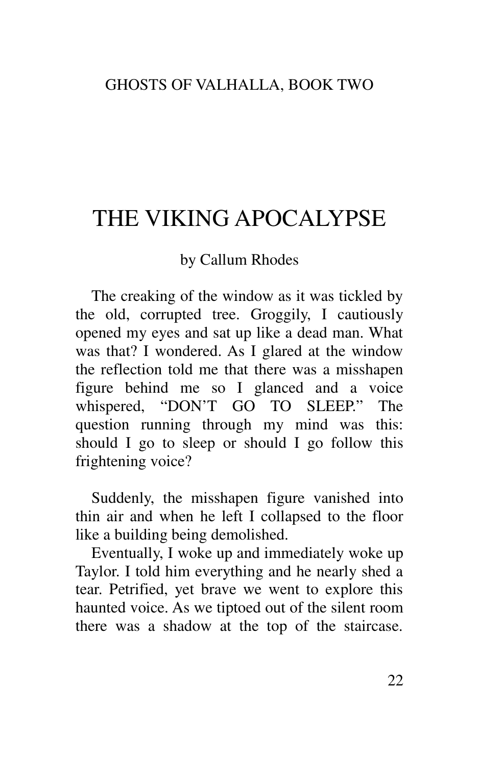GHOSTS OF VALHALLA, BOOK TWO

# THE VIKING APOCALYPSE

by Callum Rhodes

The creaking of the window as it was tickled by the old, corrupted tree. Groggily, I cautiously opened my eyes and sat up like a dead man. What was that? I wondered. As I glared at the window the reflection told me that there was a misshapen figure behind me so I glanced and a voice whispered, "DON'T GO TO SLEEP." The question running through my mind was this: should I go to sleep or should I go follow this frightening voice?

Suddenly, the misshapen figure vanished into thin air and when he left I collapsed to the floor like a building being demolished.

Eventually, I woke up and immediately woke up Taylor. I told him everything and he nearly shed a tear. Petrified, yet brave we went to explore this haunted voice. As we tiptoed out of the silent room there was a shadow at the top of the staircase.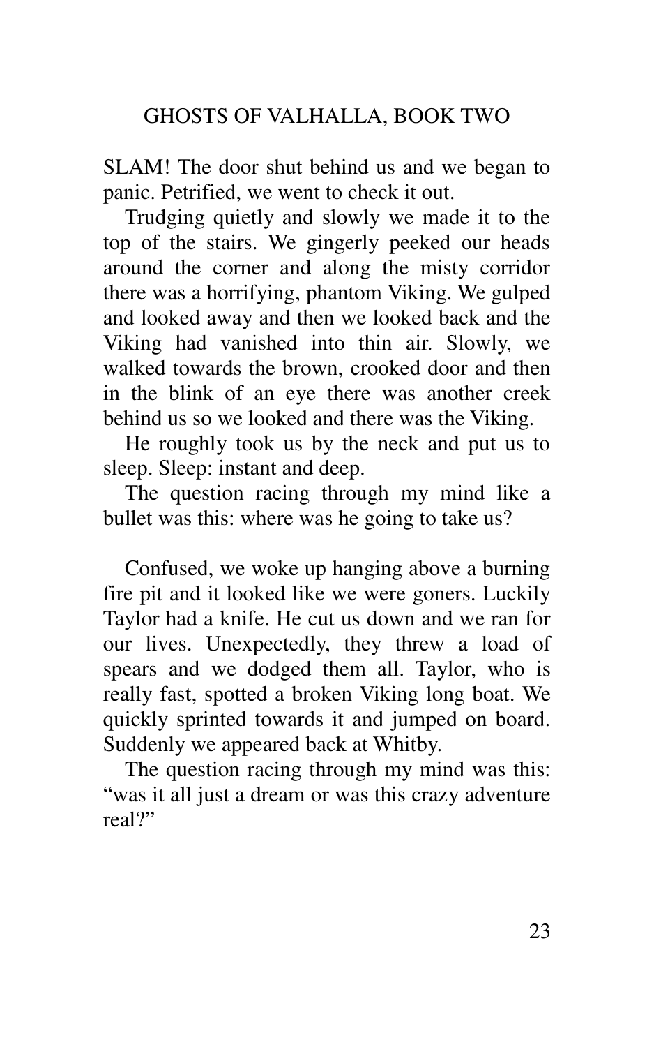SLAM! The door shut behind us and we began to panic. Petrified, we went to check it out.

Trudging quietly and slowly we made it to the top of the stairs. We gingerly peeked our heads around the corner and along the misty corridor there was a horrifying, phantom Viking. We gulped and looked away and then we looked back and the Viking had vanished into thin air. Slowly, we walked towards the brown, crooked door and then in the blink of an eye there was another creek behind us so we looked and there was the Viking.

He roughly took us by the neck and put us to sleep. Sleep: instant and deep.

The question racing through my mind like a bullet was this: where was he going to take us?

Confused, we woke up hanging above a burning fire pit and it looked like we were goners. Luckily Taylor had a knife. He cut us down and we ran for our lives. Unexpectedly, they threw a load of spears and we dodged them all. Taylor, who is really fast, spotted a broken Viking long boat. We quickly sprinted towards it and jumped on board. Suddenly we appeared back at Whitby.

The question racing through my mind was this: "was it all just a dream or was this crazy adventure real?"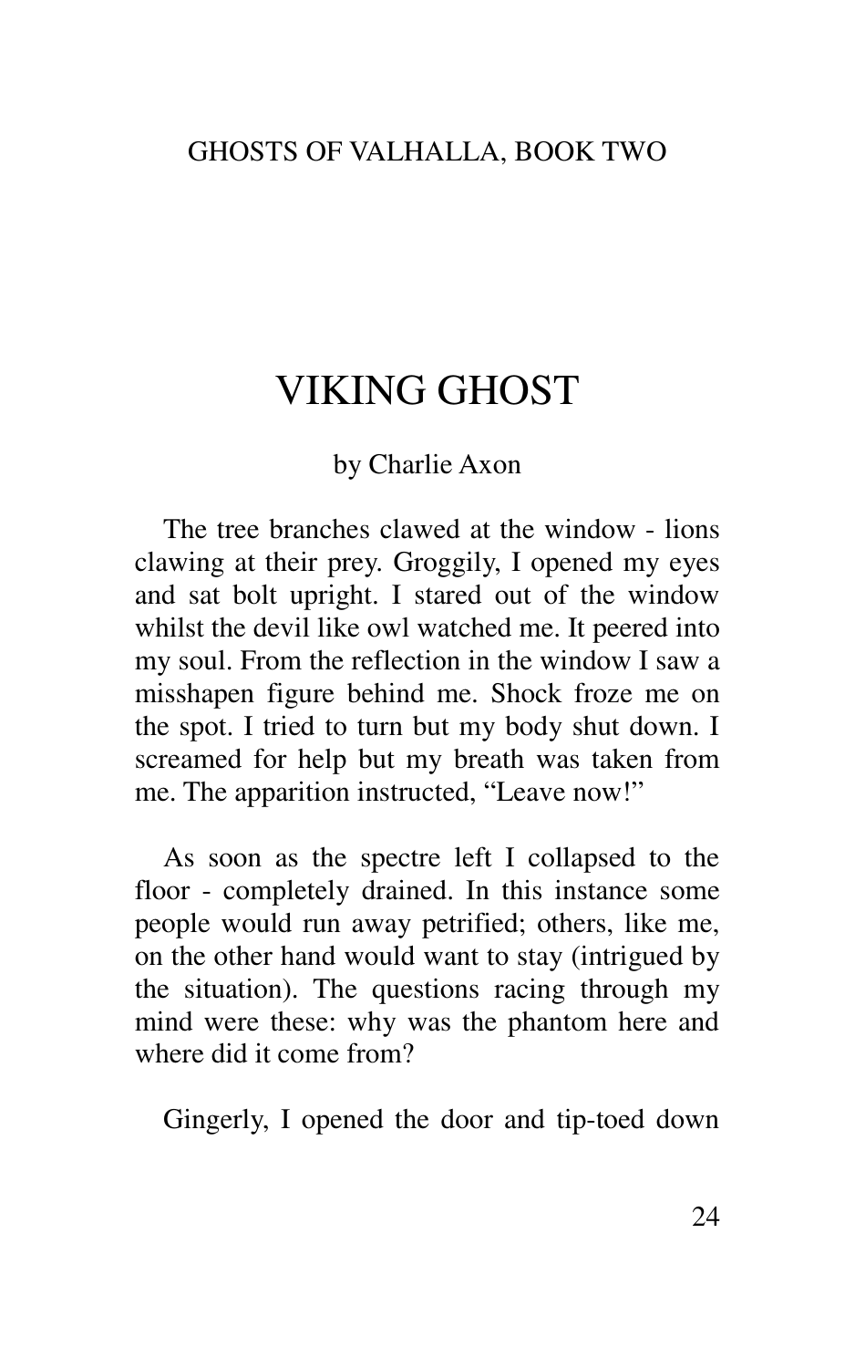# VIKING GHOST

by Charlie Axon

The tree branches clawed at the window - lions clawing at their prey. Groggily, I opened my eyes and sat bolt upright. I stared out of the window whilst the devil like owl watched me. It peered into my soul. From the reflection in the window I saw a misshapen figure behind me. Shock froze me on the spot. I tried to turn but my body shut down. I screamed for help but my breath was taken from me. The apparition instructed, "Leave now!"

As soon as the spectre left I collapsed to the floor - completely drained. In this instance some people would run away petrified; others, like me, on the other hand would want to stay (intrigued by the situation). The questions racing through my mind were these: why was the phantom here and where did it come from?

Gingerly, I opened the door and tip-toed down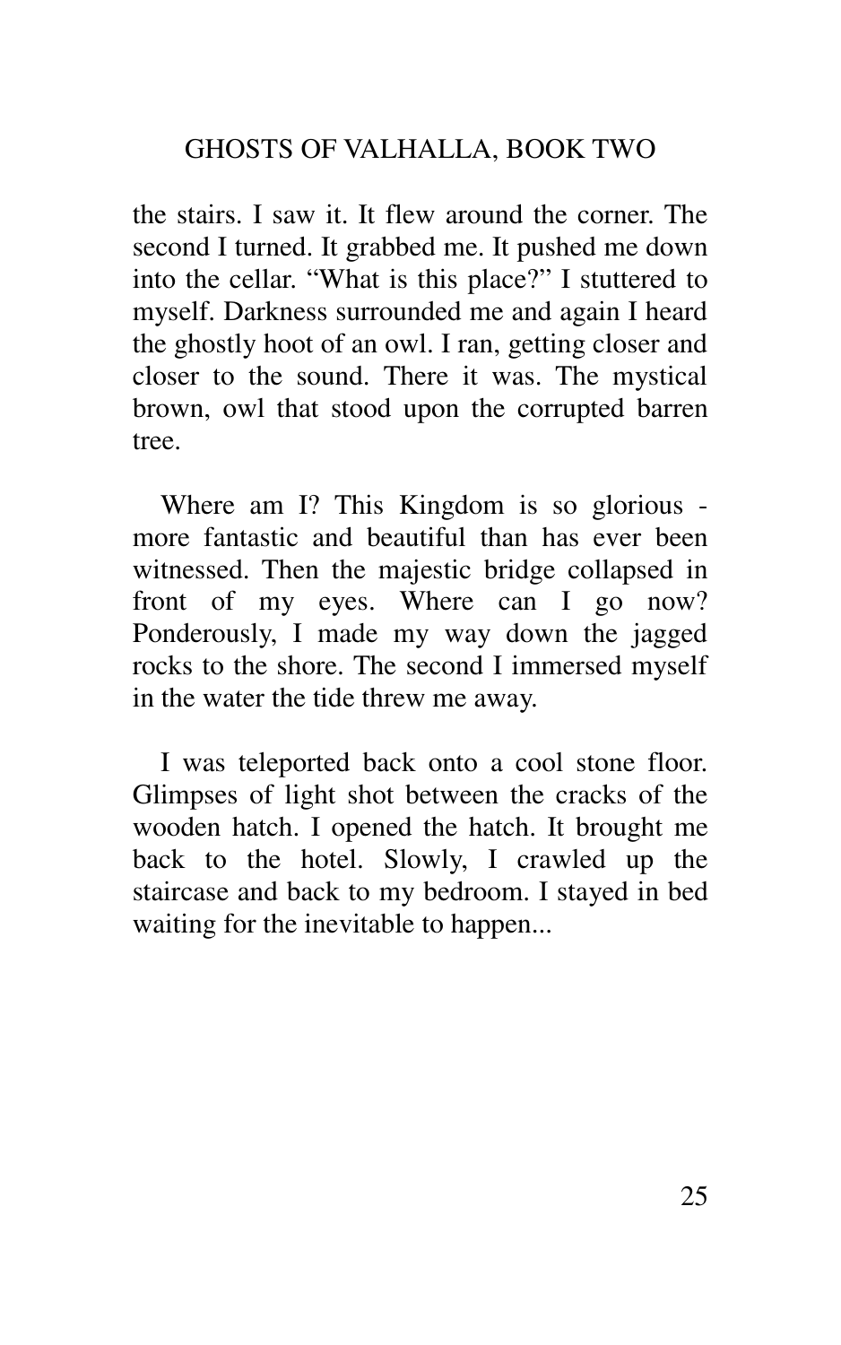the stairs. I saw it. It flew around the corner. The second I turned. It grabbed me. It pushed me down into the cellar. "What is this place?" I stuttered to myself. Darkness surrounded me and again I heard the ghostly hoot of an owl. I ran, getting closer and closer to the sound. There it was. The mystical brown, owl that stood upon the corrupted barren tree.

Where am I? This Kingdom is so glorious - more fantastic and beautiful than has ever been witnessed. Then the majestic bridge collapsed in front of my eyes. Where can I go now? Ponderously, I made my way down the jagged rocks to the shore. The second I immersed myself in the water the tide threw me away.

I was teleported back onto a cool stone floor. Glimpses of light shot between the cracks of the wooden hatch. I opened the hatch. It brought me back to the hotel. Slowly, I crawled up the staircase and back to my bedroom. I stayed in bed waiting for the inevitable to happen...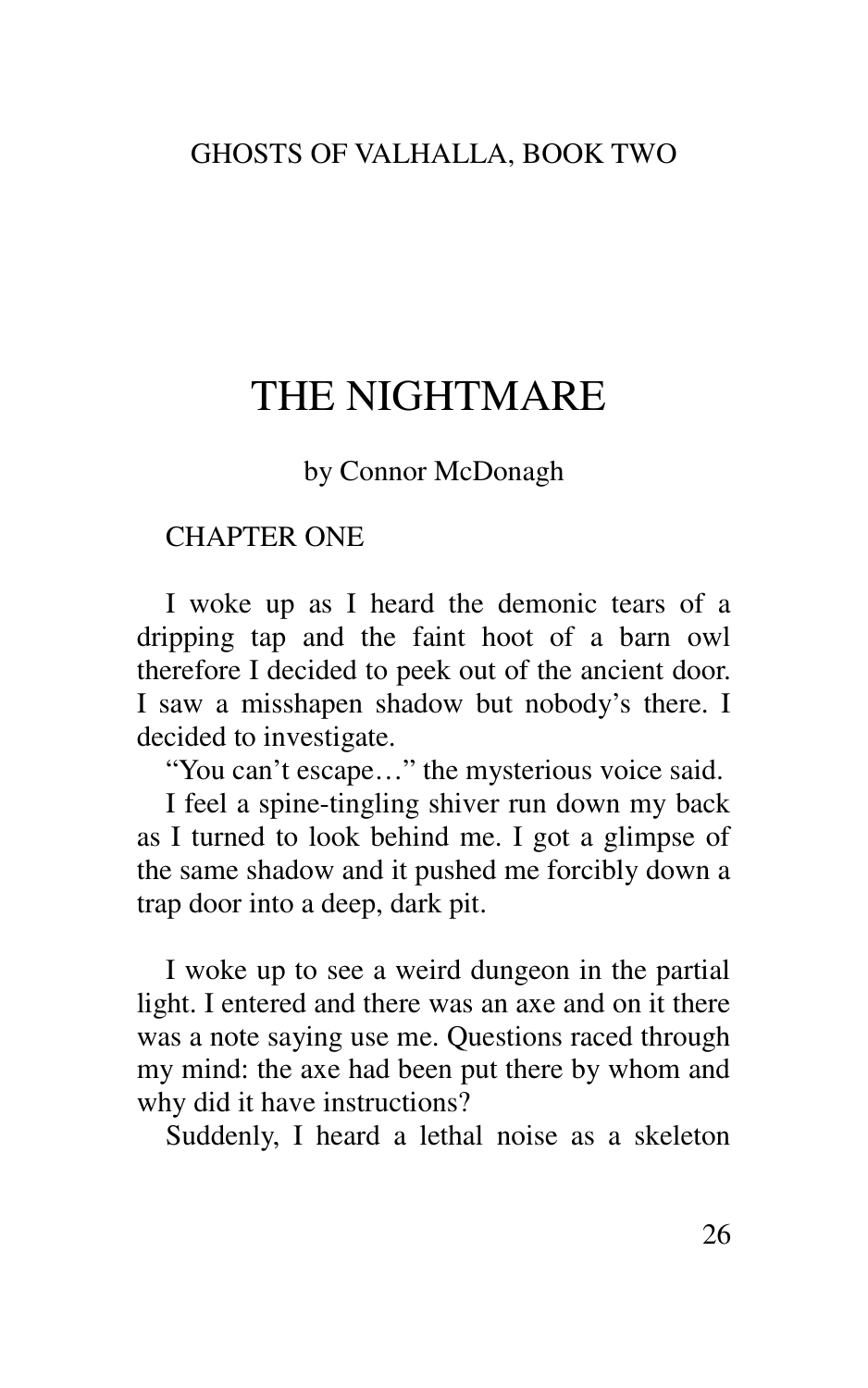# THE NIGHTMARE

by Connor McDonagh

## CHAPTER ONE

I woke up as I heard the demonic tears of a dripping tap and the faint hoot of a barn owl therefore I decided to peek out of the ancient door. I saw a misshapen shadow but nobody's there. I decided to investigate.

"You can't escape…" the mysterious voice said.

I feel a spine-tingling shiver run down my back as I turned to look behind me. I got a glimpse of the same shadow and it pushed me forcibly down a trap door into a deep, dark pit.

I woke up to see a weird dungeon in the partial light. I entered and there was an axe and on it there was a note saying use me. Questions raced through my mind: the axe had been put there by whom and why did it have instructions?

Suddenly, I heard a lethal noise as a skeleton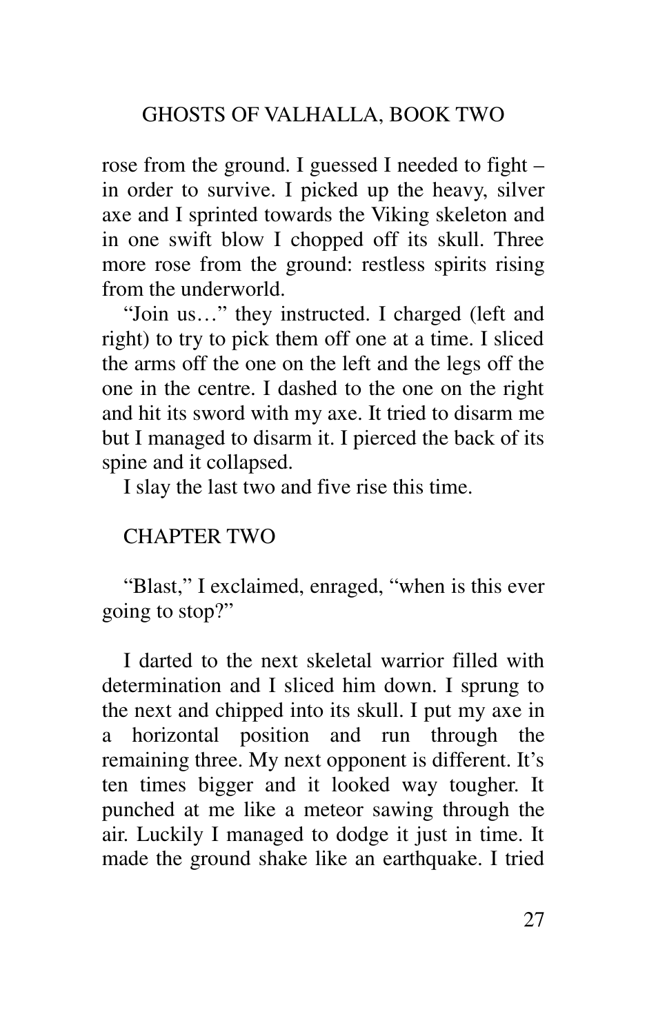rose from the ground. I guessed I needed to fight – in order to survive. I picked up the heavy, silver axe and I sprinted towards the Viking skeleton and in one swift blow I chopped off its skull. Three more rose from the ground: restless spirits rising from the underworld.

"Join us…" they instructed. I charged (left and right) to try to pick them off one at a time. I sliced the arms off the one on the left and the legs off the one in the centre. I dashed to the one on the right and hit its sword with my axe. It tried to disarm me but I managed to disarm it. I pierced the back of its spine and it collapsed.

I slay the last two and five rise this time.

## CHAPTER TWO

"Blast," I exclaimed, enraged, "when is this ever going to stop?"

I darted to the next skeletal warrior filled with determination and I sliced him down. I sprung to the next and chipped into its skull. I put my axe in a horizontal position and run through the remaining three. My next opponent is different. It's ten times bigger and it looked way tougher. It punched at me like a meteor sawing through the air. Luckily I managed to dodge it just in time. It made the ground shake like an earthquake. I tried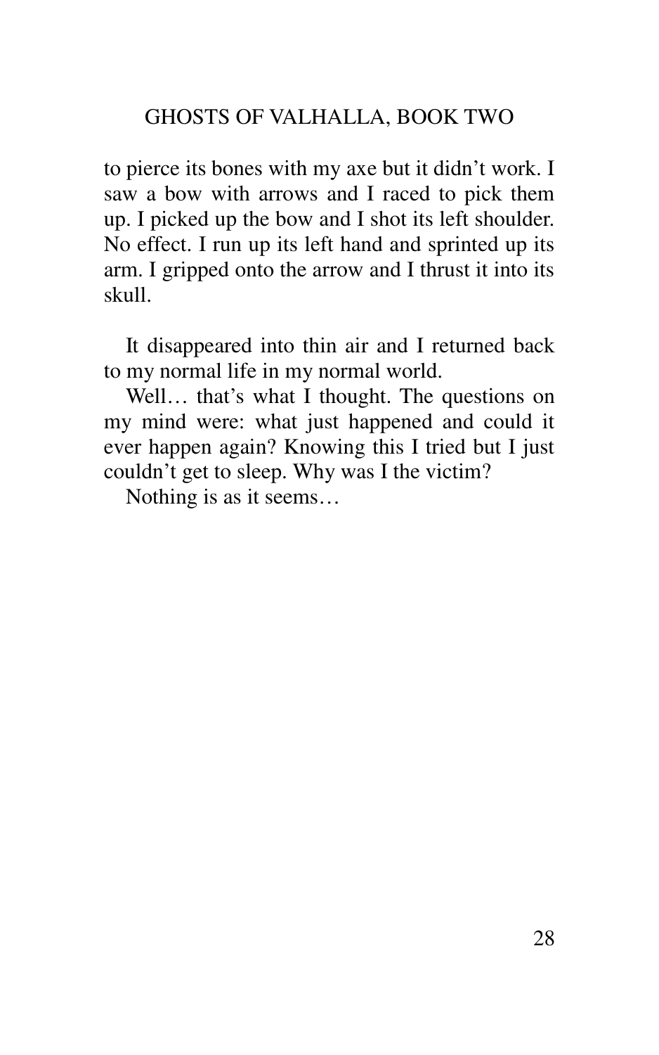to pierce its bones with my axe but it didn't work. I saw a bow with arrows and I raced to pick them up. I picked up the bow and I shot its left shoulder. No effect. I run up its left hand and sprinted up its arm. I gripped onto the arrow and I thrust it into its skull.

It disappeared into thin air and I returned back to my normal life in my normal world.

Well… that's what I thought. The questions on my mind were: what just happened and could it ever happen again? Knowing this I tried but I just couldn't get to sleep. Why was I the victim?

Nothing is as it seems…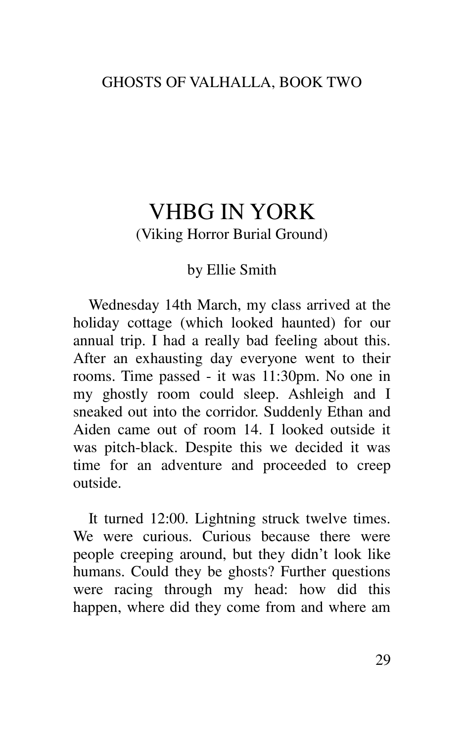# VHBG IN YORK

(Viking Horror Burial Ground)

by Ellie Smith

Wednesday 14th March, my class arrived at the holiday cottage (which looked haunted) for our annual trip. I had a really bad feeling about this. After an exhausting day everyone went to their rooms. Time passed - it was 11:30pm. No one in my ghostly room could sleep. Ashleigh and I sneaked out into the corridor. Suddenly Ethan and Aiden came out of room 14. I looked outside it was pitch-black. Despite this we decided it was time for an adventure and proceeded to creep outside.

It turned 12:00. Lightning struck twelve times. We were curious. Curious because there were people creeping around, but they didn't look like humans. Could they be ghosts? Further questions were racing through my head: how did this happen, where did they come from and where am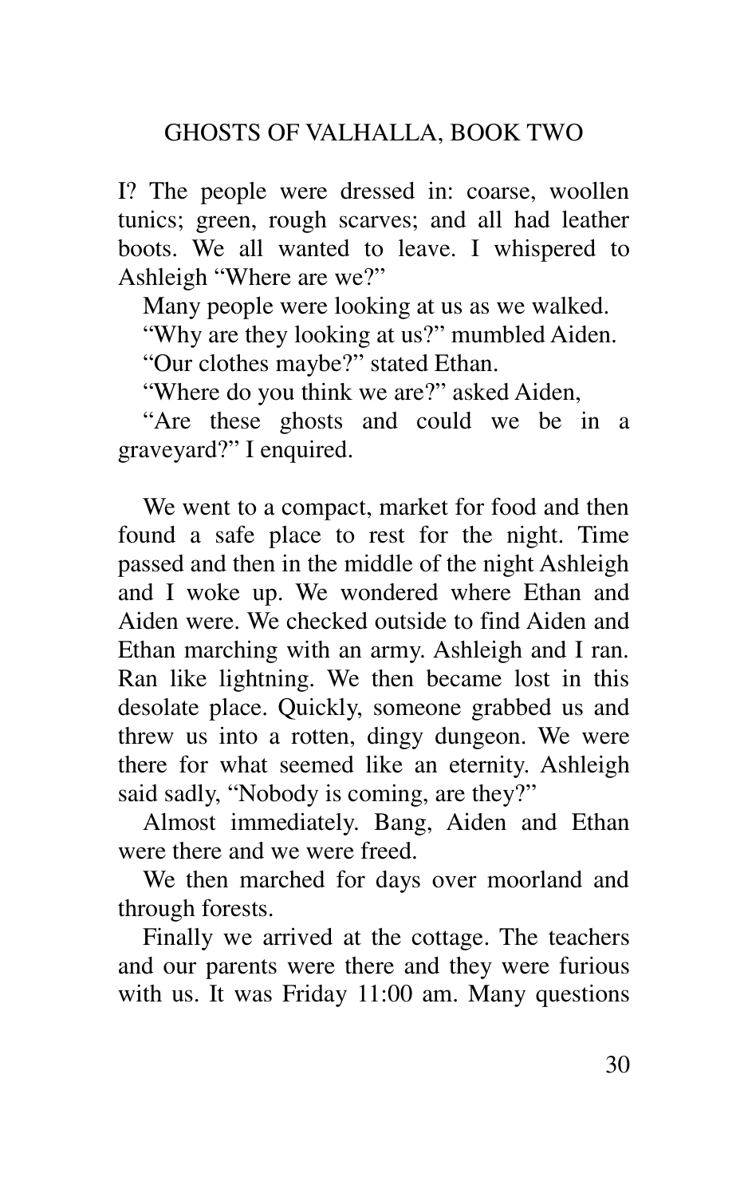I? The people were dressed in: coarse, woollen tunics; green, rough scarves; and all had leather boots. We all wanted to leave. I whispered to Ashleigh "Where are we?"

Many people were looking at us as we walked.

"Why are they looking at us?" mumbled Aiden.

"Our clothes maybe?" stated Ethan.

"Where do you think we are?" asked Aiden,

"Are these ghosts and could we be in a graveyard?" I enquired.

We went to a compact, market for food and then found a safe place to rest for the night. Time passed and then in the middle of the night Ashleigh and I woke up. We wondered where Ethan and Aiden were. We checked outside to find Aiden and Ethan marching with an army. Ashleigh and I ran. Ran like lightning. We then became lost in this desolate place. Quickly, someone grabbed us and threw us into a rotten, dingy dungeon. We were there for what seemed like an eternity. Ashleigh said sadly, "Nobody is coming, are they?"

Almost immediately. Bang, Aiden and Ethan were there and we were freed.

We then marched for days over moorland and through forests.

Finally we arrived at the cottage. The teachers and our parents were there and they were furious with us. It was Friday 11:00 am. Many questions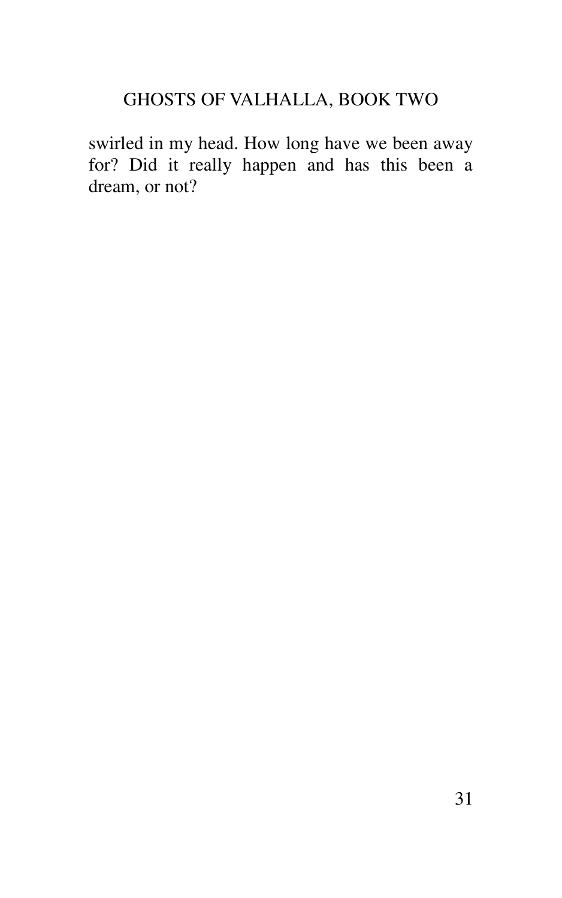swirled in my head. How long have we been away for? Did it really happen and has this been a dream, or not?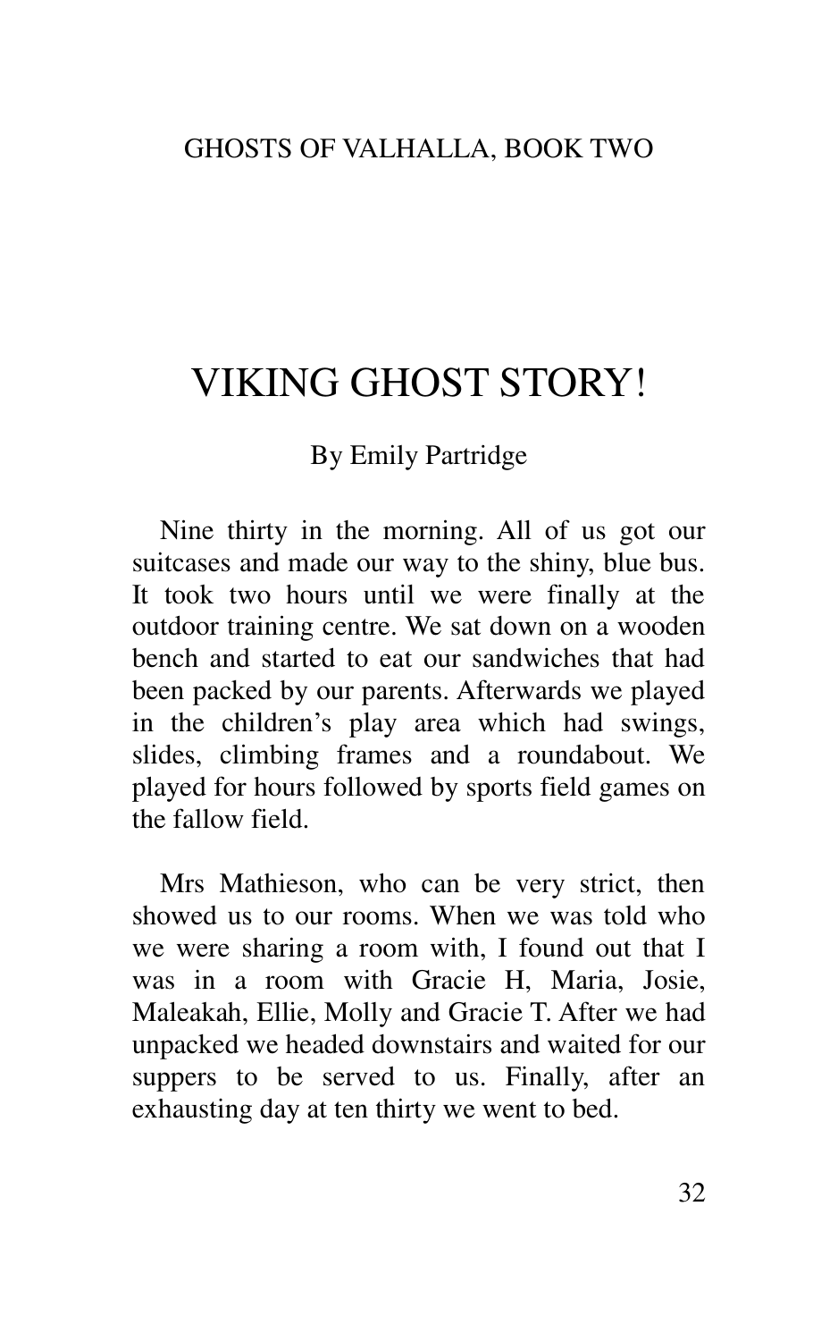# VIKING GHOST STORY!

By Emily Partridge

Nine thirty in the morning. All of us got our suitcases and made our way to the shiny, blue bus. It took two hours until we were finally at the outdoor training centre. We sat down on a wooden bench and started to eat our sandwiches that had been packed by our parents. Afterwards we played in the children's play area which had swings, slides, climbing frames and a roundabout. We played for hours followed by sports field games on the fallow field.

Mrs Mathieson, who can be very strict, then showed us to our rooms. When we was told who we were sharing a room with, I found out that I was in a room with Gracie H, Maria, Josie, Maleakah, Ellie, Molly and Gracie T. After we had unpacked we headed downstairs and waited for our suppers to be served to us. Finally, after an exhausting day at ten thirty we went to bed.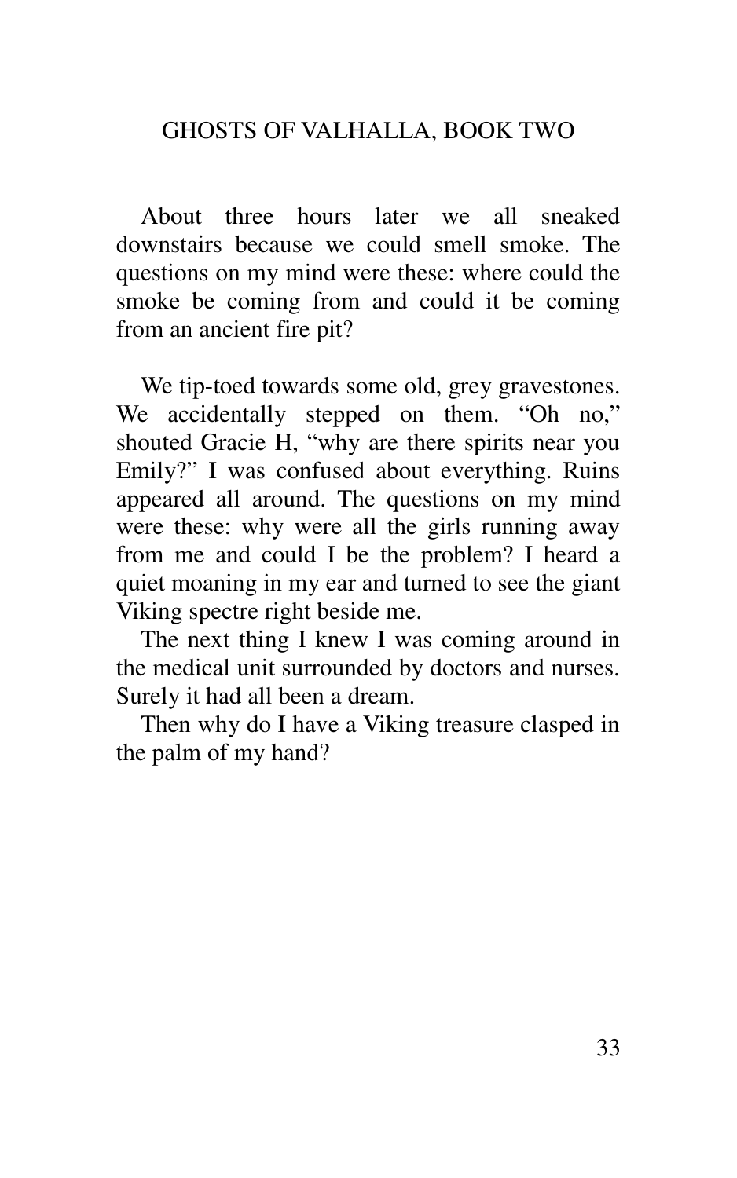About three hours later we all sneaked downstairs because we could smell smoke. The questions on my mind were these: where could the smoke be coming from and could it be coming from an ancient fire pit?

We tip-toed towards some old, grey gravestones. We accidentally stepped on them. "Oh no," shouted Gracie H, "why are there spirits near you Emily?" I was confused about everything. Ruins appeared all around. The questions on my mind were these: why were all the girls running away from me and could I be the problem? I heard a quiet moaning in my ear and turned to see the giant Viking spectre right beside me.

The next thing I knew I was coming around in the medical unit surrounded by doctors and nurses. Surely it had all been a dream.

Then why do I have a Viking treasure clasped in the palm of my hand?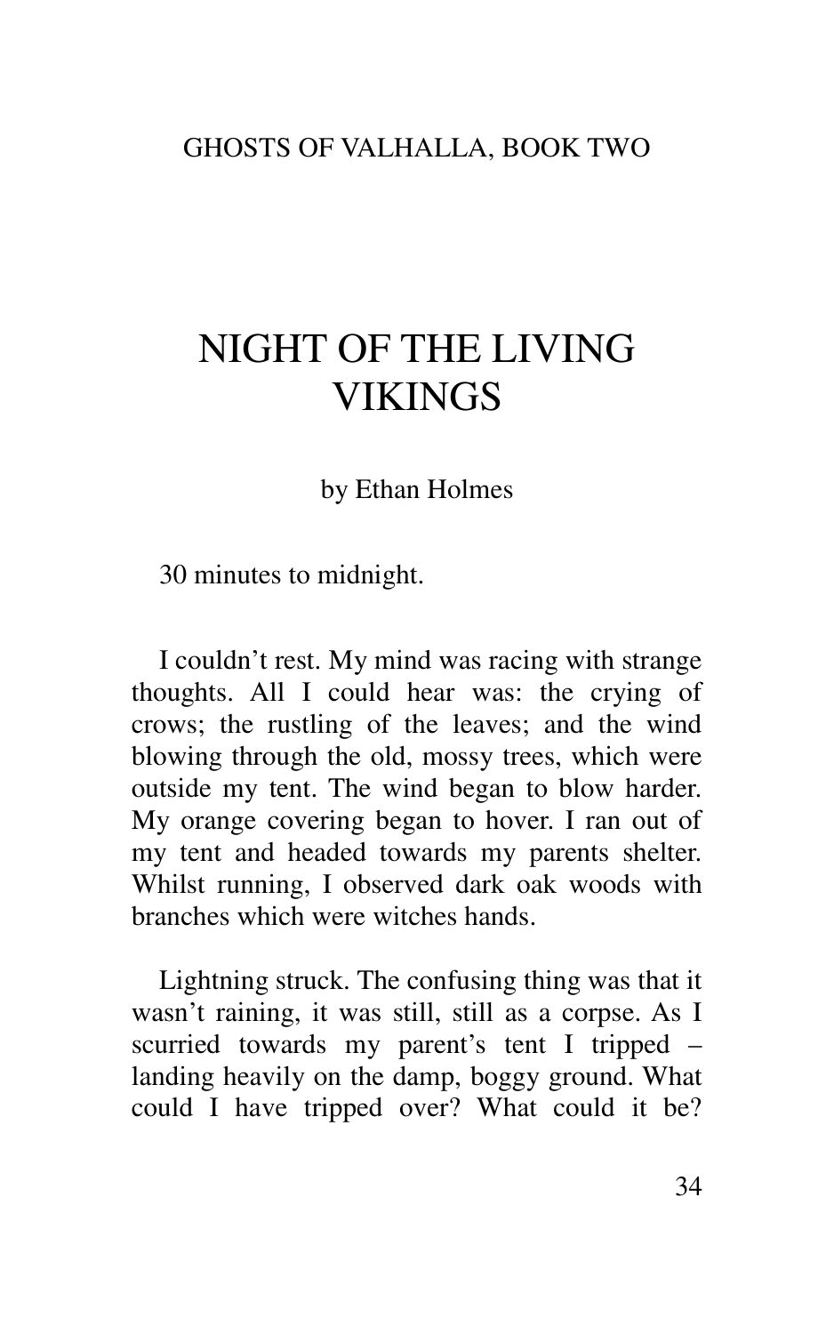GHOSTS OF VALHALLA, BOOK TWO

# NIGHT OF THE LIVING VIKINGS

by Ethan Holmes

30 minutes to midnight.

I couldn't rest. My mind was racing with strange thoughts. All I could hear was: the crying of crows; the rustling of the leaves; and the wind blowing through the old, mossy trees, which were outside my tent. The wind began to blow harder. My orange covering began to hover. I ran out of my tent and headed towards my parents shelter. Whilst running, I observed dark oak woods with branches which were witches hands.

Lightning struck. The confusing thing was that it wasn't raining, it was still, still as a corpse. As I scurried towards my parent's tent I tripped – landing heavily on the damp, boggy ground. What could I have tripped over? What could it be?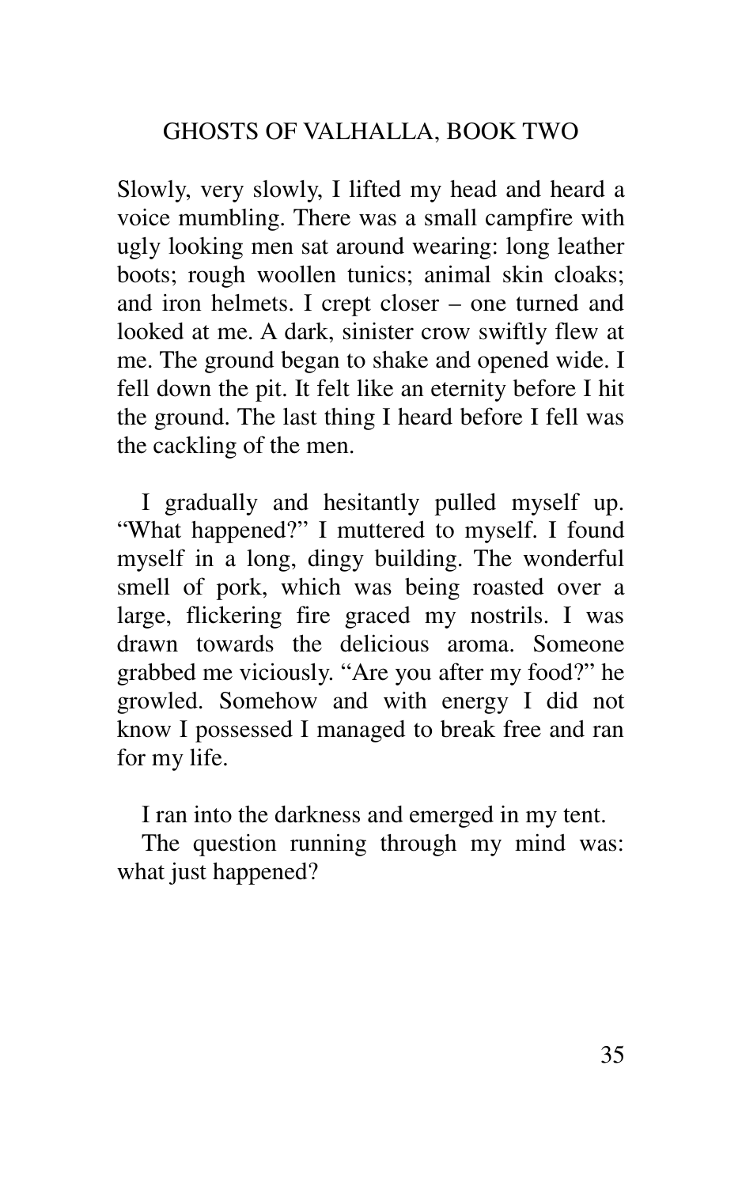Slowly, very slowly, I lifted my head and heard a voice mumbling. There was a small campfire with ugly looking men sat around wearing: long leather boots; rough woollen tunics; animal skin cloaks; and iron helmets. I crept closer – one turned and looked at me. A dark, sinister crow swiftly flew at me. The ground began to shake and opened wide. I fell down the pit. It felt like an eternity before I hit the ground. The last thing I heard before I fell was the cackling of the men.

I gradually and hesitantly pulled myself up. "What happened?" I muttered to myself. I found myself in a long, dingy building. The wonderful smell of pork, which was being roasted over a large, flickering fire graced my nostrils. I was drawn towards the delicious aroma. Someone grabbed me viciously. "Are you after my food?" he growled. Somehow and with energy I did not know I possessed I managed to break free and ran for my life.

I ran into the darkness and emerged in my tent.

The question running through my mind was: what just happened?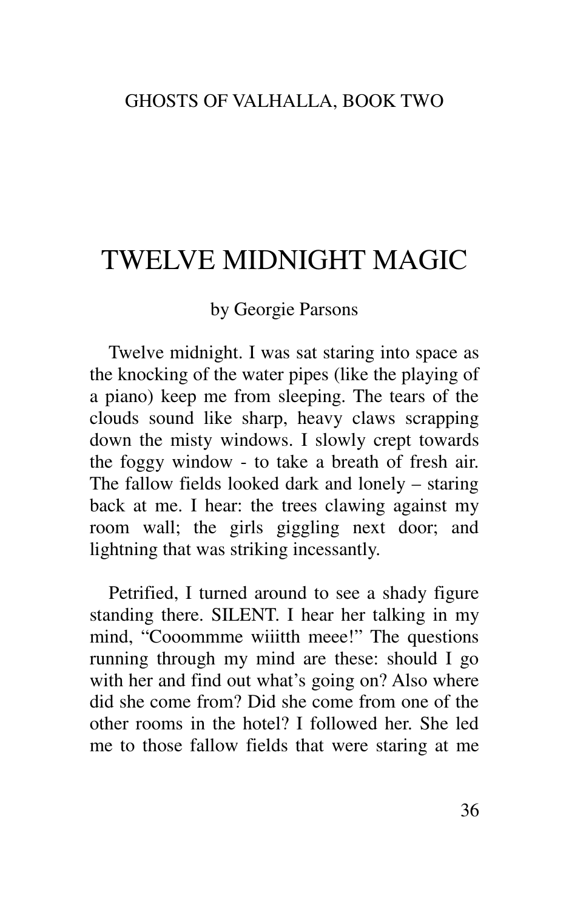# TWELVE MIDNIGHT MAGIC

by Georgie Parsons

Twelve midnight. I was sat staring into space as the knocking of the water pipes (like the playing of a piano) keep me from sleeping. The tears of the clouds sound like sharp, heavy claws scrapping down the misty windows. I slowly crept towards the foggy window - to take a breath of fresh air. The fallow fields looked dark and lonely – staring back at me. I hear: the trees clawing against my room wall; the girls giggling next door; and lightning that was striking incessantly.

Petrified, I turned around to see a shady figure standing there. SILENT. I hear her talking in my mind, "Cooommme wiiitth meee!" The questions running through my mind are these: should I go with her and find out what's going on? Also where did she come from? Did she come from one of the other rooms in the hotel? I followed her. She led me to those fallow fields that were staring at me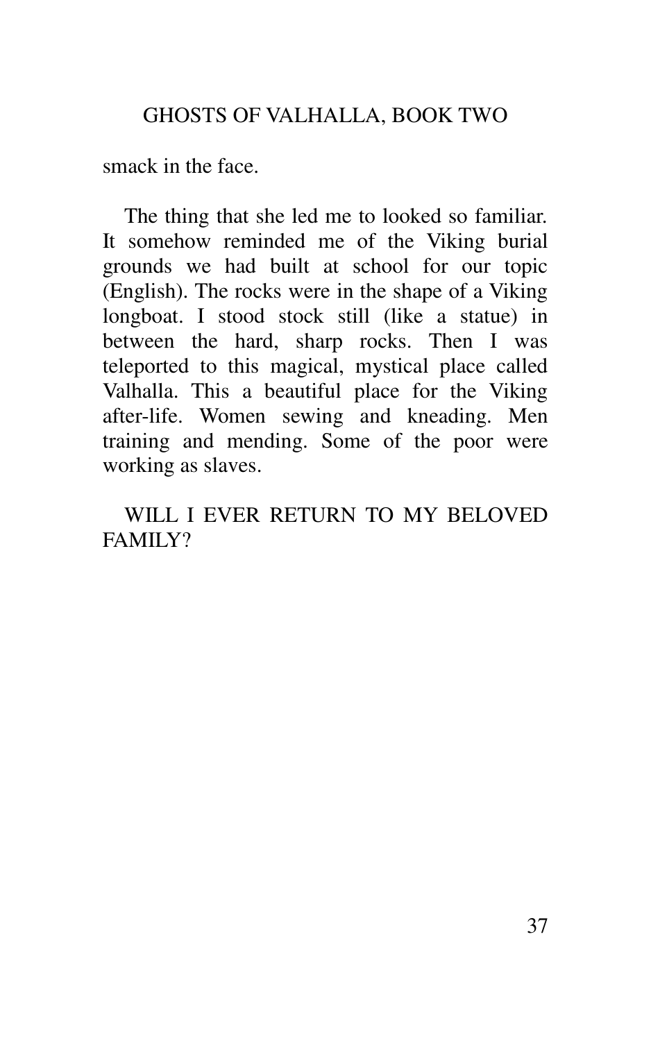smack in the face.

The thing that she led me to looked so familiar. It somehow reminded me of the Viking burial grounds we had built at school for our topic (English). The rocks were in the shape of a Viking longboat. I stood stock still (like a statue) in between the hard, sharp rocks. Then I was teleported to this magical, mystical place called Valhalla. This a beautiful place for the Viking after-life. Women sewing and kneading. Men training and mending. Some of the poor were working as slaves.

WILL I EVER RETURN TO MY BELOVED FAMILY?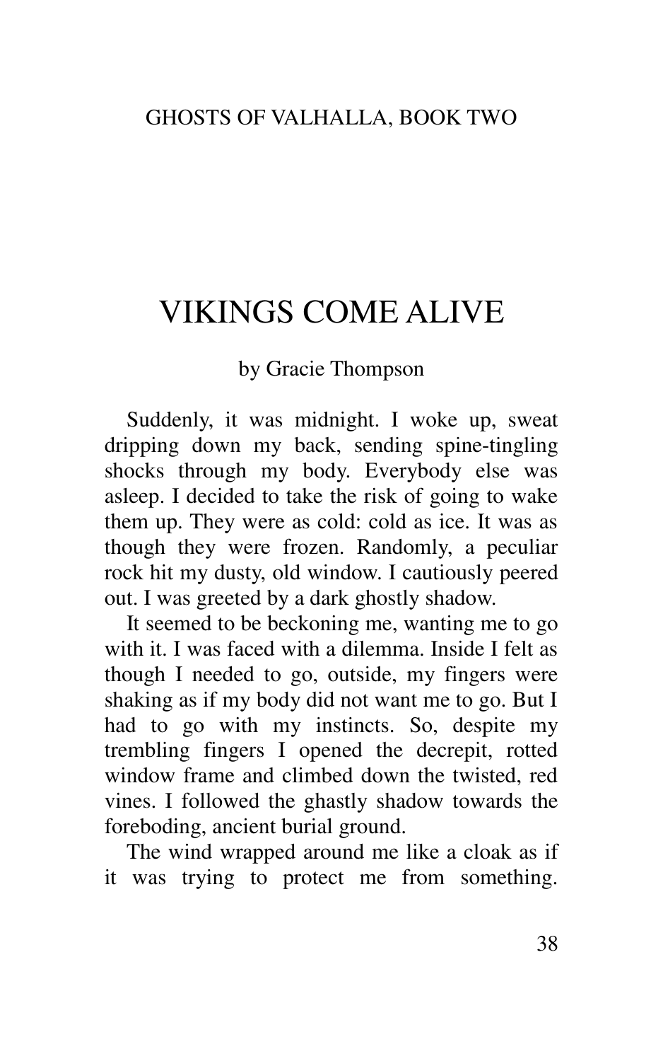# VIKINGS COME ALIVE

by Gracie Thompson

Suddenly, it was midnight. I woke up, sweat dripping down my back, sending spine-tingling shocks through my body. Everybody else was asleep. I decided to take the risk of going to wake them up. They were as cold: cold as ice. It was as though they were frozen. Randomly, a peculiar rock hit my dusty, old window. I cautiously peered out. I was greeted by a dark ghostly shadow.

It seemed to be beckoning me, wanting me to go with it. I was faced with a dilemma. Inside I felt as though I needed to go, outside, my fingers were shaking as if my body did not want me to go. But I had to go with my instincts. So, despite my trembling fingers I opened the decrepit, rotted window frame and climbed down the twisted, red vines. I followed the ghastly shadow towards the foreboding, ancient burial ground.

The wind wrapped around me like a cloak as if it was trying to protect me from something.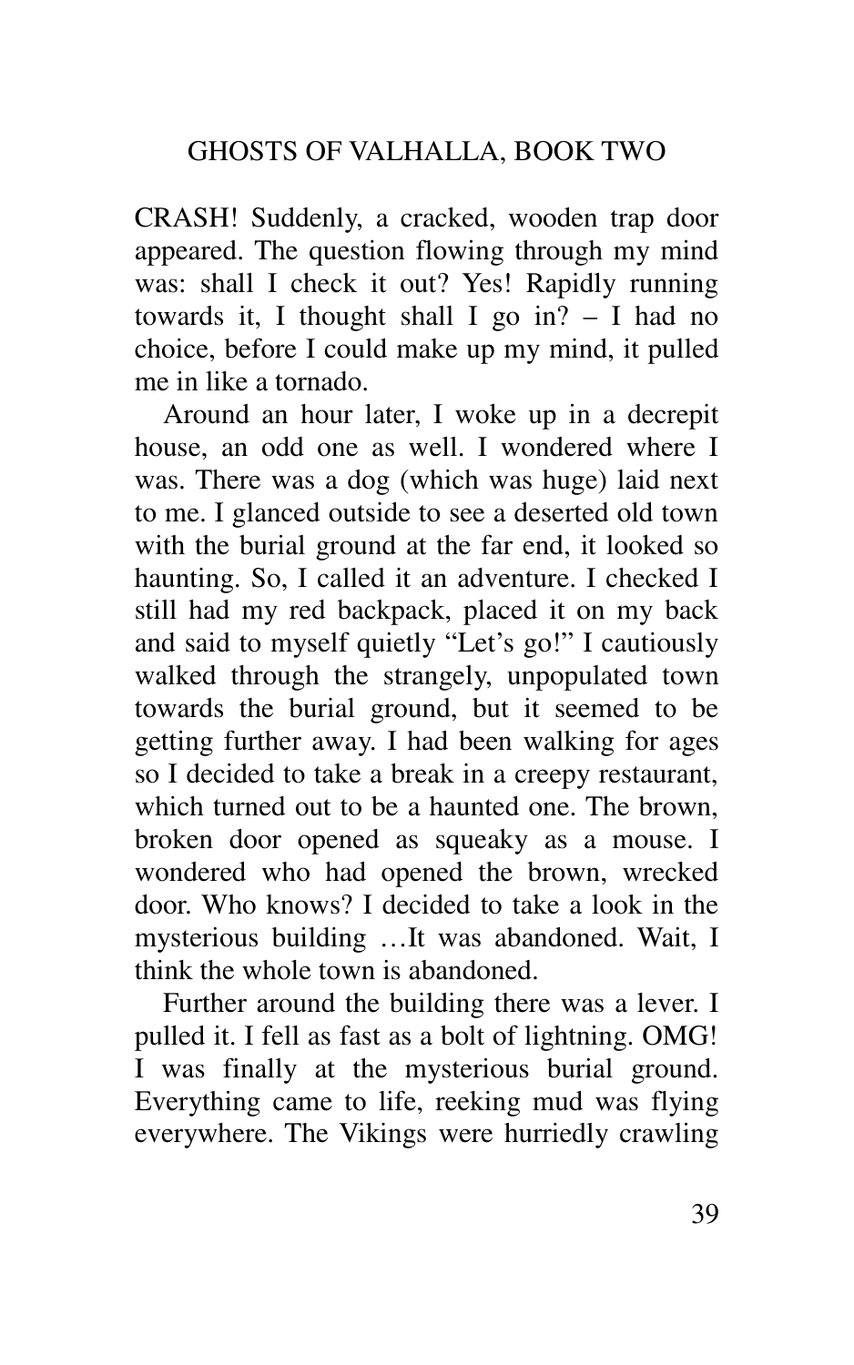CRASH! Suddenly, a cracked, wooden trap door appeared. The question flowing through my mind was: shall I check it out? Yes! Rapidly running towards it, I thought shall I go in? – I had no choice, before I could make up my mind, it pulled me in like a tornado.

Around an hour later, I woke up in a decrepit house, an odd one as well. I wondered where I was. There was a dog (which was huge) laid next to me. I glanced outside to see a deserted old town with the burial ground at the far end, it looked so haunting. So, I called it an adventure. I checked I still had my red backpack, placed it on my back and said to myself quietly "Let's go!" I cautiously walked through the strangely, unpopulated town towards the burial ground, but it seemed to be getting further away. I had been walking for ages so I decided to take a break in a creepy restaurant, which turned out to be a haunted one. The brown, broken door opened as squeaky as a mouse. I wondered who had opened the brown, wrecked door. Who knows? I decided to take a look in the mysterious building …It was abandoned. Wait, I think the whole town is abandoned.

Further around the building there was a lever. I pulled it. I fell as fast as a bolt of lightning. OMG! I was finally at the mysterious burial ground. Everything came to life, reeking mud was flying everywhere. The Vikings were hurriedly crawling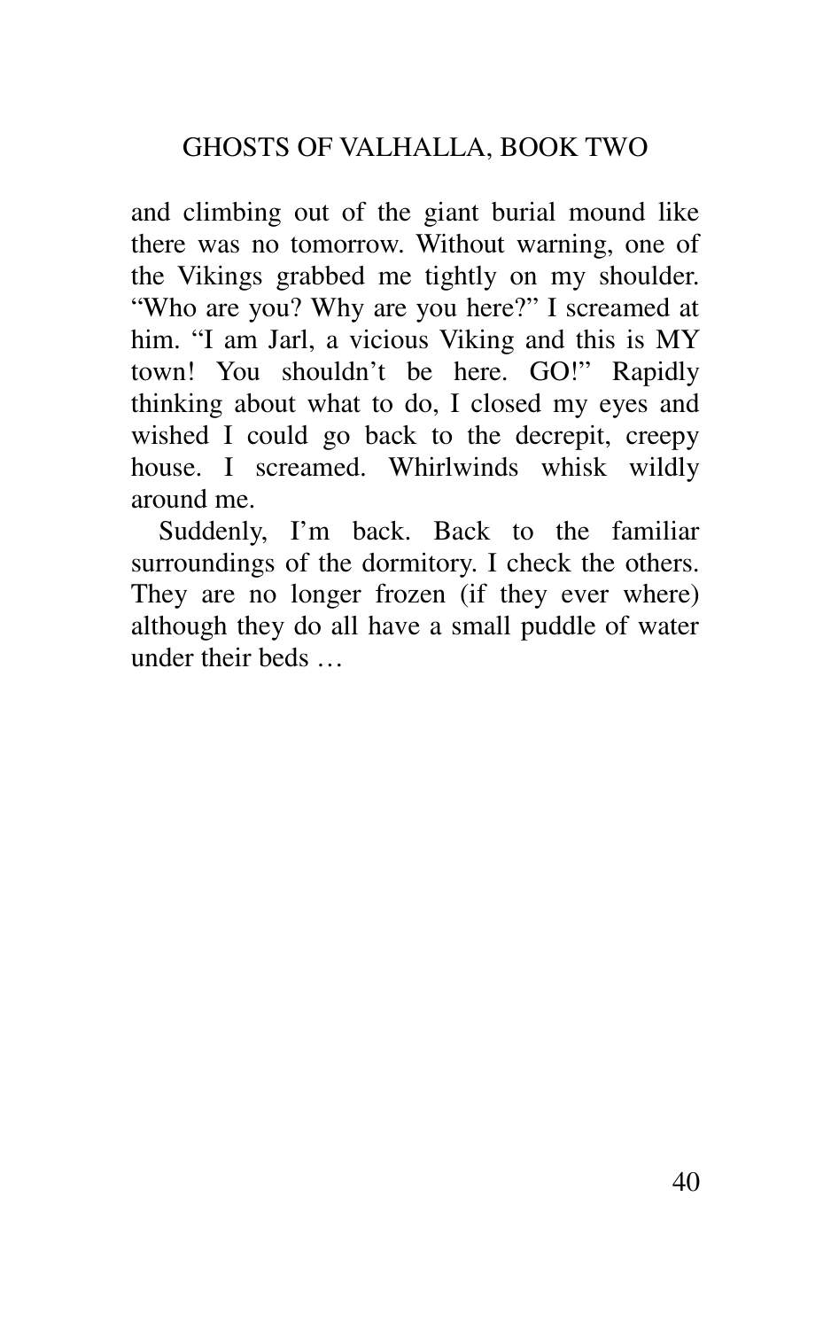and climbing out of the giant burial mound like there was no tomorrow. Without warning, one of the Vikings grabbed me tightly on my shoulder. "Who are you? Why are you here?" I screamed at him. "I am Jarl, a vicious Viking and this is MY town! You shouldn't be here. GO!" Rapidly thinking about what to do, I closed my eyes and wished I could go back to the decrepit, creepy house. I screamed. Whirlwinds whisk wildly around me.

Suddenly, I'm back. Back to the familiar surroundings of the dormitory. I check the others. They are no longer frozen (if they ever where) although they do all have a small puddle of water under their beds …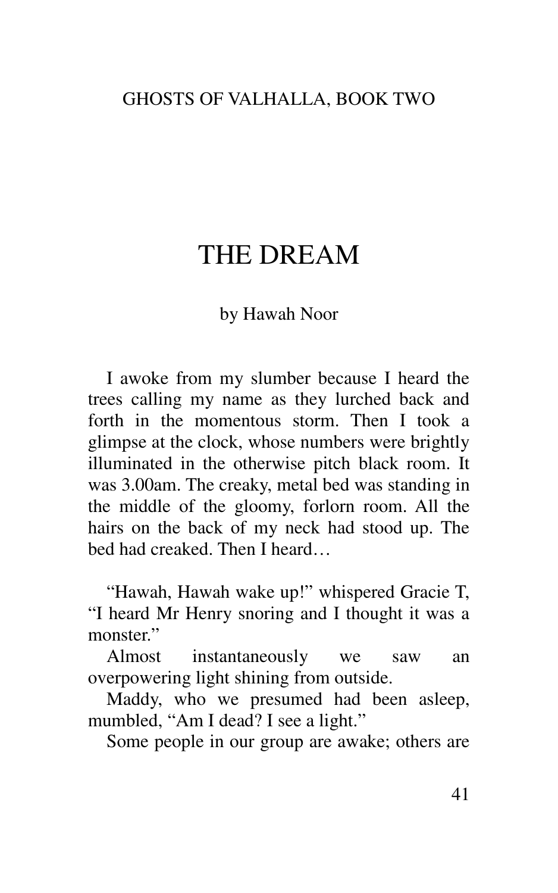# THE DREAM

by Hawah Noor

I awoke from my slumber because I heard the trees calling my name as they lurched back and forth in the momentous storm. Then I took a glimpse at the clock, whose numbers were brightly illuminated in the otherwise pitch black room. It was 3.00am. The creaky, metal bed was standing in the middle of the gloomy, forlorn room. All the hairs on the back of my neck had stood up. The bed had creaked. Then I heard…

"Hawah, Hawah wake up!" whispered Gracie T, "I heard Mr Henry snoring and I thought it was a monster."

Almost instantaneously we saw an overpowering light shining from outside.

Maddy, who we presumed had been asleep, mumbled, "Am I dead? I see a light."

Some people in our group are awake; others are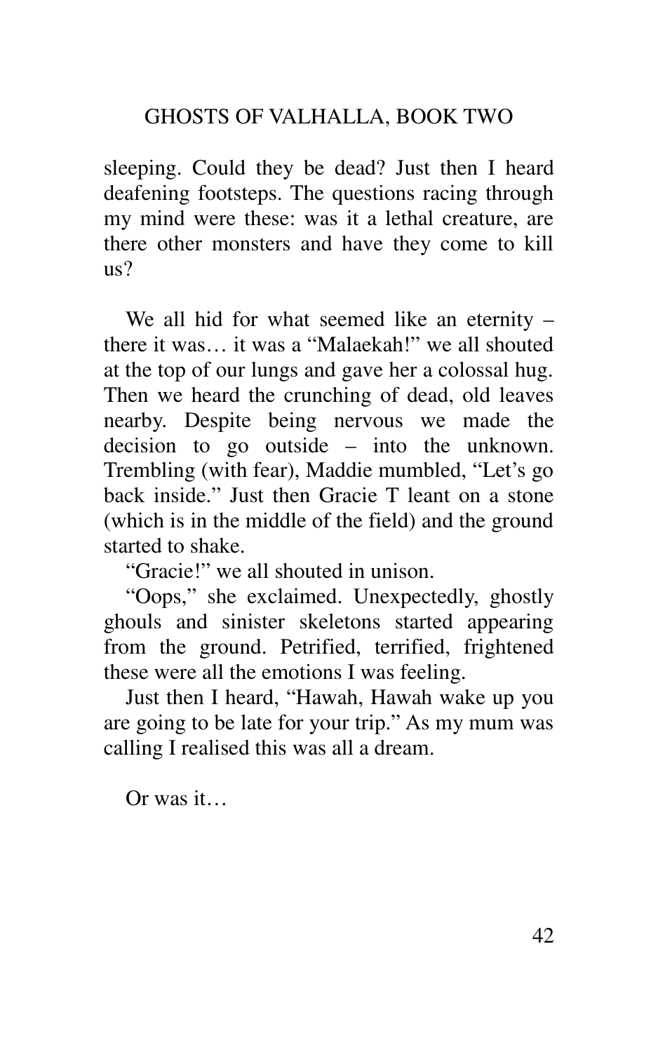sleeping. Could they be dead? Just then I heard deafening footsteps. The questions racing through my mind were these: was it a lethal creature, are there other monsters and have they come to kill us?

We all hid for what seemed like an eternity – there it was… it was a "Malaekah!" we all shouted at the top of our lungs and gave her a colossal hug. Then we heard the crunching of dead, old leaves nearby. Despite being nervous we made the decision to go outside – into the unknown. Trembling (with fear), Maddie mumbled, "Let's go back inside." Just then Gracie T leant on a stone (which is in the middle of the field) and the ground started to shake.

"Gracie!" we all shouted in unison.

"Oops," she exclaimed. Unexpectedly, ghostly ghouls and sinister skeletons started appearing from the ground. Petrified, terrified, frightened these were all the emotions I was feeling.

Just then I heard, "Hawah, Hawah wake up you are going to be late for your trip." As my mum was calling I realised this was all a dream.

Or was it…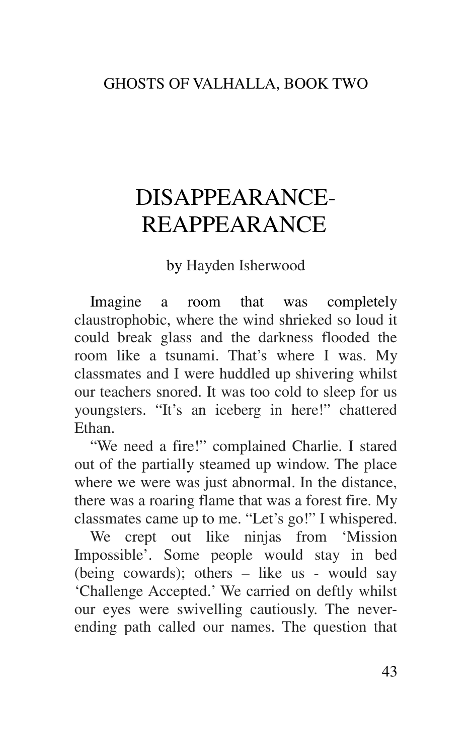# DISAPPEARANCE-REAPPEARANCE

by Hayden Isherwood

Imagine a room that was completely claustrophobic, where the wind shrieked so loud it could break glass and the darkness flooded the room like a tsunami. That's where I was. My classmates and I were huddled up shivering whilst our teachers snored. It was too cold to sleep for us youngsters. "It's an iceberg in here!" chattered Ethan.

"We need a fire!" complained Charlie. I stared out of the partially steamed up window. The place where we were was just abnormal. In the distance, there was a roaring flame that was a forest fire. My classmates came up to me. "Let's go!" I whispered.

We crept out like ninjas from 'Mission Impossible'. Some people would stay in bed (being cowards); others – like us - would say 'Challenge Accepted.' We carried on deftly whilst our eyes were swivelling cautiously. The never-ending path called our names. The question that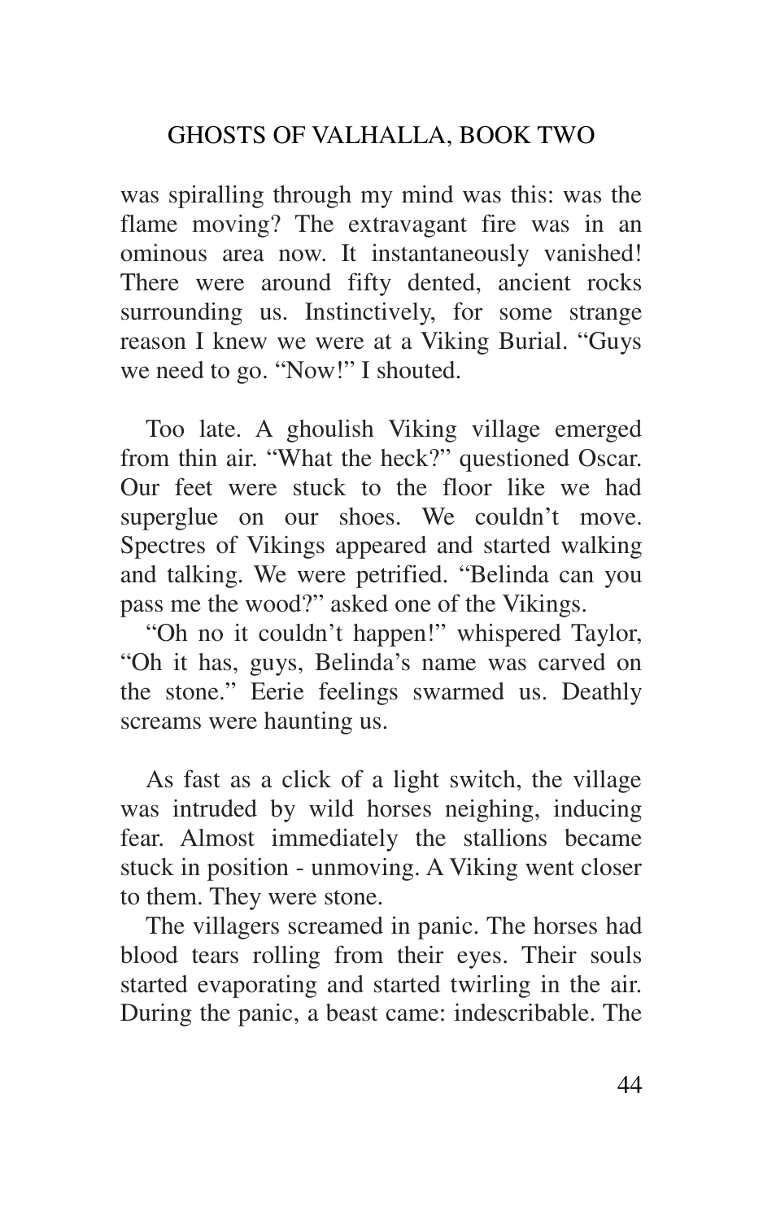was spiralling through my mind was this: was the flame moving? The extravagant fire was in an ominous area now. It instantaneously vanished! There were around fifty dented, ancient rocks surrounding us. Instinctively, for some strange reason I knew we were at a Viking Burial. "Guys we need to go. "Now!" I shouted.

Too late. A ghoulish Viking village emerged from thin air. "What the heck?" questioned Oscar. Our feet were stuck to the floor like we had superglue on our shoes. We couldn't move. Spectres of Vikings appeared and started walking and talking. We were petrified. "Belinda can you pass me the wood?" asked one of the Vikings.

"Oh no it couldn't happen!" whispered Taylor, "Oh it has, guys, Belinda's name was carved on the stone." Eerie feelings swarmed us. Deathly screams were haunting us.

As fast as a click of a light switch, the village was intruded by wild horses neighing, inducing fear. Almost immediately the stallions became stuck in position - unmoving. A Viking went closer to them. They were stone.

The villagers screamed in panic. The horses had blood tears rolling from their eyes. Their souls started evaporating and started twirling in the air. During the panic, a beast came: indescribable. The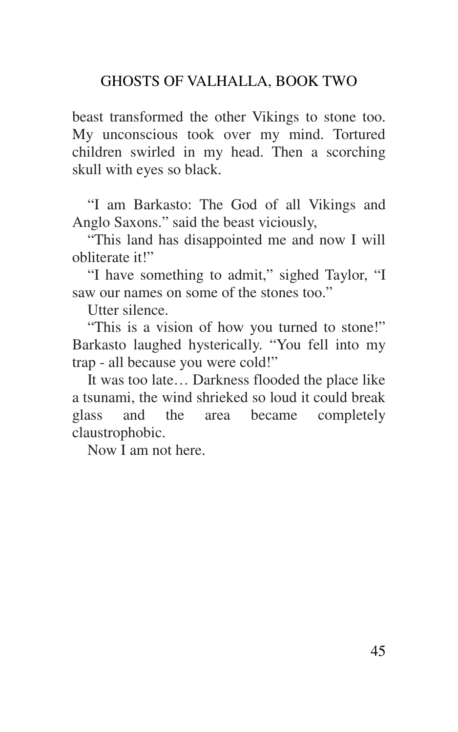beast transformed the other Vikings to stone too. My unconscious took over my mind. Tortured children swirled in my head. Then a scorching skull with eyes so black.

"I am Barkasto: The God of all Vikings and Anglo Saxons." said the beast viciously,

"This land has disappointed me and now I will obliterate it!"

"I have something to admit," sighed Taylor, "I saw our names on some of the stones too."

Utter silence.

"This is a vision of how you turned to stone!" Barkasto laughed hysterically. "You fell into my trap - all because you were cold!"

It was too late… Darkness flooded the place like a tsunami, the wind shrieked so loud it could break glass and the area became completely claustrophobic.

Now I am not here.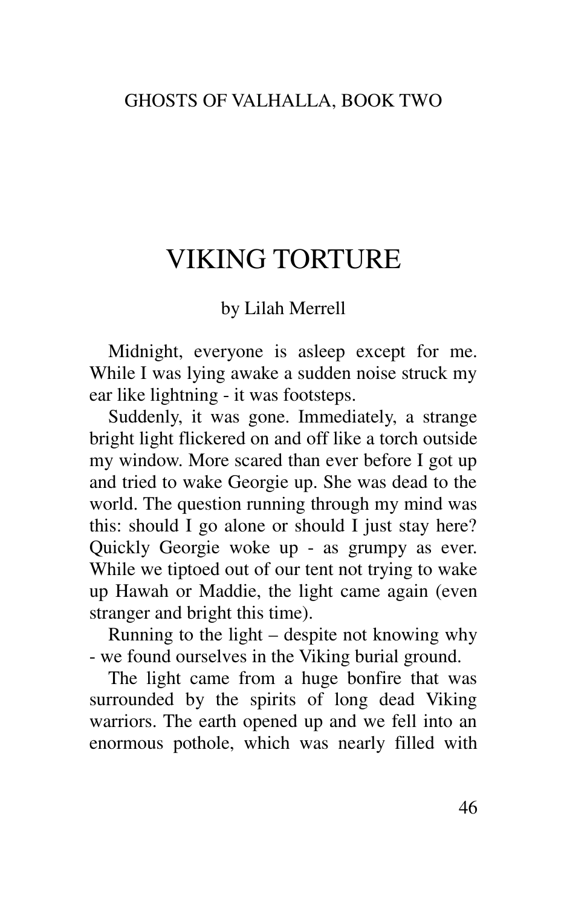# VIKING TORTURE

by Lilah Merrell

Midnight, everyone is asleep except for me. While I was lying awake a sudden noise struck my ear like lightning - it was footsteps.

Suddenly, it was gone. Immediately, a strange bright light flickered on and off like a torch outside my window. More scared than ever before I got up and tried to wake Georgie up. She was dead to the world. The question running through my mind was this: should I go alone or should I just stay here? Quickly Georgie woke up - as grumpy as ever. While we tiptoed out of our tent not trying to wake up Hawah or Maddie, the light came again (even stranger and bright this time).

Running to the light – despite not knowing why - we found ourselves in the Viking burial ground.

The light came from a huge bonfire that was surrounded by the spirits of long dead Viking warriors. The earth opened up and we fell into an enormous pothole, which was nearly filled with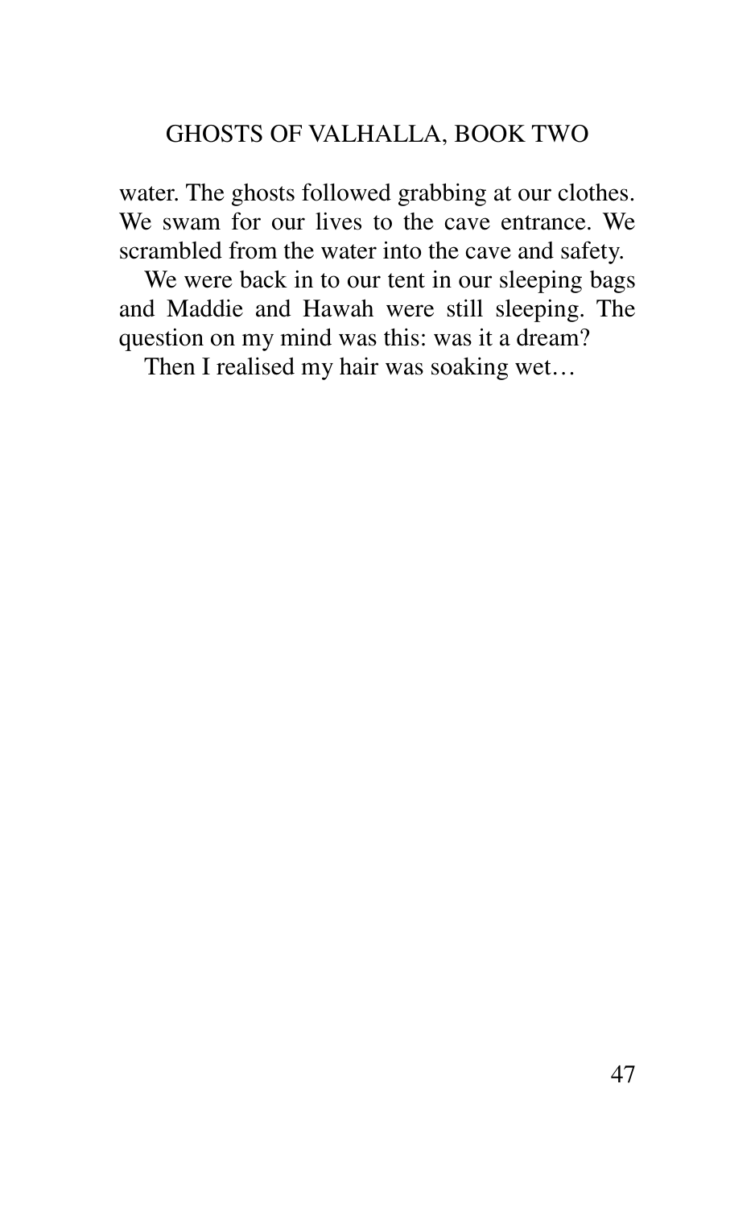water. The ghosts followed grabbing at our clothes. We swam for our lives to the cave entrance. We scrambled from the water into the cave and safety.

We were back in to our tent in our sleeping bags and Maddie and Hawah were still sleeping. The question on my mind was this: was it a dream?

Then I realised my hair was soaking wet…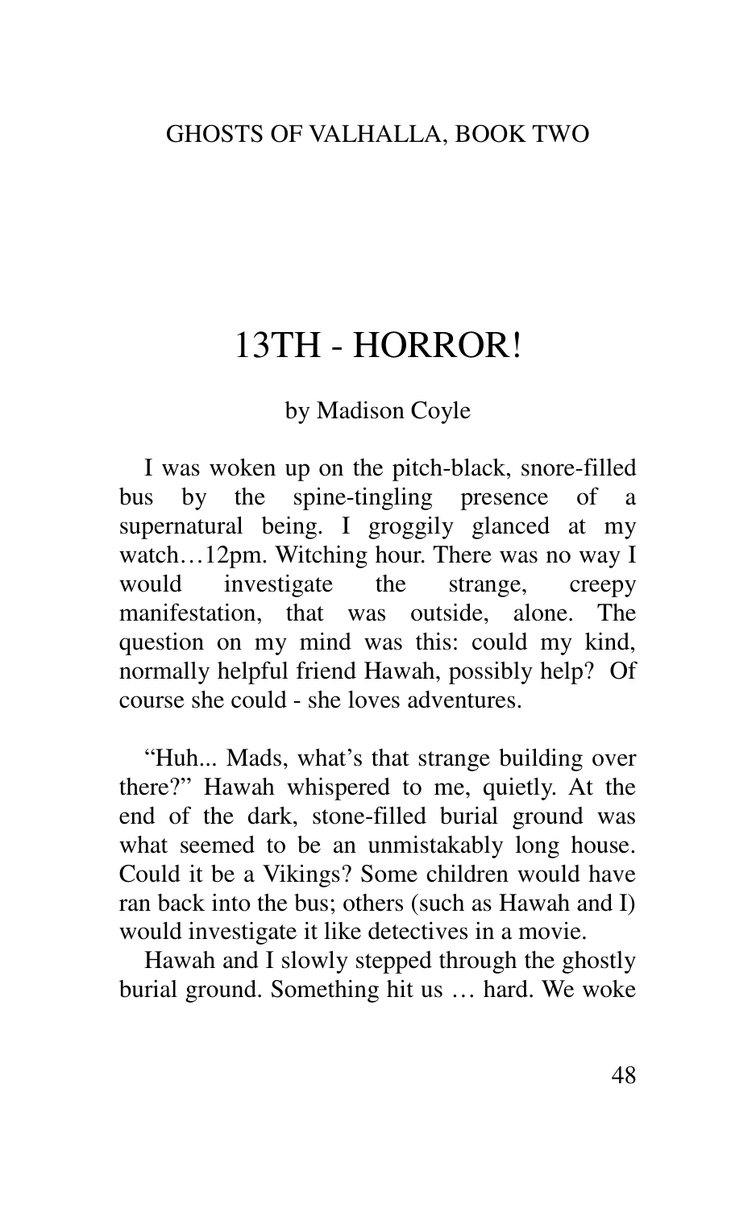# 13TH - HORROR!

by Madison Coyle

I was woken up on the pitch-black, snore-filled bus by the spine-tingling presence of a supernatural being. I groggily glanced at my watch…12pm. Witching hour. There was no way I would investigate the strange, creepy manifestation, that was outside, alone. The question on my mind was this: could my kind, normally helpful friend Hawah, possibly help? Of course she could - she loves adventures.

"Huh... Mads, what's that strange building over there?" Hawah whispered to me, quietly. At the end of the dark, stone-filled burial ground was what seemed to be an unmistakably long house. Could it be a Vikings? Some children would have ran back into the bus; others (such as Hawah and I) would investigate it like detectives in a movie.

Hawah and I slowly stepped through the ghostly burial ground. Something hit us … hard. We woke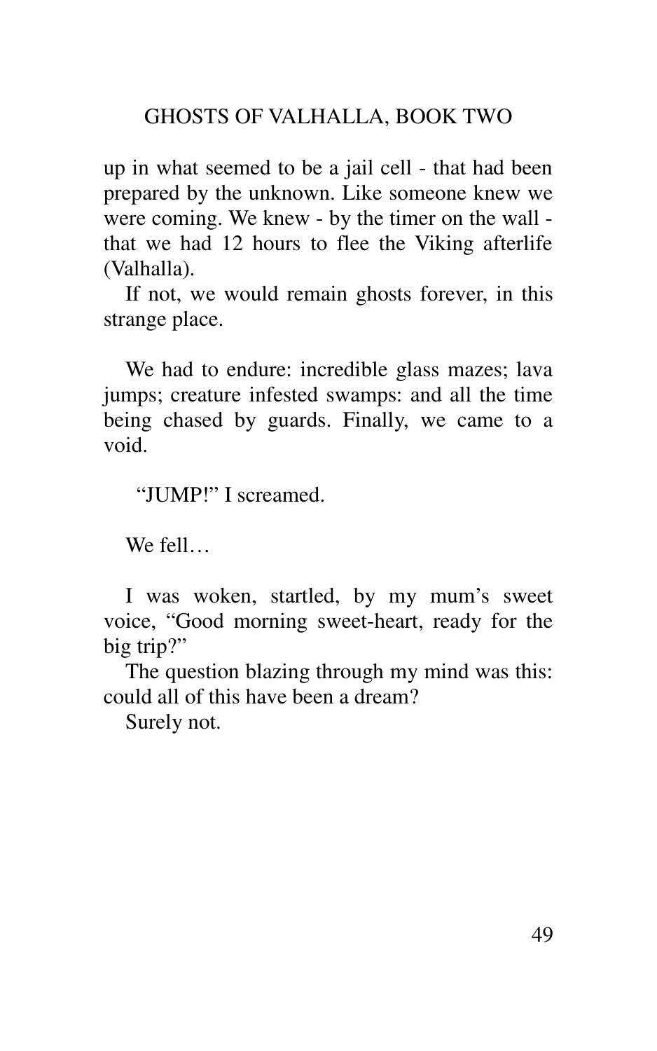up in what seemed to be a jail cell - that had been prepared by the unknown. Like someone knew we were coming. We knew - by the timer on the wall - that we had 12 hours to flee the Viking afterlife (Valhalla).

If not, we would remain ghosts forever, in this strange place.

We had to endure: incredible glass mazes; lava jumps; creature infested swamps: and all the time being chased by guards. Finally, we came to a void.

"JUMP!" I screamed.

We fell…

I was woken, startled, by my mum's sweet voice, "Good morning sweet-heart, ready for the big trip?"

The question blazing through my mind was this: could all of this have been a dream?

Surely not.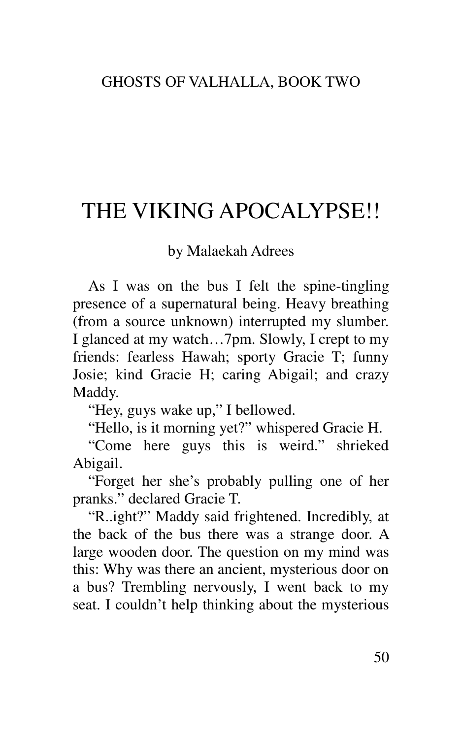# THE VIKING APOCALYPSE!!

by Malaekah Adrees

As I was on the bus I felt the spine-tingling presence of a supernatural being. Heavy breathing (from a source unknown) interrupted my slumber. I glanced at my watch…7pm. Slowly, I crept to my friends: fearless Hawah; sporty Gracie T; funny Josie; kind Gracie H; caring Abigail; and crazy Maddy.

"Hey, guys wake up," I bellowed.

"Hello, is it morning yet?" whispered Gracie H.

"Come here guys this is weird." shrieked Abigail.

"Forget her she's probably pulling one of her pranks." declared Gracie T.

"R..ight?" Maddy said frightened. Incredibly, at the back of the bus there was a strange door. A large wooden door. The question on my mind was this: Why was there an ancient, mysterious door on a bus? Trembling nervously, I went back to my seat. I couldn't help thinking about the mysterious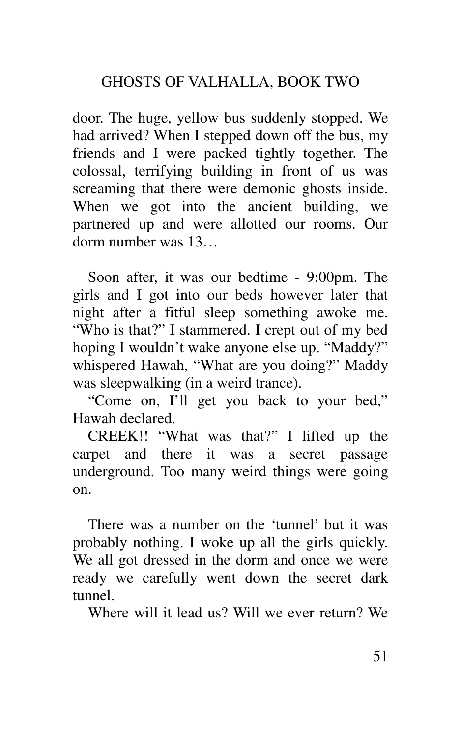door. The huge, yellow bus suddenly stopped. We had arrived? When I stepped down off the bus, my friends and I were packed tightly together. The colossal, terrifying building in front of us was screaming that there were demonic ghosts inside. When we got into the ancient building, we partnered up and were allotted our rooms. Our dorm number was 13…

Soon after, it was our bedtime - 9:00pm. The girls and I got into our beds however later that night after a fitful sleep something awoke me. "Who is that?" I stammered. I crept out of my bed hoping I wouldn't wake anyone else up. "Maddy?" whispered Hawah, "What are you doing?" Maddy was sleepwalking (in a weird trance).

"Come on, I'll get you back to your bed," Hawah declared.

CREEK!! "What was that?" I lifted up the carpet and there it was a secret passage underground. Too many weird things were going on.

There was a number on the 'tunnel' but it was probably nothing. I woke up all the girls quickly. We all got dressed in the dorm and once we were ready we carefully went down the secret dark tunnel.

Where will it lead us? Will we ever return? We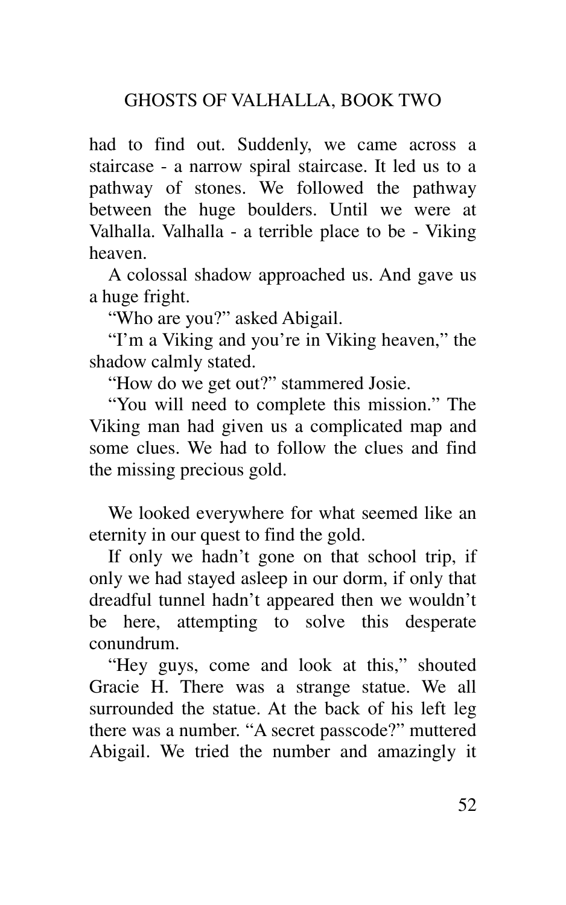had to find out. Suddenly, we came across a staircase - a narrow spiral staircase. It led us to a pathway of stones. We followed the pathway between the huge boulders. Until we were at Valhalla. Valhalla - a terrible place to be - Viking heaven.

A colossal shadow approached us. And gave us a huge fright.

"Who are you?" asked Abigail.

"I'm a Viking and you're in Viking heaven," the shadow calmly stated.

"How do we get out?" stammered Josie.

"You will need to complete this mission." The Viking man had given us a complicated map and some clues. We had to follow the clues and find the missing precious gold.

We looked everywhere for what seemed like an eternity in our quest to find the gold.

If only we hadn't gone on that school trip, if only we had stayed asleep in our dorm, if only that dreadful tunnel hadn't appeared then we wouldn't be here, attempting to solve this desperate conundrum.

"Hey guys, come and look at this," shouted Gracie H. There was a strange statue. We all surrounded the statue. At the back of his left leg there was a number. "A secret passcode?" muttered Abigail. We tried the number and amazingly it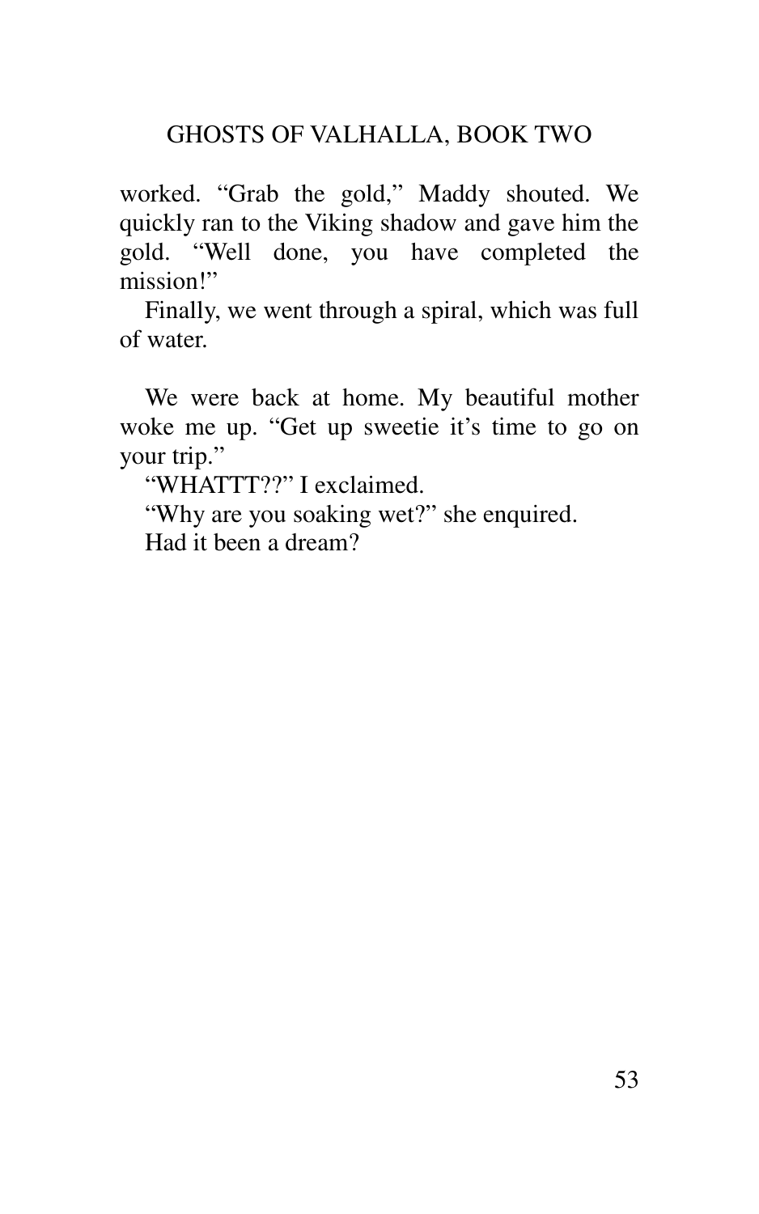worked. “Grab the gold,” Maddy shouted. We quickly ran to the Viking shadow and gave him the gold. “Well done, you have completed the mission!”

Finally, we went through a spiral, which was full of water.

We were back at home. My beautiful mother woke me up. “Get up sweetie it’s time to go on your trip.”

“WHATTT??” I exclaimed.

“Why are you soaking wet?” she enquired.

Had it been a dream?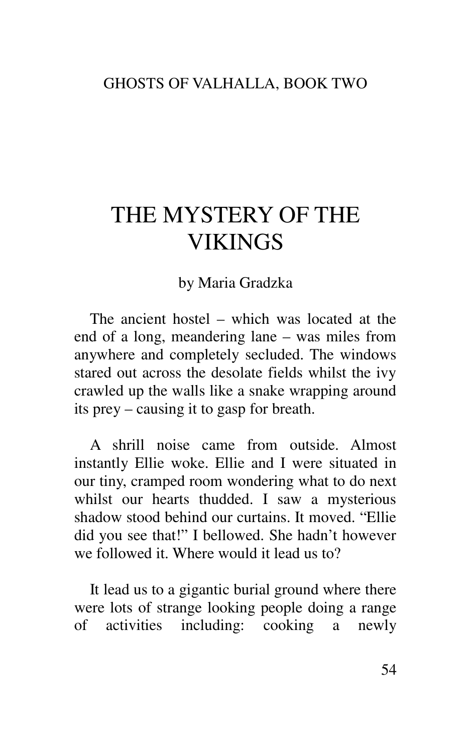# THE MYSTERY OF THE VIKINGS

by Maria Gradzka

The ancient hostel – which was located at the end of a long, meandering lane – was miles from anywhere and completely secluded. The windows stared out across the desolate fields whilst the ivy crawled up the walls like a snake wrapping around its prey – causing it to gasp for breath.

A shrill noise came from outside. Almost instantly Ellie woke. Ellie and I were situated in our tiny, cramped room wondering what to do next whilst our hearts thudded. I saw a mysterious shadow stood behind our curtains. It moved. "Ellie did you see that!" I bellowed. She hadn't however we followed it. Where would it lead us to?

It lead us to a gigantic burial ground where there were lots of strange looking people doing a range of activities including: cooking a newly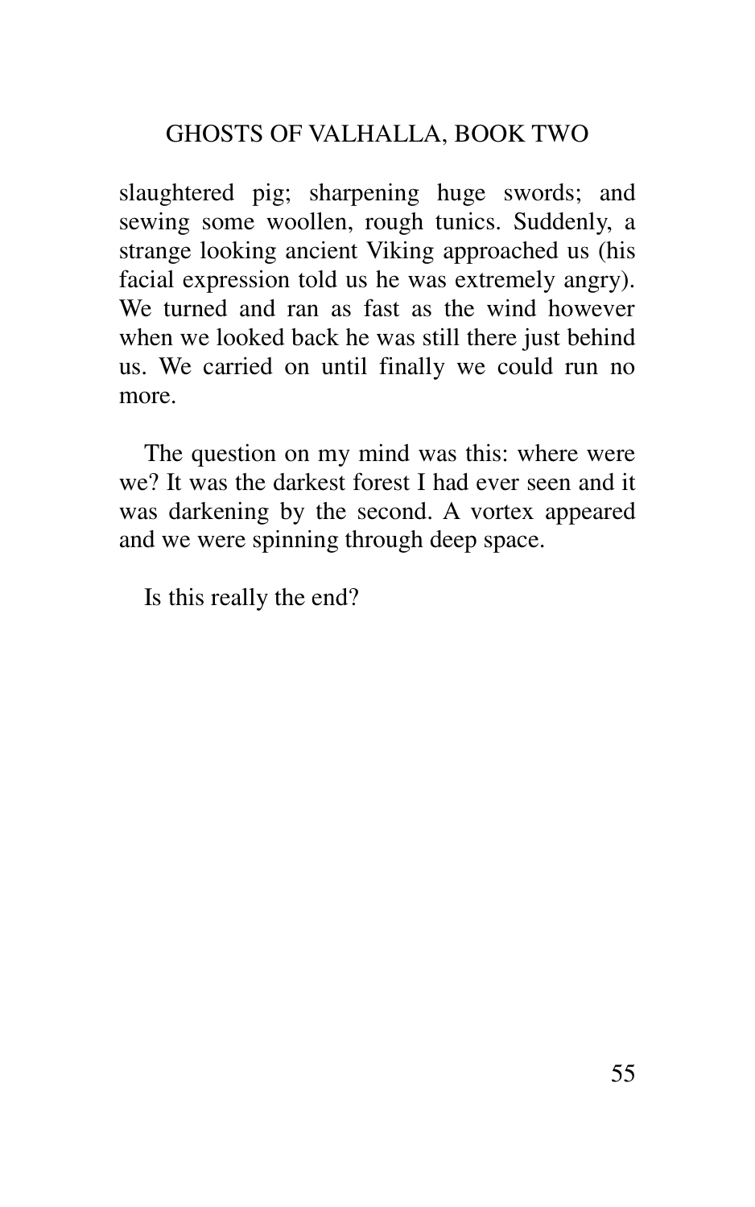slaughtered pig; sharpening huge swords; and sewing some woollen, rough tunics. Suddenly, a strange looking ancient Viking approached us (his facial expression told us he was extremely angry). We turned and ran as fast as the wind however when we looked back he was still there just behind us. We carried on until finally we could run no more.

The question on my mind was this: where were we? It was the darkest forest I had ever seen and it was darkening by the second. A vortex appeared and we were spinning through deep space.

Is this really the end?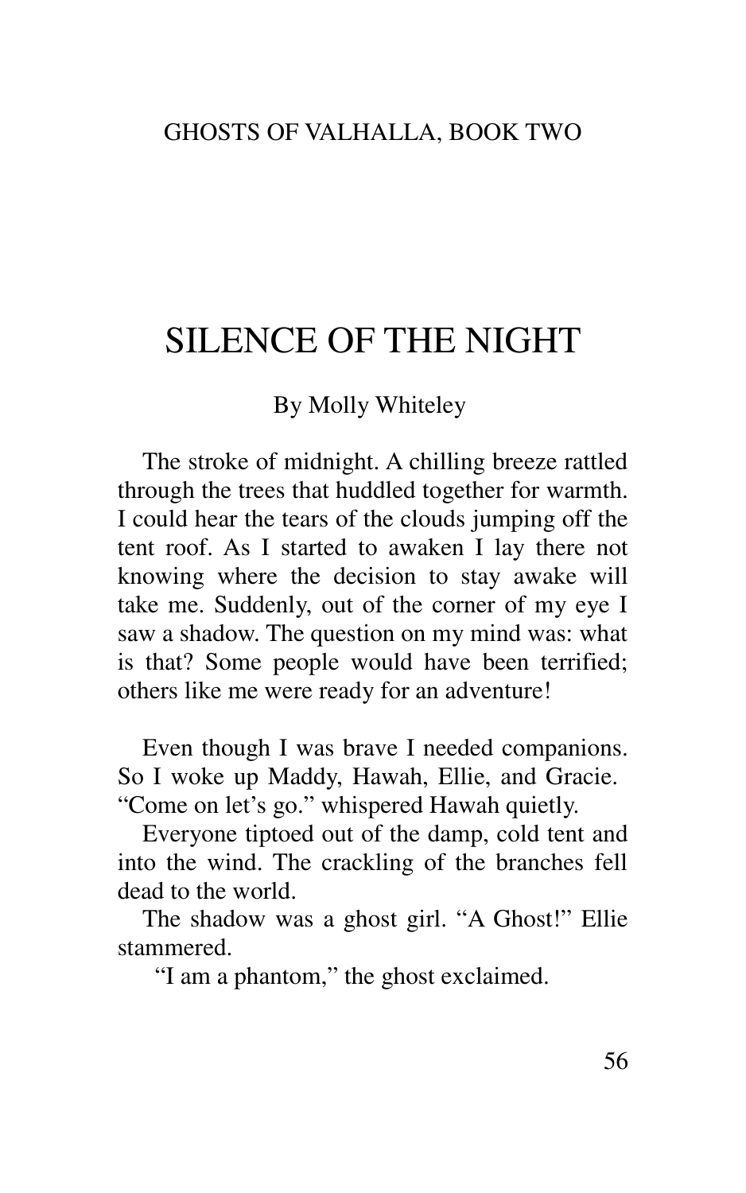# SILENCE OF THE NIGHT

By Molly Whiteley

The stroke of midnight. A chilling breeze rattled through the trees that huddled together for warmth. I could hear the tears of the clouds jumping off the tent roof. As I started to awaken I lay there not knowing where the decision to stay awake will take me. Suddenly, out of the corner of my eye I saw a shadow. The question on my mind was: what is that? Some people would have been terrified; others like me were ready for an adventure!

Even though I was brave I needed companions. So I woke up Maddy, Hawah, Ellie, and Gracie. "Come on let's go." whispered Hawah quietly.

Everyone tiptoed out of the damp, cold tent and into the wind. The crackling of the branches fell dead to the world.

The shadow was a ghost girl. "A Ghost!" Ellie stammered.

"I am a phantom," the ghost exclaimed.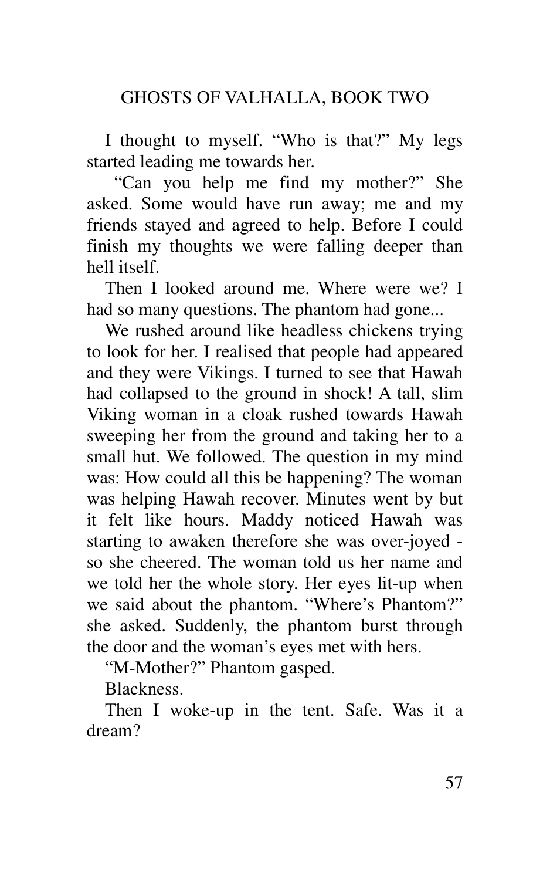I thought to myself. “Who is that?” My legs started leading me towards her.

“Can you help me find my mother?” She asked. Some would have run away; me and my friends stayed and agreed to help. Before I could finish my thoughts we were falling deeper than hell itself.

Then I looked around me. Where were we? I had so many questions. The phantom had gone...

We rushed around like headless chickens trying to look for her. I realised that people had appeared and they were Vikings. I turned to see that Hawah had collapsed to the ground in shock! A tall, slim Viking woman in a cloak rushed towards Hawah sweeping her from the ground and taking her to a small hut. We followed. The question in my mind was: How could all this be happening? The woman was helping Hawah recover. Minutes went by but it felt like hours. Maddy noticed Hawah was starting to awaken therefore she was over-joyed - so she cheered. The woman told us her name and we told her the whole story. Her eyes lit-up when we said about the phantom. “Where’s Phantom?” she asked. Suddenly, the phantom burst through the door and the woman’s eyes met with hers.

“M-Mother?” Phantom gasped.

Blackness.

Then I woke-up in the tent. Safe. Was it a dream?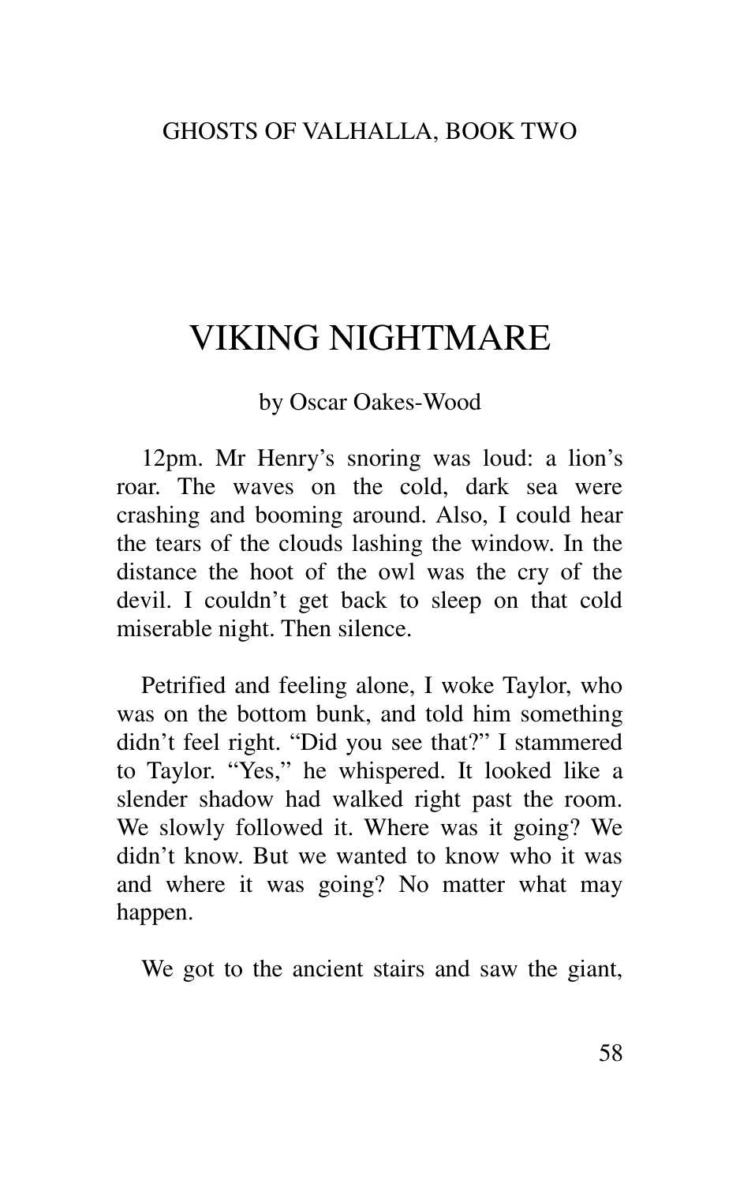# VIKING NIGHTMARE

by Oscar Oakes-Wood

12pm. Mr Henry's snoring was loud: a lion's roar. The waves on the cold, dark sea were crashing and booming around. Also, I could hear the tears of the clouds lashing the window. In the distance the hoot of the owl was the cry of the devil. I couldn't get back to sleep on that cold miserable night. Then silence.

Petrified and feeling alone, I woke Taylor, who was on the bottom bunk, and told him something didn't feel right. "Did you see that?" I stammered to Taylor. "Yes," he whispered. It looked like a slender shadow had walked right past the room. We slowly followed it. Where was it going? We didn't know. But we wanted to know who it was and where it was going? No matter what may happen.

We got to the ancient stairs and saw the giant,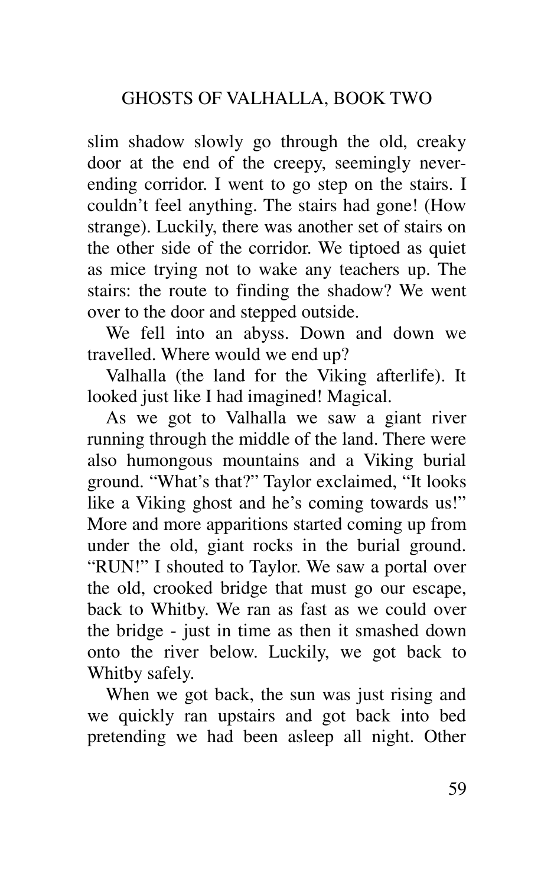slim shadow slowly go through the old, creaky door at the end of the creepy, seemingly never-ending corridor. I went to go step on the stairs. I couldn't feel anything. The stairs had gone! (How strange). Luckily, there was another set of stairs on the other side of the corridor. We tiptoed as quiet as mice trying not to wake any teachers up. The stairs: the route to finding the shadow? We went over to the door and stepped outside.

We fell into an abyss. Down and down we travelled. Where would we end up?

Valhalla (the land for the Viking afterlife). It looked just like I had imagined! Magical.

As we got to Valhalla we saw a giant river running through the middle of the land. There were also humongous mountains and a Viking burial ground. "What's that?" Taylor exclaimed, "It looks like a Viking ghost and he's coming towards us!" More and more apparitions started coming up from under the old, giant rocks in the burial ground. "RUN!" I shouted to Taylor. We saw a portal over the old, crooked bridge that must go our escape, back to Whitby. We ran as fast as we could over the bridge - just in time as then it smashed down onto the river below. Luckily, we got back to Whitby safely.

When we got back, the sun was just rising and we quickly ran upstairs and got back into bed pretending we had been asleep all night. Other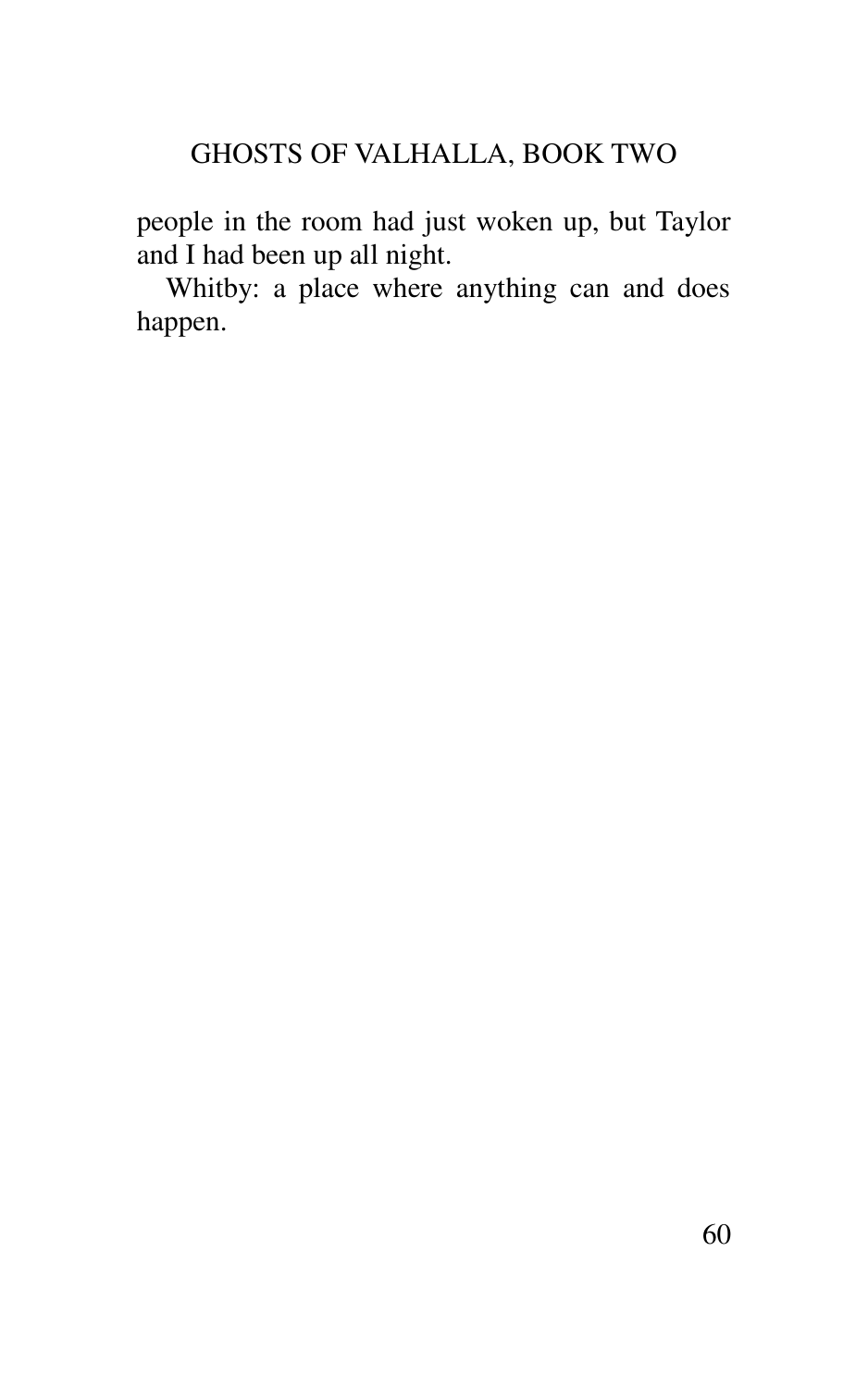people in the room had just woken up, but Taylor and I had been up all night.

Whitby: a place where anything can and does happen.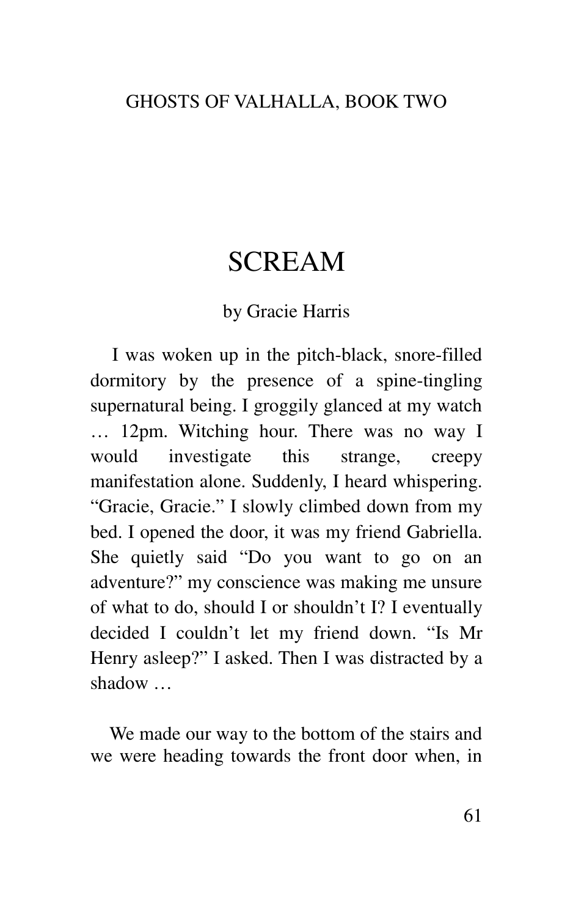# SCREAM

by Gracie Harris

I was woken up in the pitch-black, snore-filled dormitory by the presence of a spine-tingling supernatural being. I groggily glanced at my watch … 12pm. Witching hour. There was no way I would investigate this strange, creepy manifestation alone. Suddenly, I heard whispering. “Gracie, Gracie.” I slowly climbed down from my bed. I opened the door, it was my friend Gabriella. She quietly said “Do you want to go on an adventure?” my conscience was making me unsure of what to do, should I or shouldn’t I? I eventually decided I couldn’t let my friend down. “Is Mr Henry asleep?” I asked. Then I was distracted by a shadow …

We made our way to the bottom of the stairs and we were heading towards the front door when, in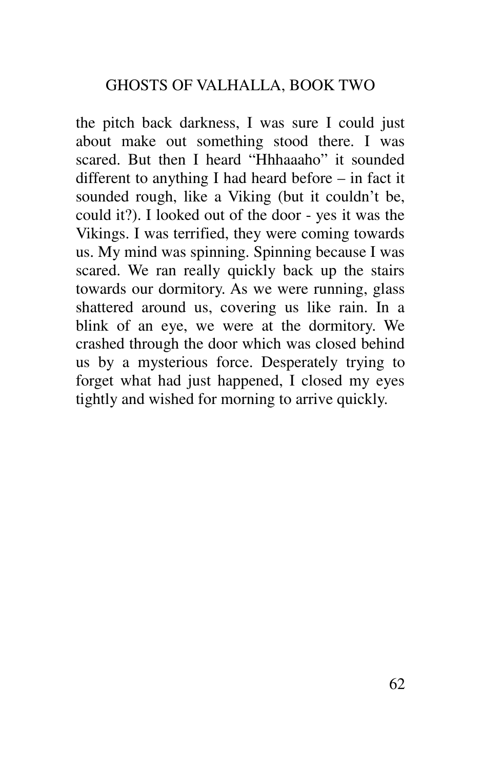the pitch back darkness, I was sure I could just about make out something stood there. I was scared. But then I heard "Hhhaaaho" it sounded different to anything I had heard before – in fact it sounded rough, like a Viking (but it couldn't be, could it?). I looked out of the door - yes it was the Vikings. I was terrified, they were coming towards us. My mind was spinning. Spinning because I was scared. We ran really quickly back up the stairs towards our dormitory. As we were running, glass shattered around us, covering us like rain. In a blink of an eye, we were at the dormitory. We crashed through the door which was closed behind us by a mysterious force. Desperately trying to forget what had just happened, I closed my eyes tightly and wished for morning to arrive quickly.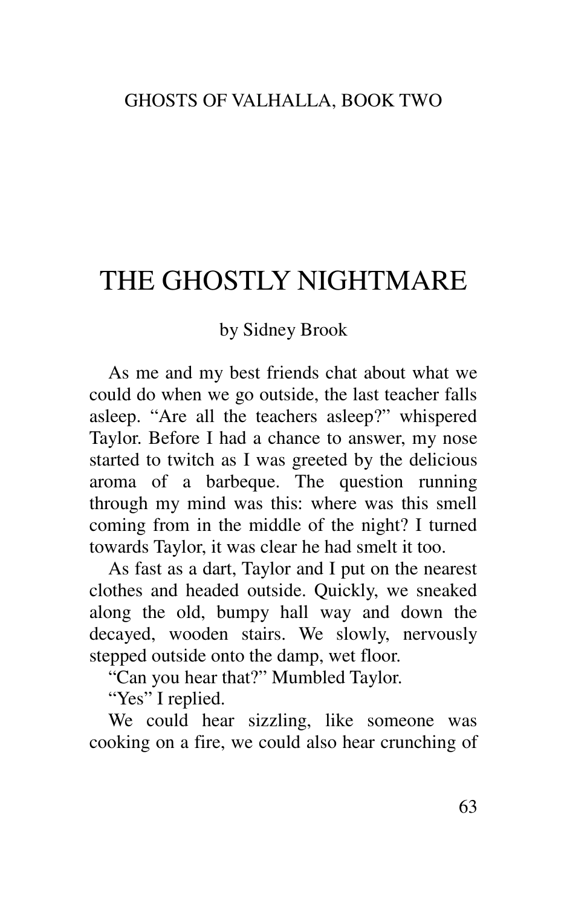# THE GHOSTLY NIGHTMARE

by Sidney Brook

As me and my best friends chat about what we could do when we go outside, the last teacher falls asleep. "Are all the teachers asleep?" whispered Taylor. Before I had a chance to answer, my nose started to twitch as I was greeted by the delicious aroma of a barbeque. The question running through my mind was this: where was this smell coming from in the middle of the night? I turned towards Taylor, it was clear he had smelt it too.

As fast as a dart, Taylor and I put on the nearest clothes and headed outside. Quickly, we sneaked along the old, bumpy hall way and down the decayed, wooden stairs. We slowly, nervously stepped outside onto the damp, wet floor.

"Can you hear that?" Mumbled Taylor.

"Yes" I replied.

We could hear sizzling, like someone was cooking on a fire, we could also hear crunching of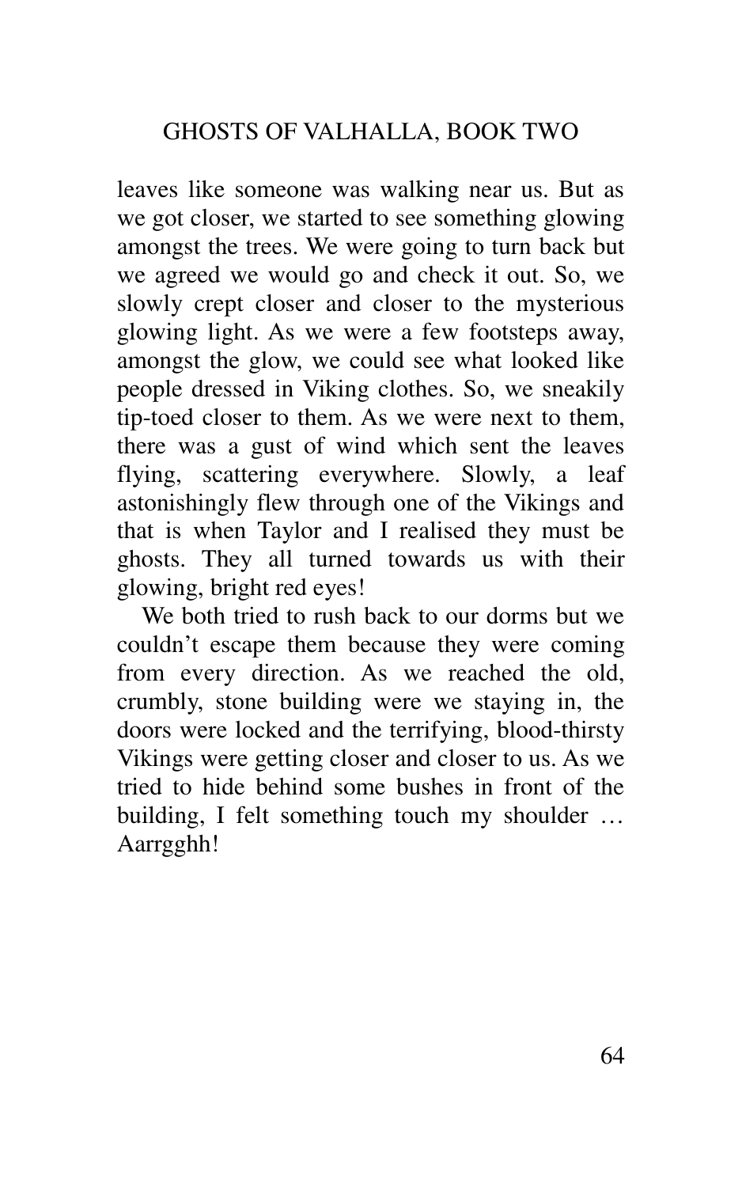leaves like someone was walking near us. But as we got closer, we started to see something glowing amongst the trees. We were going to turn back but we agreed we would go and check it out. So, we slowly crept closer and closer to the mysterious glowing light. As we were a few footsteps away, amongst the glow, we could see what looked like people dressed in Viking clothes. So, we sneakily tip-toed closer to them. As we were next to them, there was a gust of wind which sent the leaves flying, scattering everywhere. Slowly, a leaf astonishingly flew through one of the Vikings and that is when Taylor and I realised they must be ghosts. They all turned towards us with their glowing, bright red eyes!

We both tried to rush back to our dorms but we couldn't escape them because they were coming from every direction. As we reached the old, crumbly, stone building were we staying in, the doors were locked and the terrifying, blood-thirsty Vikings were getting closer and closer to us. As we tried to hide behind some bushes in front of the building, I felt something touch my shoulder … Aarrgghh!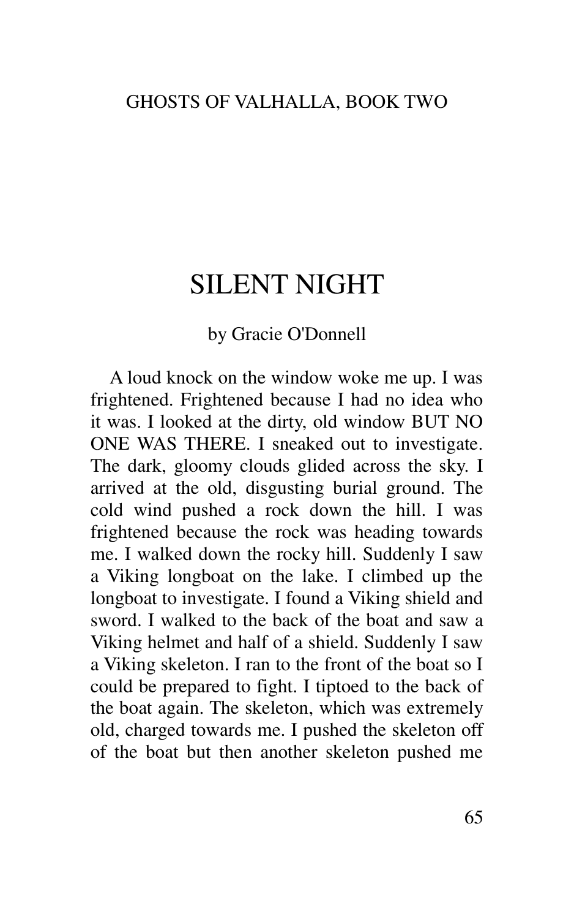# SILENT NIGHT

by Gracie O'Donnell

A loud knock on the window woke me up. I was frightened. Frightened because I had no idea who it was. I looked at the dirty, old window BUT NO ONE WAS THERE. I sneaked out to investigate. The dark, gloomy clouds glided across the sky. I arrived at the old, disgusting burial ground. The cold wind pushed a rock down the hill. I was frightened because the rock was heading towards me. I walked down the rocky hill. Suddenly I saw a Viking longboat on the lake. I climbed up the longboat to investigate. I found a Viking shield and sword. I walked to the back of the boat and saw a Viking helmet and half of a shield. Suddenly I saw a Viking skeleton. I ran to the front of the boat so I could be prepared to fight. I tiptoed to the back of the boat again. The skeleton, which was extremely old, charged towards me. I pushed the skeleton off of the boat but then another skeleton pushed me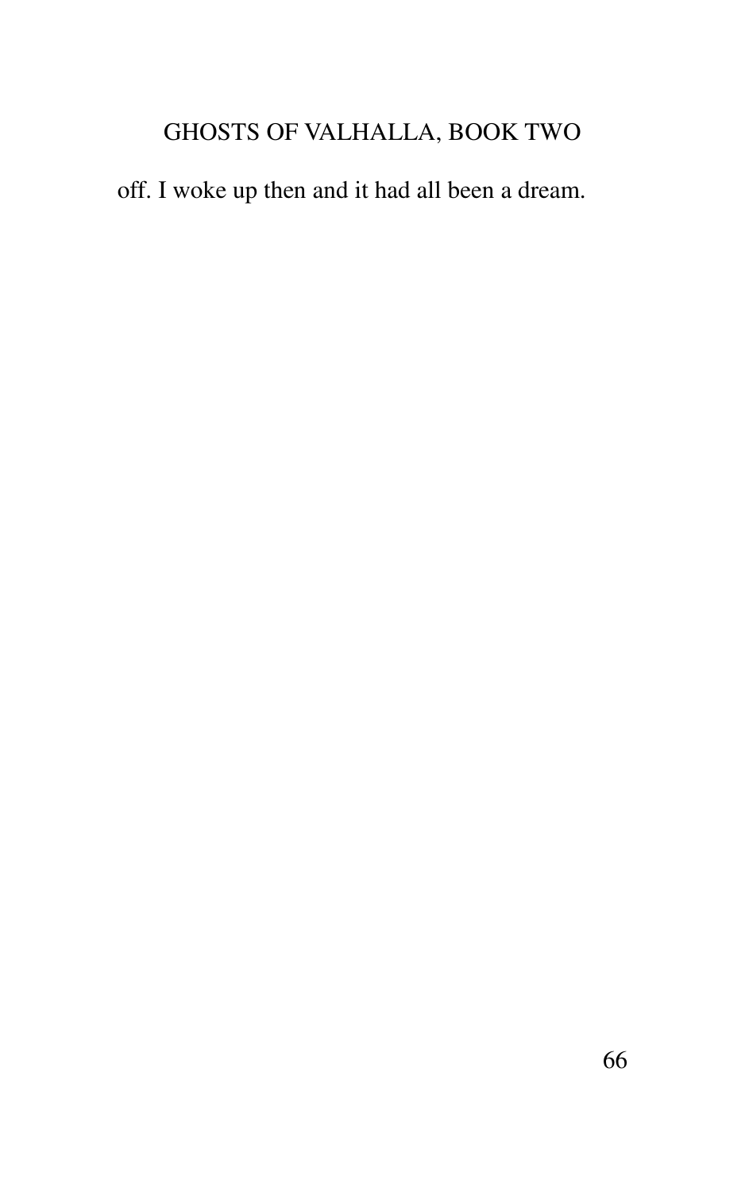off. I woke up then and it had all been a dream.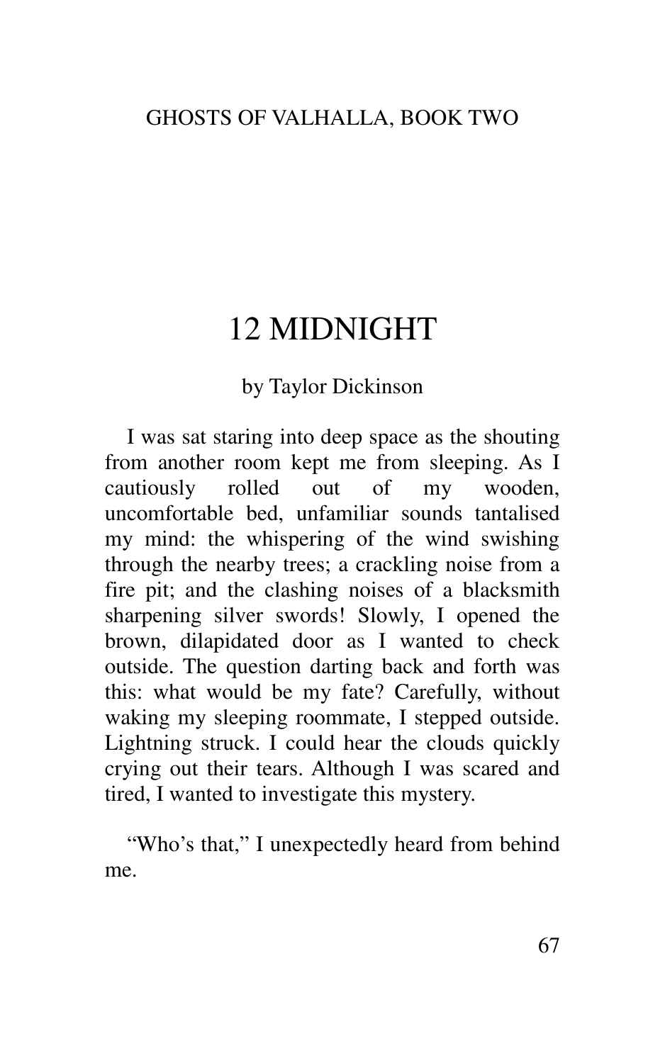# 12 MIDNIGHT

by Taylor Dickinson

I was sat staring into deep space as the shouting from another room kept me from sleeping. As I cautiously rolled out of my wooden, uncomfortable bed, unfamiliar sounds tantalised my mind: the whispering of the wind swishing through the nearby trees; a crackling noise from a fire pit; and the clashing noises of a blacksmith sharpening silver swords! Slowly, I opened the brown, dilapidated door as I wanted to check outside. The question darting back and forth was this: what would be my fate? Carefully, without waking my sleeping roommate, I stepped outside. Lightning struck. I could hear the clouds quickly crying out their tears. Although I was scared and tired, I wanted to investigate this mystery.

"Who's that," I unexpectedly heard from behind me.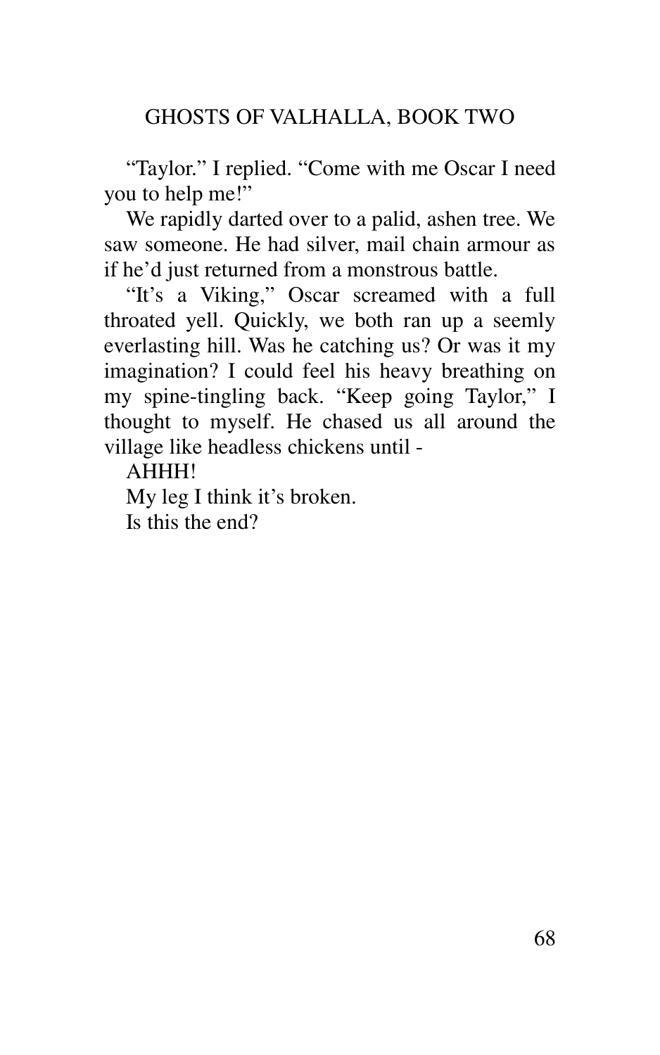"Taylor." I replied. "Come with me Oscar I need you to help me!"

We rapidly darted over to a palid, ashen tree. We saw someone. He had silver, mail chain armour as if he'd just returned from a monstrous battle.

"It's a Viking," Oscar screamed with a full throated yell. Quickly, we both ran up a seemly everlasting hill. Was he catching us? Or was it my imagination? I could feel his heavy breathing on my spine-tingling back. "Keep going Taylor," I thought to myself. He chased us all around the village like headless chickens until -

AHHH!

My leg I think it's broken.

Is this the end?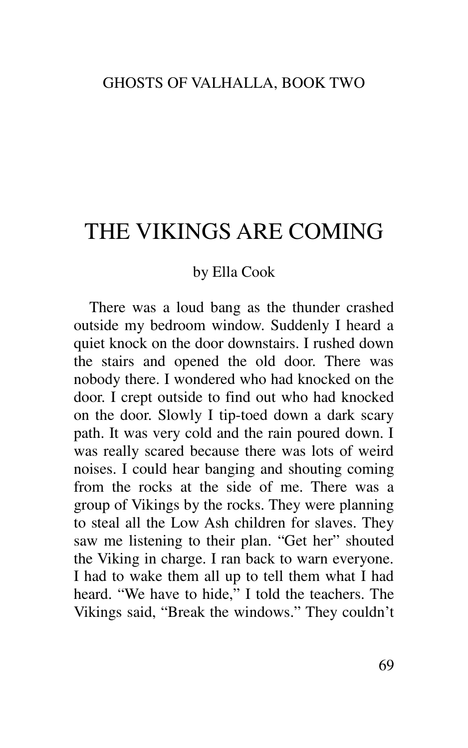# THE VIKINGS ARE COMING

by Ella Cook

There was a loud bang as the thunder crashed outside my bedroom window. Suddenly I heard a quiet knock on the door downstairs. I rushed down the stairs and opened the old door. There was nobody there. I wondered who had knocked on the door. I crept outside to find out who had knocked on the door. Slowly I tip-toed down a dark scary path. It was very cold and the rain poured down. I was really scared because there was lots of weird noises. I could hear banging and shouting coming from the rocks at the side of me. There was a group of Vikings by the rocks. They were planning to steal all the Low Ash children for slaves. They saw me listening to their plan. "Get her" shouted the Viking in charge. I ran back to warn everyone. I had to wake them all up to tell them what I had heard. "We have to hide," I told the teachers. The Vikings said, "Break the windows." They couldn't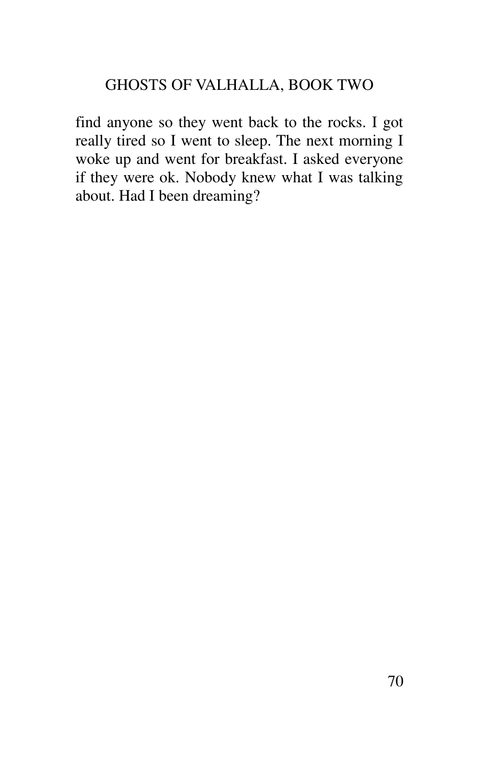find anyone so they went back to the rocks. I got really tired so I went to sleep. The next morning I woke up and went for breakfast. I asked everyone if they were ok. Nobody knew what I was talking about. Had I been dreaming?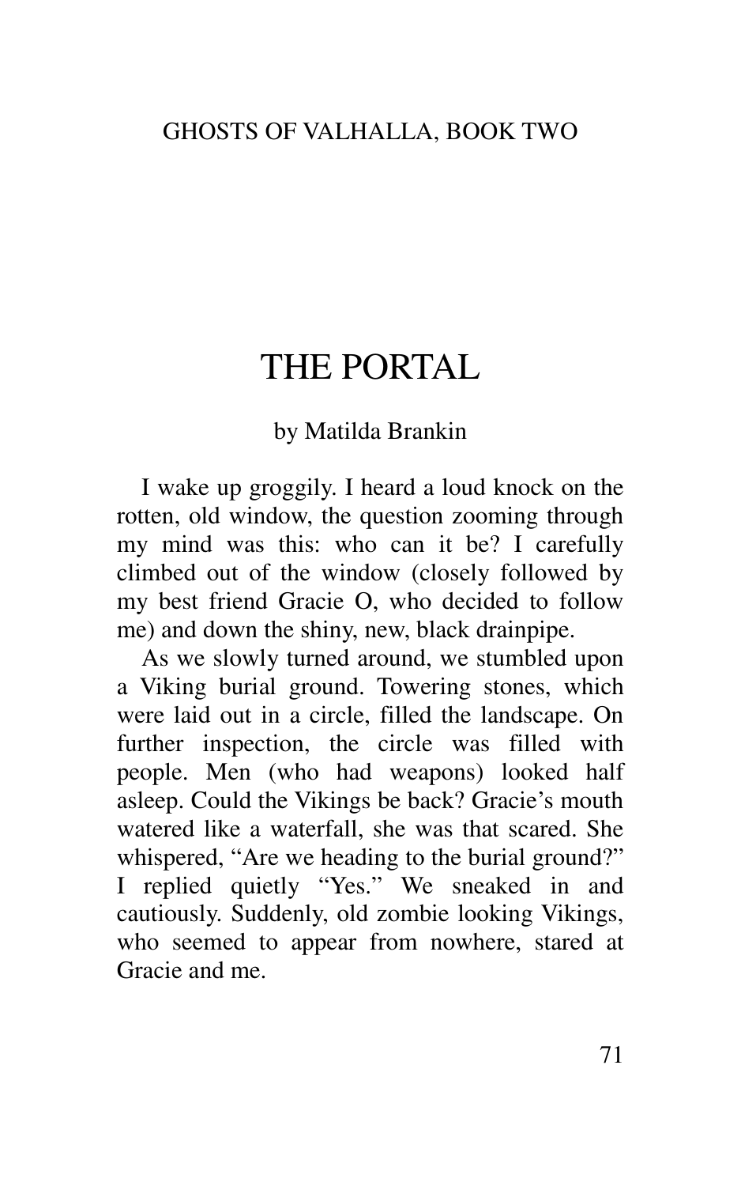# THE PORTAL

by Matilda Brankin

I wake up groggily. I heard a loud knock on the rotten, old window, the question zooming through my mind was this: who can it be? I carefully climbed out of the window (closely followed by my best friend Gracie O, who decided to follow me) and down the shiny, new, black drainpipe.

As we slowly turned around, we stumbled upon a Viking burial ground. Towering stones, which were laid out in a circle, filled the landscape. On further inspection, the circle was filled with people. Men (who had weapons) looked half asleep. Could the Vikings be back? Gracie's mouth watered like a waterfall, she was that scared. She whispered, "Are we heading to the burial ground?" I replied quietly "Yes." We sneaked in and cautiously. Suddenly, old zombie looking Vikings, who seemed to appear from nowhere, stared at Gracie and me.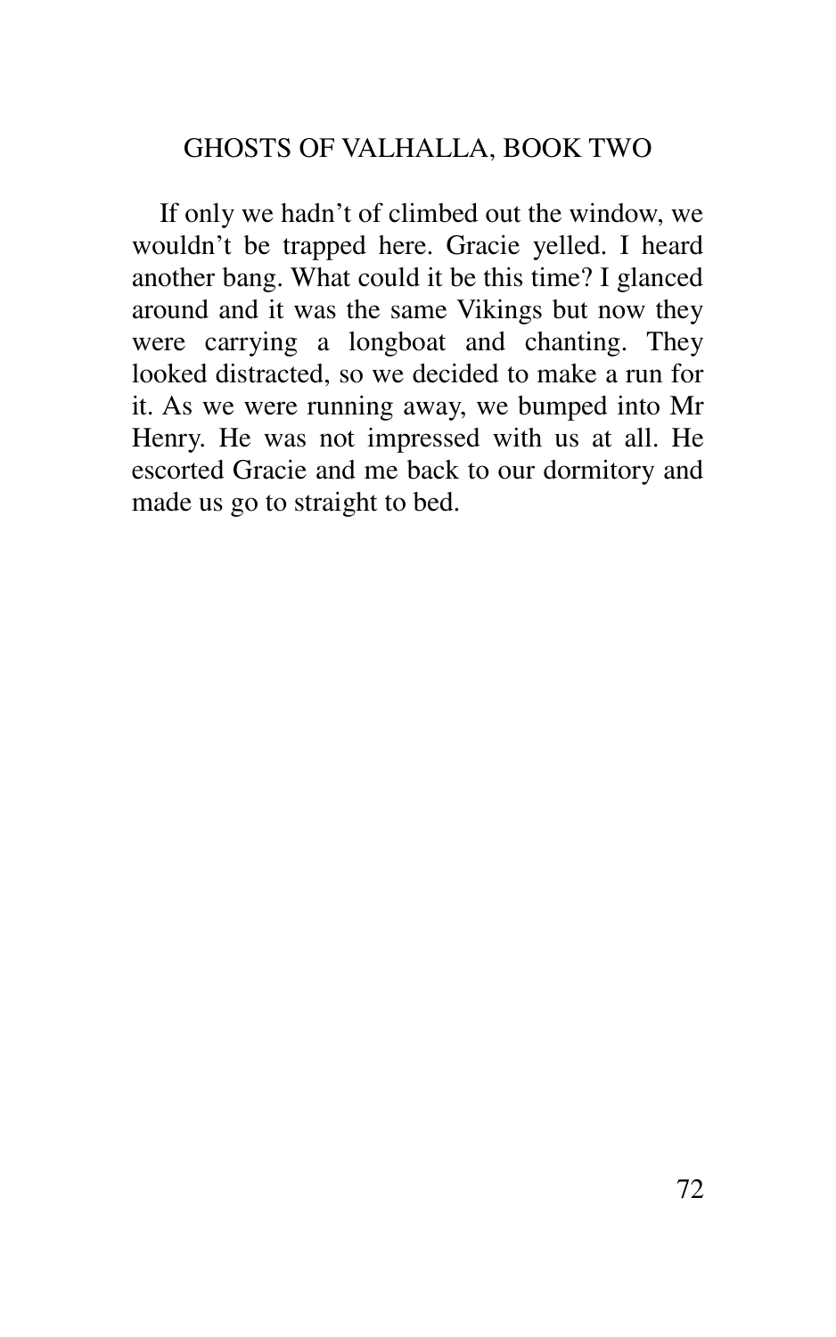If only we hadn't of climbed out the window, we wouldn't be trapped here. Gracie yelled. I heard another bang. What could it be this time? I glanced around and it was the same Vikings but now they were carrying a longboat and chanting. They looked distracted, so we decided to make a run for it. As we were running away, we bumped into Mr Henry. He was not impressed with us at all. He escorted Gracie and me back to our dormitory and made us go to straight to bed.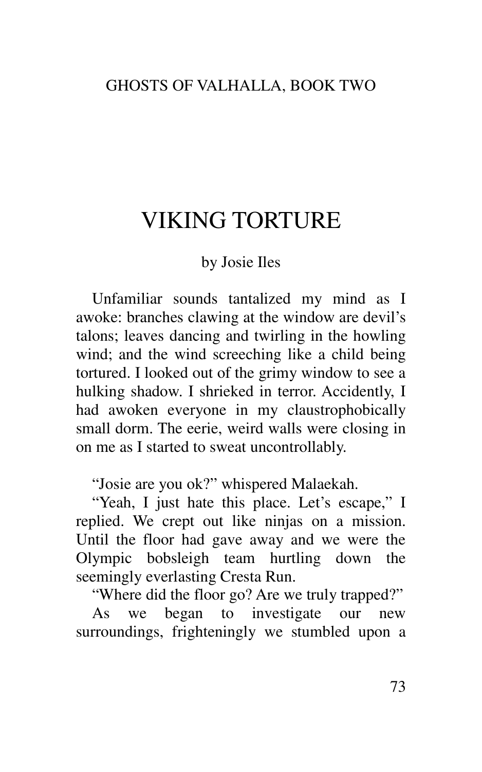GHOSTS OF VALHALLA, BOOK TWO

# VIKING TORTURE

by Josie Iles

Unfamiliar sounds tantalized my mind as I awoke: branches clawing at the window are devil's talons; leaves dancing and twirling in the howling wind; and the wind screeching like a child being tortured. I looked out of the grimy window to see a hulking shadow. I shrieked in terror. Accidently, I had awoken everyone in my claustrophobically small dorm. The eerie, weird walls were closing in on me as I started to sweat uncontrollably.

"Josie are you ok?" whispered Malaekah.

"Yeah, I just hate this place. Let's escape," I replied. We crept out like ninjas on a mission. Until the floor had gave away and we were the Olympic bobsleigh team hurtling down the seemingly everlasting Cresta Run.

"Where did the floor go? Are we truly trapped?"

As we began to investigate our new surroundings, frighteningly we stumbled upon a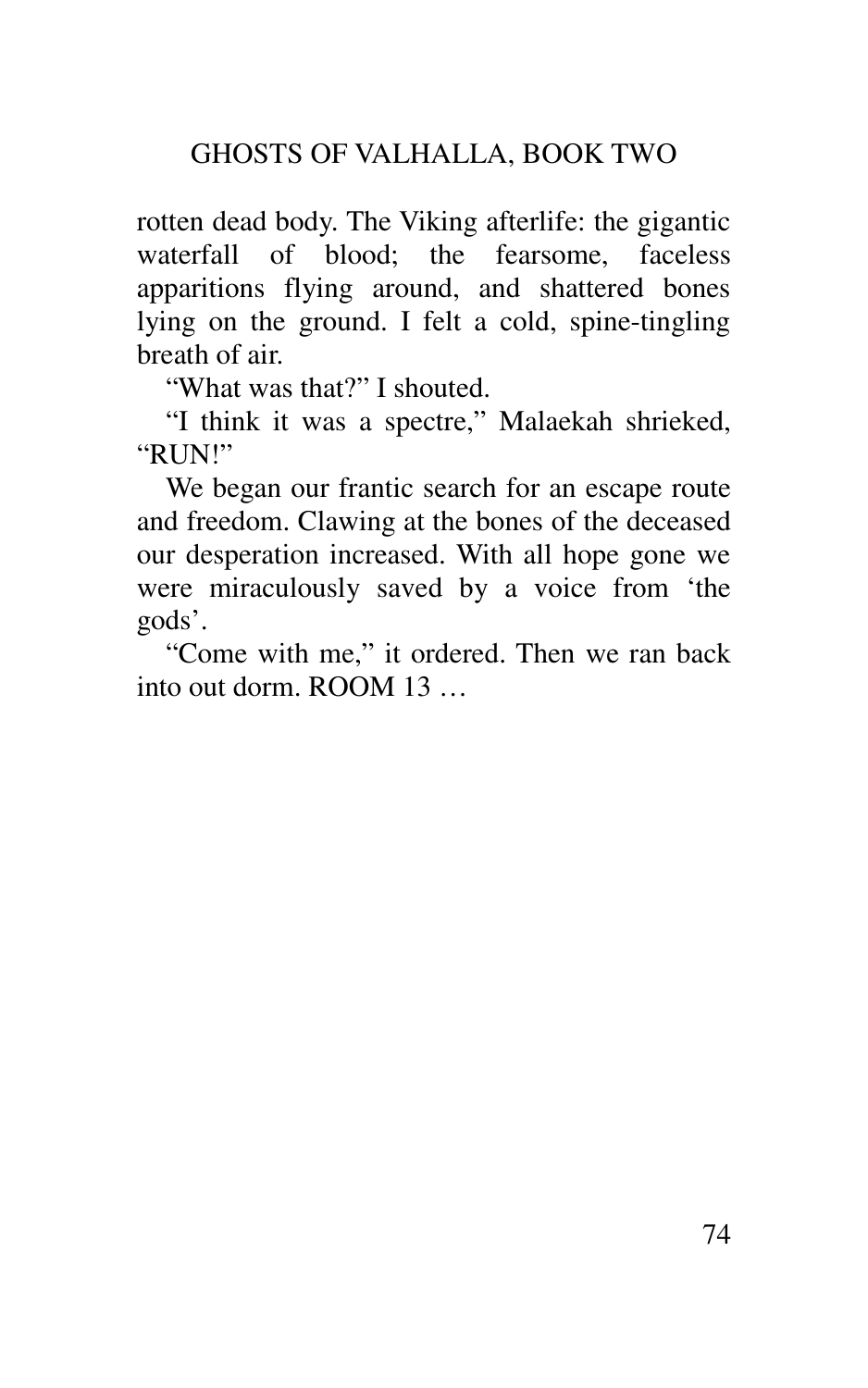rotten dead body. The Viking afterlife: the gigantic waterfall of blood; the fearsome, faceless apparitions flying around, and shattered bones lying on the ground. I felt a cold, spine-tingling breath of air.

"What was that?" I shouted.

"I think it was a spectre," Malaekah shrieked, "RUN!"

We began our frantic search for an escape route and freedom. Clawing at the bones of the deceased our desperation increased. With all hope gone we were miraculously saved by a voice from 'the gods'.

"Come with me," it ordered. Then we ran back into out dorm. ROOM 13 …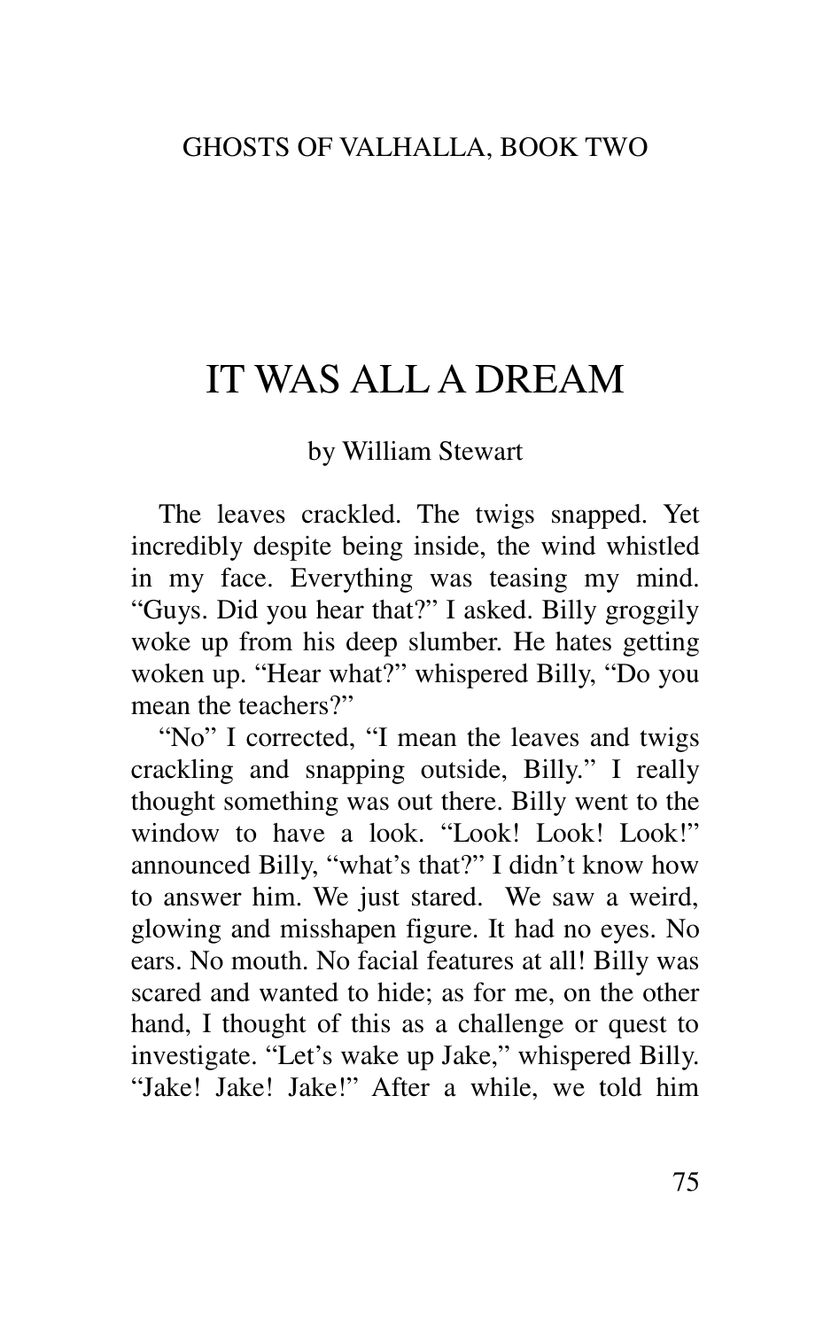# IT WAS ALL A DREAM

by William Stewart

The leaves crackled. The twigs snapped. Yet incredibly despite being inside, the wind whistled in my face. Everything was teasing my mind. "Guys. Did you hear that?" I asked. Billy groggily woke up from his deep slumber. He hates getting woken up. "Hear what?" whispered Billy, "Do you mean the teachers?"

"No" I corrected, "I mean the leaves and twigs crackling and snapping outside, Billy." I really thought something was out there. Billy went to the window to have a look. "Look! Look! Look!" announced Billy, "what's that?" I didn't know how to answer him. We just stared. We saw a weird, glowing and misshapen figure. It had no eyes. No ears. No mouth. No facial features at all! Billy was scared and wanted to hide; as for me, on the other hand, I thought of this as a challenge or quest to investigate. "Let's wake up Jake," whispered Billy. "Jake! Jake! Jake!" After a while, we told him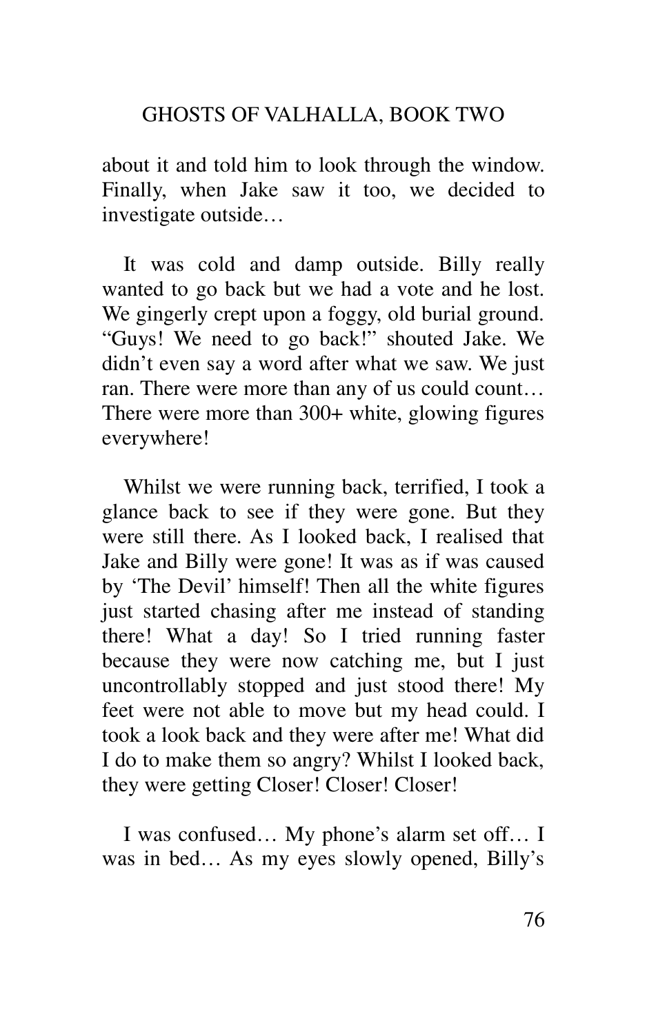about it and told him to look through the window. Finally, when Jake saw it too, we decided to investigate outside…

It was cold and damp outside. Billy really wanted to go back but we had a vote and he lost. We gingerly crept upon a foggy, old burial ground. "Guys! We need to go back!" shouted Jake. We didn't even say a word after what we saw. We just ran. There were more than any of us could count… There were more than 300+ white, glowing figures everywhere!

Whilst we were running back, terrified, I took a glance back to see if they were gone. But they were still there. As I looked back, I realised that Jake and Billy were gone! It was as if was caused by 'The Devil' himself! Then all the white figures just started chasing after me instead of standing there! What a day! So I tried running faster because they were now catching me, but I just uncontrollably stopped and just stood there! My feet were not able to move but my head could. I took a look back and they were after me! What did I do to make them so angry? Whilst I looked back, they were getting Closer! Closer! Closer!

I was confused… My phone's alarm set off… I was in bed… As my eyes slowly opened, Billy's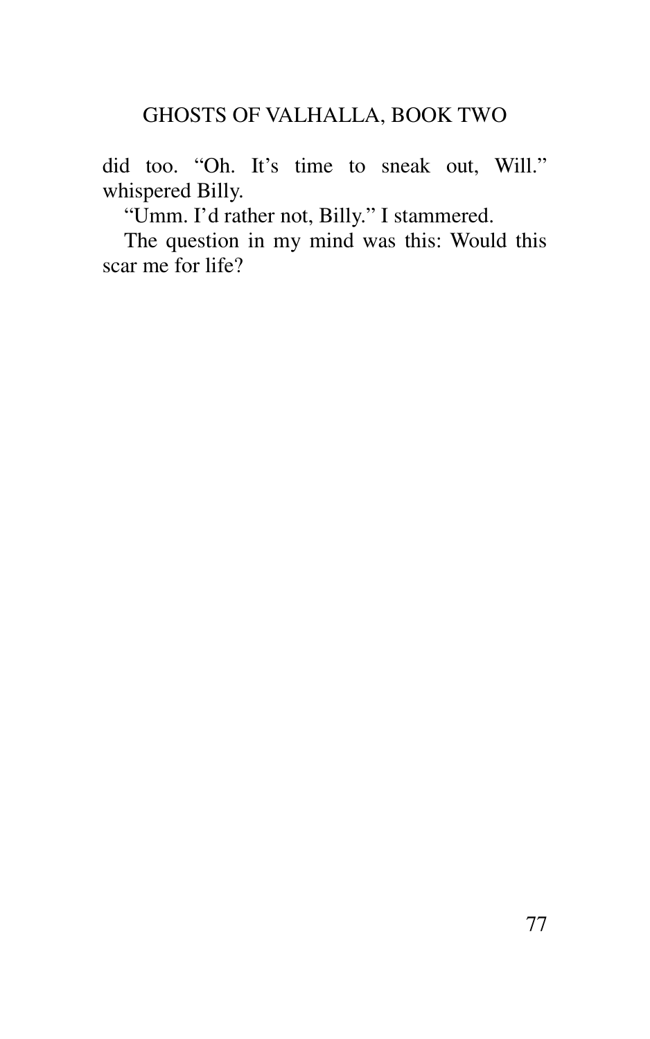did too. “Oh. It’s time to sneak out, Will.” whispered Billy.

“Umm. I’d rather not, Billy.” I stammered.

The question in my mind was this: Would this scar me for life?